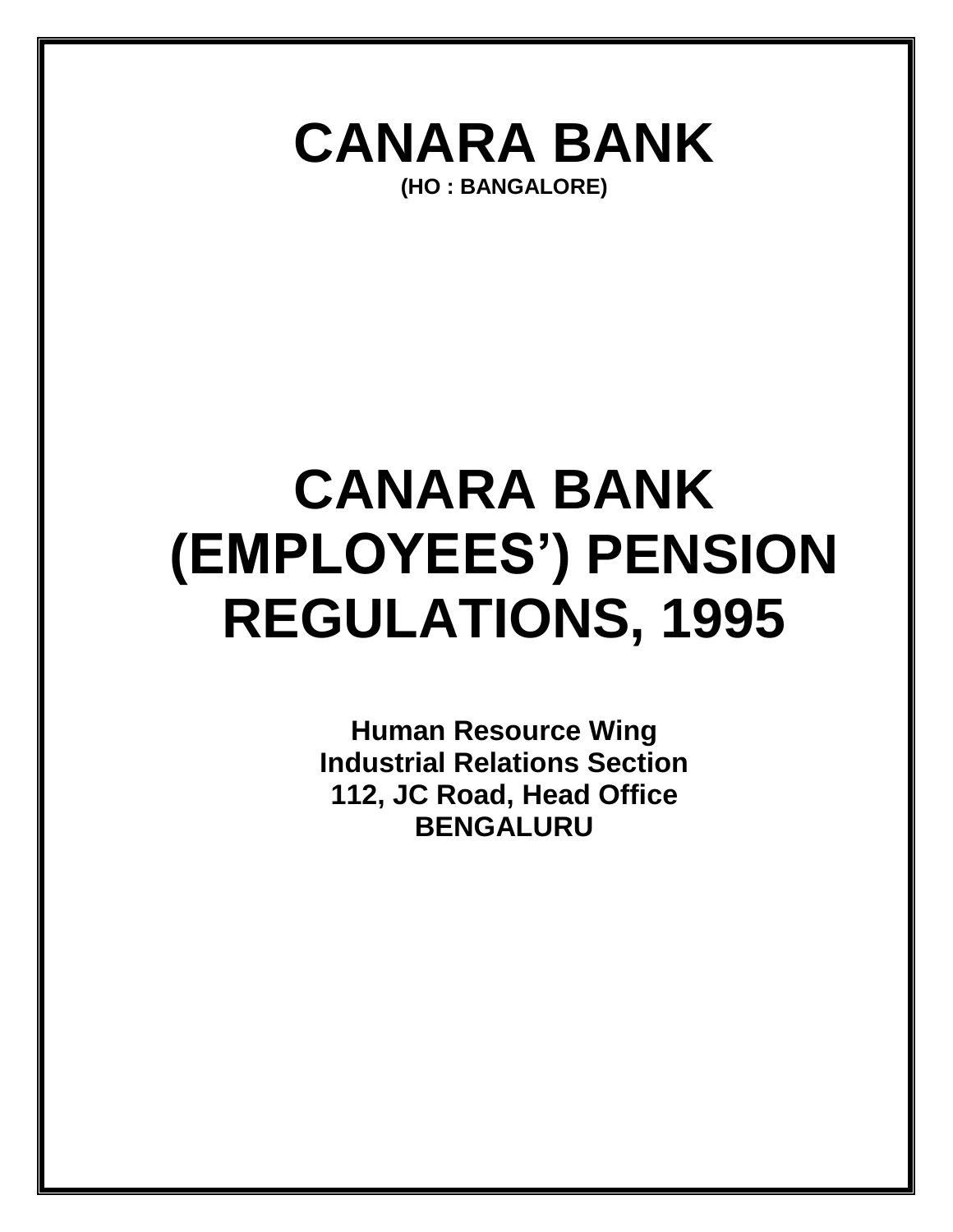# CANARA BANK

**(HO : BANGALORE)**

# CANARA BANK (EMPLOYEES') PENSION REGULATIONS, 1995

**Human Resource Wing**
**Industrial Relations Section**
**112, JC Road, Head Office**
**BENGALURU**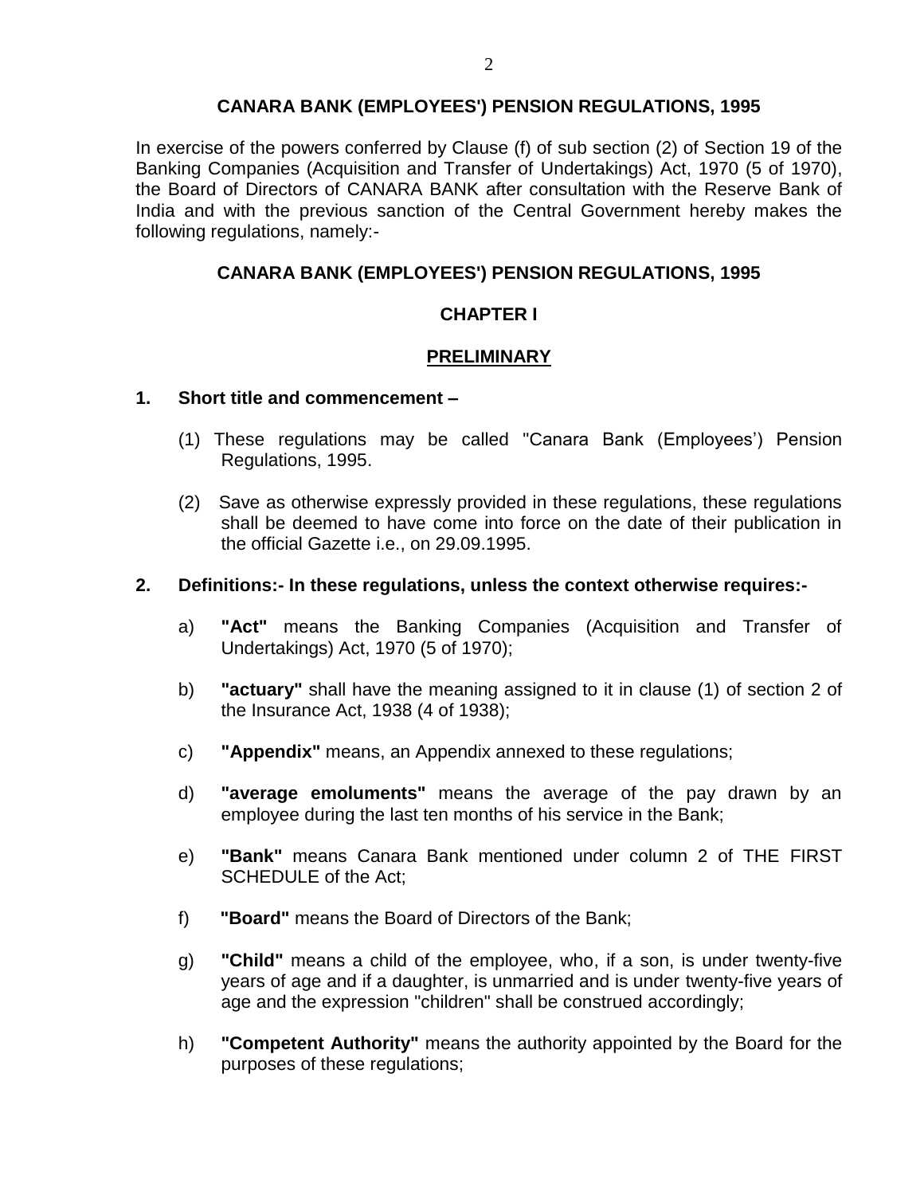## CANARA BANK (EMPLOYEES') PENSION REGULATIONS, 1995

In exercise of the powers conferred by Clause (f) of sub section (2) of Section 19 of the Banking Companies (Acquisition and Transfer of Undertakings) Act, 1970 (5 of 1970), the Board of Directors of CANARA BANK after consultation with the Reserve Bank of India and with the previous sanction of the Central Government hereby makes the following regulations, namely:-

## CANARA BANK (EMPLOYEES') PENSION REGULATIONS, 1995

### CHAPTER I

### PRELIMINARY

**1. Short title and commencement –**

(1) These regulations may be called "Canara Bank (Employees') Pension Regulations, 1995.

(2) Save as otherwise expressly provided in these regulations, these regulations shall be deemed to have come into force on the date of their publication in the official Gazette i.e., on 29.09.1995.

**2. Definitions:- In these regulations, unless the context otherwise requires:-**

a) **"Act"** means the Banking Companies (Acquisition and Transfer of Undertakings) Act, 1970 (5 of 1970);

b) **"actuary"** shall have the meaning assigned to it in clause (1) of section 2 of the Insurance Act, 1938 (4 of 1938);

c) **"Appendix"** means, an Appendix annexed to these regulations;

d) **"average emoluments"** means the average of the pay drawn by an employee during the last ten months of his service in the Bank;

e) **"Bank"** means Canara Bank mentioned under column 2 of THE FIRST SCHEDULE of the Act;

f) **"Board"** means the Board of Directors of the Bank;

g) **"Child"** means a child of the employee, who, if a son, is under twenty-five years of age and if a daughter, is unmarried and is under twenty-five years of age and the expression "children" shall be construed accordingly;

h) **"Competent Authority"** means the authority appointed by the Board for the purposes of these regulations;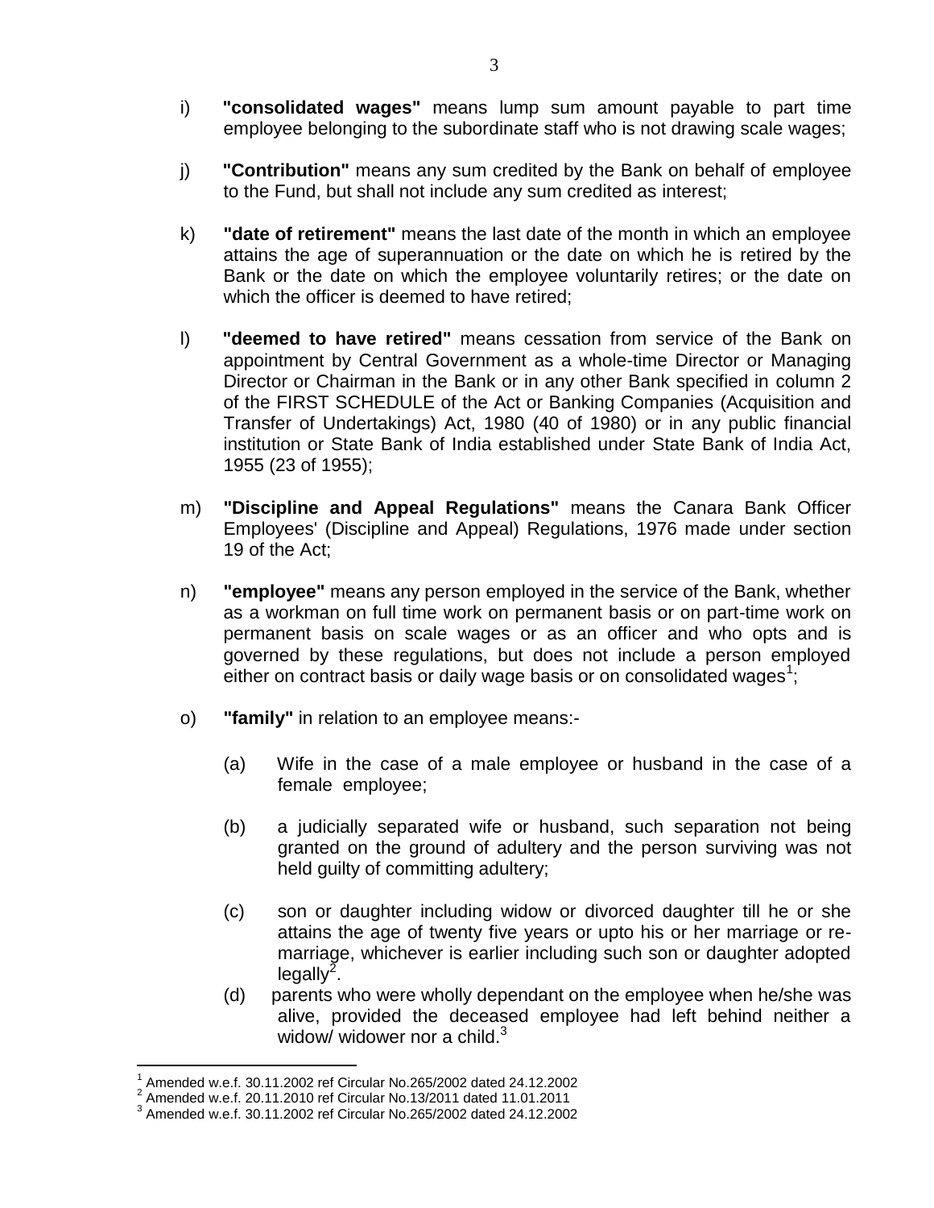i) **"consolidated wages"** means lump sum amount payable to part time employee belonging to the subordinate staff who is not drawing scale wages;

j) **"Contribution"** means any sum credited by the Bank on behalf of employee to the Fund, but shall not include any sum credited as interest;

k) **"date of retirement"** means the last date of the month in which an employee attains the age of superannuation or the date on which he is retired by the Bank or the date on which the employee voluntarily retires; or the date on which the officer is deemed to have retired;

l) **"deemed to have retired"** means cessation from service of the Bank on appointment by Central Government as a whole-time Director or Managing Director or Chairman in the Bank or in any other Bank specified in column 2 of the FIRST SCHEDULE of the Act or Banking Companies (Acquisition and Transfer of Undertakings) Act, 1980 (40 of 1980) or in any public financial institution or State Bank of India established under State Bank of India Act, 1955 (23 of 1955);

m) **"Discipline and Appeal Regulations"** means the Canara Bank Officer Employees' (Discipline and Appeal) Regulations, 1976 made under section 19 of the Act;

n) **"employee"** means any person employed in the service of the Bank, whether as a workman on full time work on permanent basis or on part-time work on permanent basis on scale wages or as an officer and who opts and is governed by these regulations, but does not include a person employed either on contract basis or daily wage basis or on consolidated wages[1];

o) **"family"** in relation to an employee means:-

(a) Wife in the case of a male employee or husband in the case of a female employee;

(b) a judicially separated wife or husband, such separation not being granted on the ground of adultery and the person surviving was not held guilty of committing adultery;

(c) son or daughter including widow or divorced daughter till he or she attains the age of twenty five years or upto his or her marriage or re-marriage, whichever is earlier including such son or daughter adopted legally[2].

(d) parents who were wholly dependant on the employee when he/she was alive, provided the deceased employee had left behind neither a widow/ widower nor a child.[3]

---

[1] Amended w.e.f. 30.11.2002 ref Circular No.265/2002 dated 24.12.2002

[2] Amended w.e.f. 20.11.2010 ref Circular No.13/2011 dated 11.01.2011

[3] Amended w.e.f. 30.11.2002 ref Circular No.265/2002 dated 24.12.2002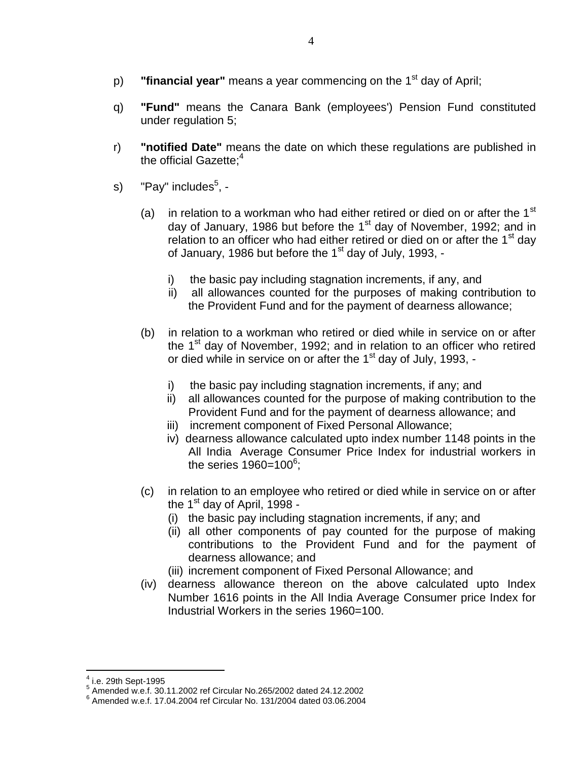p) **"financial year"** means a year commencing on the 1st day of April;

q) **"Fund"** means the Canara Bank (employees') Pension Fund constituted under regulation 5;

r) **"notified Date"** means the date on which these regulations are published in the official Gazette;[4]

s) "Pay" includes[5], -

(a) in relation to a workman who had either retired or died on or after the 1st day of January, 1986 but before the 1st day of November, 1992; and in relation to an officer who had either retired or died on or after the 1st day of January, 1986 but before the 1st day of July, 1993, -

i) the basic pay including stagnation increments, if any, and
ii) all allowances counted for the purposes of making contribution to the Provident Fund and for the payment of dearness allowance;

(b) in relation to a workman who retired or died while in service on or after the 1st day of November, 1992; and in relation to an officer who retired or died while in service on or after the 1st day of July, 1993, -

i) the basic pay including stagnation increments, if any; and
ii) all allowances counted for the purpose of making contribution to the Provident Fund and for the payment of dearness allowance; and
iii) increment component of Fixed Personal Allowance;
iv) dearness allowance calculated upto index number 1148 points in the All India Average Consumer Price Index for industrial workers in the series 1960=100[6];

(c) in relation to an employee who retired or died while in service on or after the 1st day of April, 1998 -

(i) the basic pay including stagnation increments, if any; and
(ii) all other components of pay counted for the purpose of making contributions to the Provident Fund and for the payment of dearness allowance; and
(iii) increment component of Fixed Personal Allowance; and

(iv) dearness allowance thereon on the above calculated upto Index Number 1616 points in the All India Average Consumer price Index for Industrial Workers in the series 1960=100.

---

[4] i.e. 29th Sept-1995

[5] Amended w.e.f. 30.11.2002 ref Circular No.265/2002 dated 24.12.2002

[6] Amended w.e.f. 17.04.2004 ref Circular No. 131/2004 dated 03.06.2004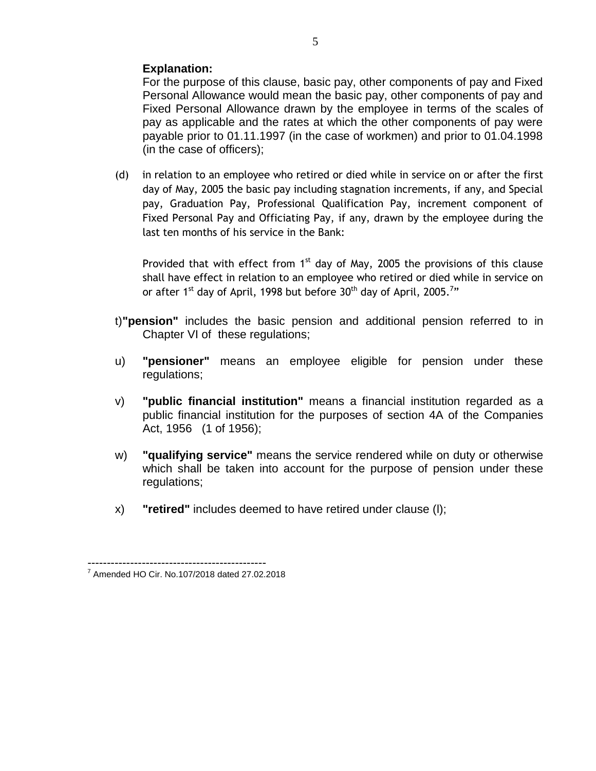**Explanation:**

For the purpose of this clause, basic pay, other components of pay and Fixed Personal Allowance would mean the basic pay, other components of pay and Fixed Personal Allowance drawn by the employee in terms of the scales of pay as applicable and the rates at which the other components of pay were payable prior to 01.11.1997 (in the case of workmen) and prior to 01.04.1998 (in the case of officers);

(d) in relation to an employee who retired or died while in service on or after the first day of May, 2005 the basic pay including stagnation increments, if any, and Special pay, Graduation Pay, Professional Qualification Pay, increment component of Fixed Personal Pay and Officiating Pay, if any, drawn by the employee during the last ten months of his service in the Bank:

Provided that with effect from 1st day of May, 2005 the provisions of this clause shall have effect in relation to an employee who retired or died while in service on or after 1st day of April, 1998 but before 30th day of April, 2005.[7]"

t) **"pension"** includes the basic pension and additional pension referred to in Chapter VI of these regulations;

u) **"pensioner"** means an employee eligible for pension under these regulations;

v) **"public financial institution"** means a financial institution regarded as a public financial institution for the purposes of section 4A of the Companies Act, 1956 (1 of 1956);

w) **"qualifying service"** means the service rendered while on duty or otherwise which shall be taken into account for the purpose of pension under these regulations;

x) **"retired"** includes deemed to have retired under clause (l);

---

[7] Amended HO Cir. No.107/2018 dated 27.02.2018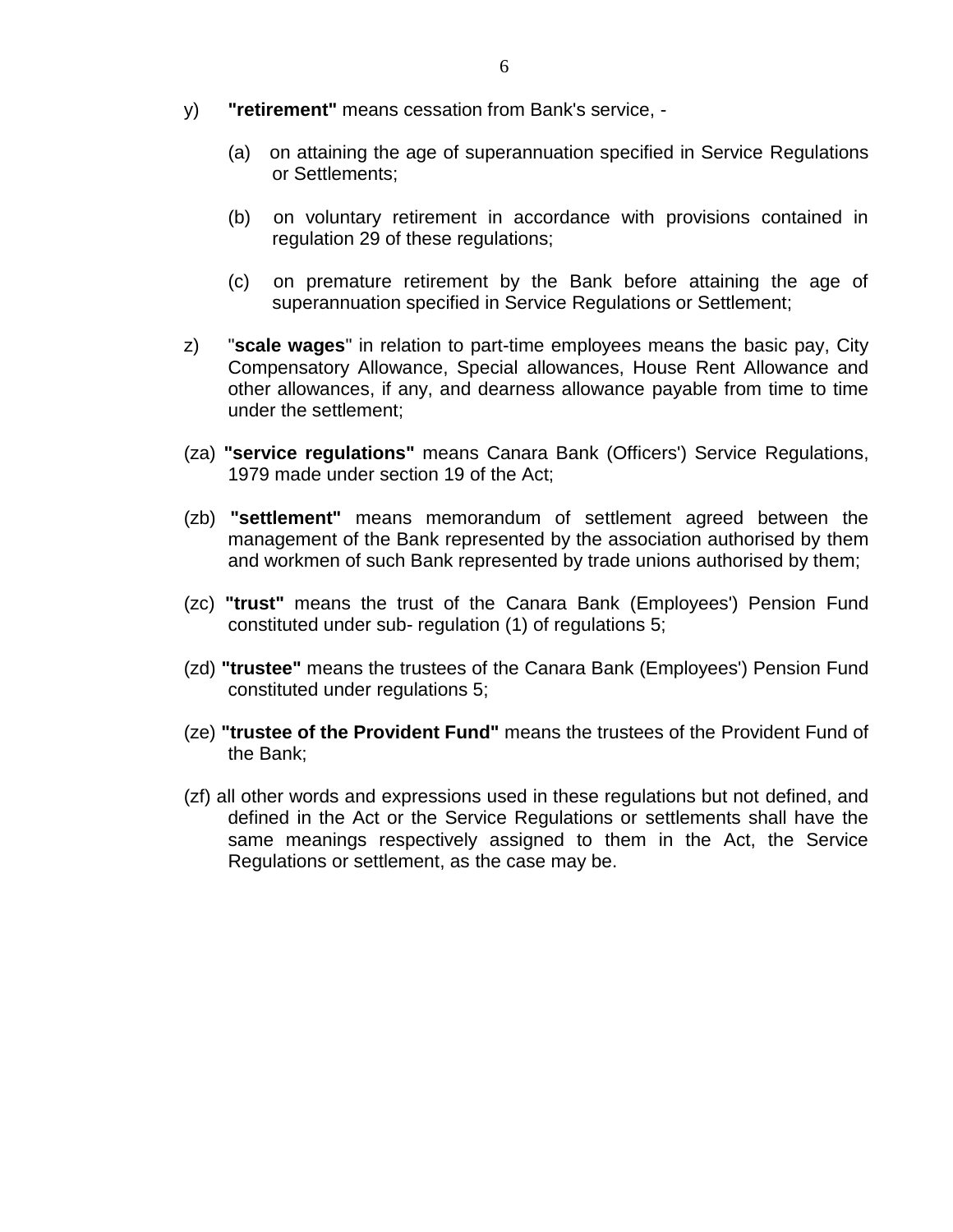y) **"retirement"** means cessation from Bank's service, -

   (a) on attaining the age of superannuation specified in Service Regulations or Settlements;

   (b) on voluntary retirement in accordance with provisions contained in regulation 29 of these regulations;

   (c) on premature retirement by the Bank before attaining the age of superannuation specified in Service Regulations or Settlement;

z) "**scale wages**" in relation to part-time employees means the basic pay, City Compensatory Allowance, Special allowances, House Rent Allowance and other allowances, if any, and dearness allowance payable from time to time under the settlement;

(za) **"service regulations"** means Canara Bank (Officers') Service Regulations, 1979 made under section 19 of the Act;

(zb) **"settlement"** means memorandum of settlement agreed between the management of the Bank represented by the association authorised by them and workmen of such Bank represented by trade unions authorised by them;

(zc) **"trust"** means the trust of the Canara Bank (Employees') Pension Fund constituted under sub- regulation (1) of regulations 5;

(zd) **"trustee"** means the trustees of the Canara Bank (Employees') Pension Fund constituted under regulations 5;

(ze) **"trustee of the Provident Fund"** means the trustees of the Provident Fund of the Bank;

(zf) all other words and expressions used in these regulations but not defined, and defined in the Act or the Service Regulations or settlements shall have the same meanings respectively assigned to them in the Act, the Service Regulations or settlement, as the case may be.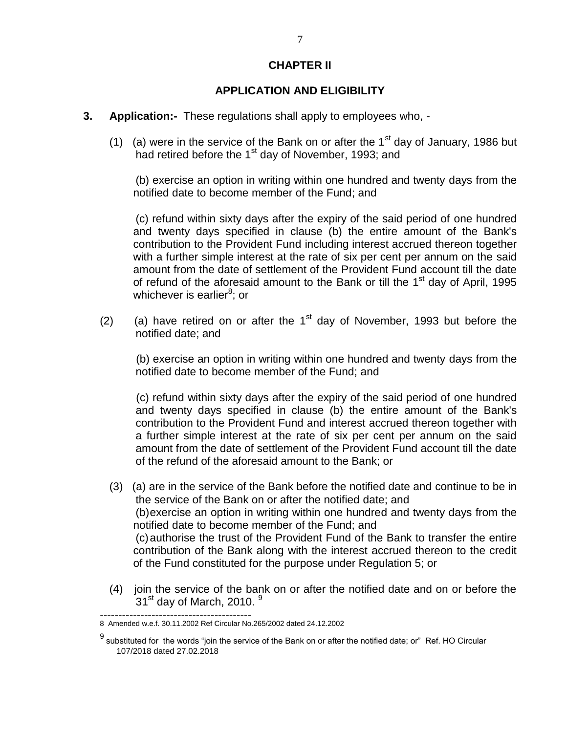## CHAPTER II

## APPLICATION AND ELIGIBILITY

**3. Application:-** These regulations shall apply to employees who, -

(1) (a) were in the service of the Bank on or after the 1st day of January, 1986 but had retired before the 1st day of November, 1993; and

(b) exercise an option in writing within one hundred and twenty days from the notified date to become member of the Fund; and

(c) refund within sixty days after the expiry of the said period of one hundred and twenty days specified in clause (b) the entire amount of the Bank's contribution to the Provident Fund including interest accrued thereon together with a further simple interest at the rate of six per cent per annum on the said amount from the date of settlement of the Provident Fund account till the date of refund of the aforesaid amount to the Bank or till the 1st day of April, 1995 whichever is earlier[8]; or

(2) (a) have retired on or after the 1st day of November, 1993 but before the notified date; and

(b) exercise an option in writing within one hundred and twenty days from the notified date to become member of the Fund; and

(c) refund within sixty days after the expiry of the said period of one hundred and twenty days specified in clause (b) the entire amount of the Bank's contribution to the Provident Fund and interest accrued thereon together with a further simple interest at the rate of six per cent per annum on the said amount from the date of settlement of the Provident Fund account till the date of the refund of the aforesaid amount to the Bank; or

(3) (a) are in the service of the Bank before the notified date and continue to be in the service of the Bank on or after the notified date; and

(b) exercise an option in writing within one hundred and twenty days from the notified date to become member of the Fund; and

(c) authorise the trust of the Provident Fund of the Bank to transfer the entire contribution of the Bank along with the interest accrued thereon to the credit of the Fund constituted for the purpose under Regulation 5; or

(4) join the service of the bank on or after the notified date and on or before the 31st day of March, 2010. [9]

---

[8] Amended w.e.f. 30.11.2002 Ref Circular No.265/2002 dated 24.12.2002

[9] substituted for the words "join the service of the Bank on or after the notified date; or" Ref. HO Circular 107/2018 dated 27.02.2018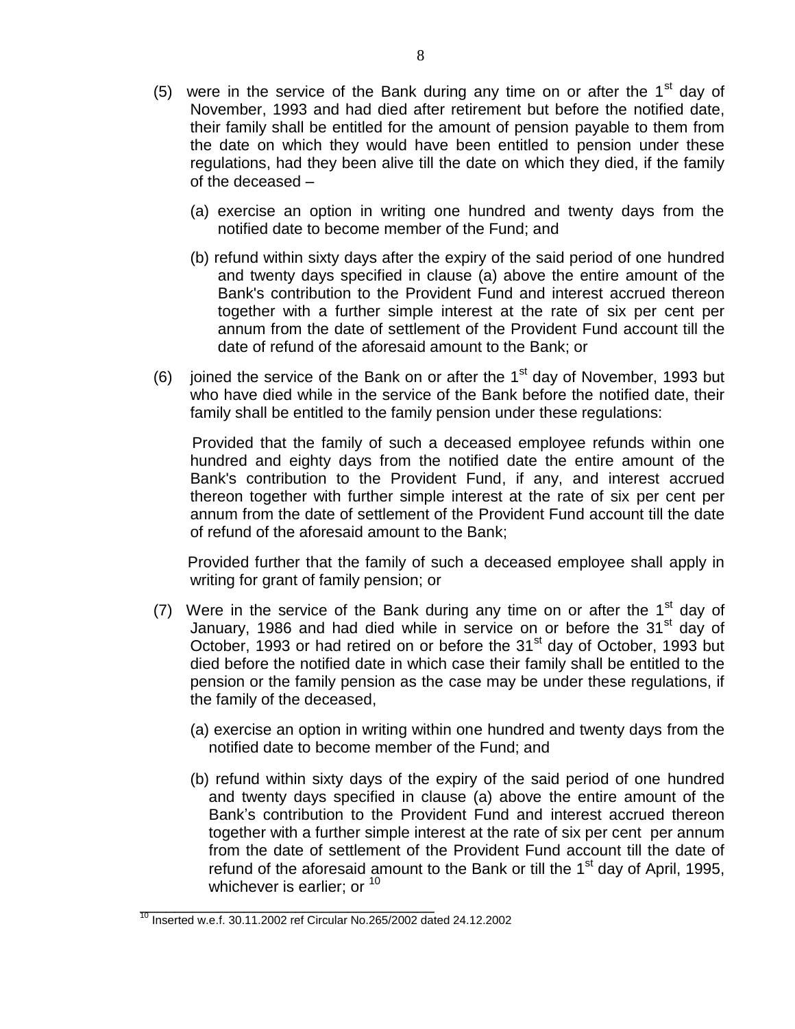(5) were in the service of the Bank during any time on or after the 1st day of November, 1993 and had died after retirement but before the notified date, their family shall be entitled for the amount of pension payable to them from the date on which they would have been entitled to pension under these regulations, had they been alive till the date on which they died, if the family of the deceased –

   (a) exercise an option in writing one hundred and twenty days from the notified date to become member of the Fund; and

   (b) refund within sixty days after the expiry of the said period of one hundred and twenty days specified in clause (a) above the entire amount of the Bank's contribution to the Provident Fund and interest accrued thereon together with a further simple interest at the rate of six per cent per annum from the date of settlement of the Provident Fund account till the date of refund of the aforesaid amount to the Bank; or

(6) joined the service of the Bank on or after the 1st day of November, 1993 but who have died while in the service of the Bank before the notified date, their family shall be entitled to the family pension under these regulations:

   Provided that the family of such a deceased employee refunds within one hundred and eighty days from the notified date the entire amount of the Bank's contribution to the Provident Fund, if any, and interest accrued thereon together with further simple interest at the rate of six per cent per annum from the date of settlement of the Provident Fund account till the date of refund of the aforesaid amount to the Bank;

   Provided further that the family of such a deceased employee shall apply in writing for grant of family pension; or

(7) Were in the service of the Bank during any time on or after the 1st day of January, 1986 and had died while in service on or before the 31st day of October, 1993 or had retired on or before the 31st day of October, 1993 but died before the notified date in which case their family shall be entitled to the pension or the family pension as the case may be under these regulations, if the family of the deceased,

   (a) exercise an option in writing within one hundred and twenty days from the notified date to become member of the Fund; and

   (b) refund within sixty days of the expiry of the said period of one hundred and twenty days specified in clause (a) above the entire amount of the Bank's contribution to the Provident Fund and interest accrued thereon together with a further simple interest at the rate of six per cent per annum from the date of settlement of the Provident Fund account till the date of refund of the aforesaid amount to the Bank or till the 1st day of April, 1995, whichever is earlier; or [10]

---

[10] Inserted w.e.f. 30.11.2002 ref Circular No.265/2002 dated 24.12.2002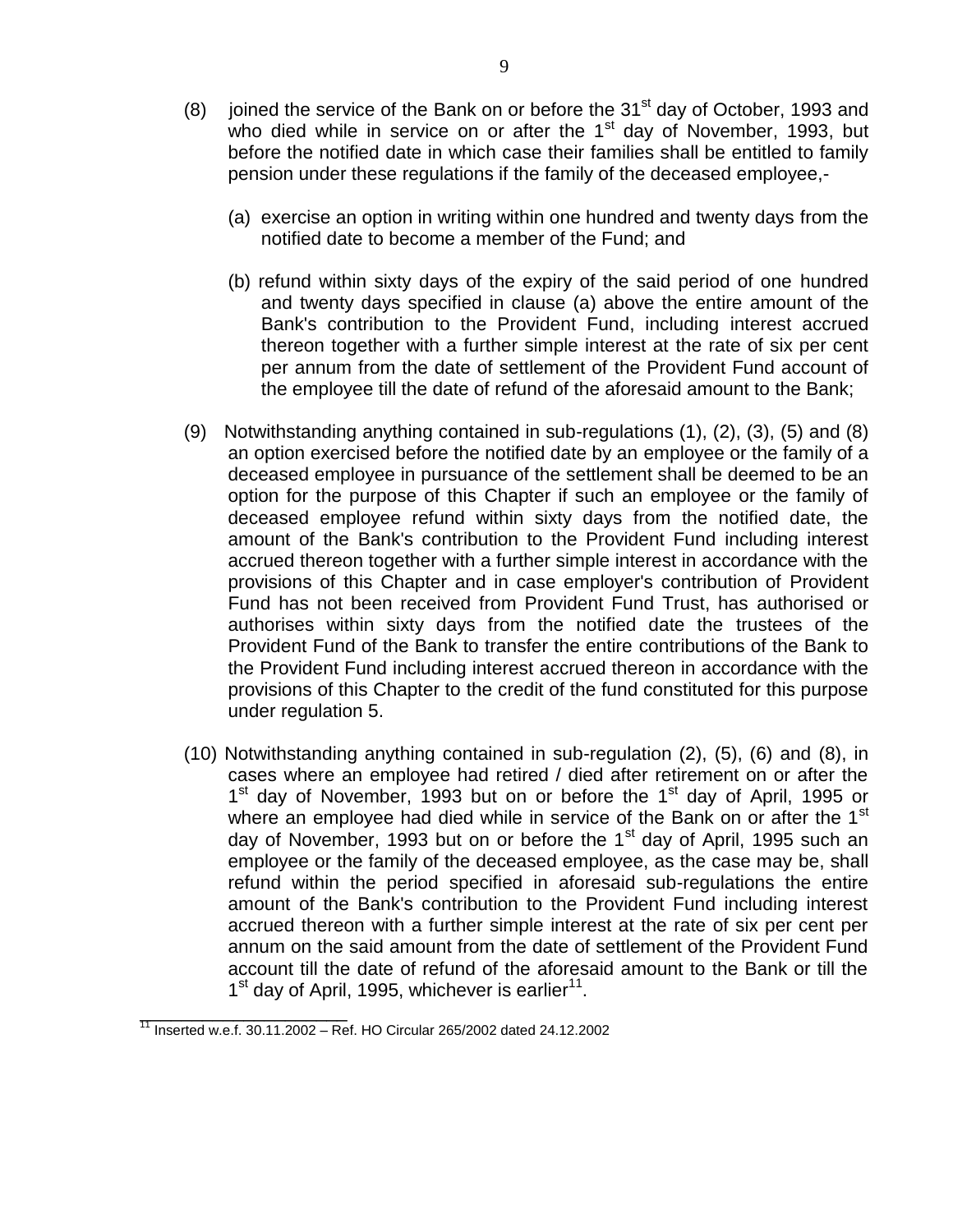(8) joined the service of the Bank on or before the 31st day of October, 1993 and who died while in service on or after the 1st day of November, 1993, but before the notified date in which case their families shall be entitled to family pension under these regulations if the family of the deceased employee,-

   (a) exercise an option in writing within one hundred and twenty days from the notified date to become a member of the Fund; and

   (b) refund within sixty days of the expiry of the said period of one hundred and twenty days specified in clause (a) above the entire amount of the Bank's contribution to the Provident Fund, including interest accrued thereon together with a further simple interest at the rate of six per cent per annum from the date of settlement of the Provident Fund account of the employee till the date of refund of the aforesaid amount to the Bank;

(9) Notwithstanding anything contained in sub-regulations (1), (2), (3), (5) and (8) an option exercised before the notified date by an employee or the family of a deceased employee in pursuance of the settlement shall be deemed to be an option for the purpose of this Chapter if such an employee or the family of deceased employee refund within sixty days from the notified date, the amount of the Bank's contribution to the Provident Fund including interest accrued thereon together with a further simple interest in accordance with the provisions of this Chapter and in case employer's contribution of Provident Fund has not been received from Provident Fund Trust, has authorised or authorises within sixty days from the notified date the trustees of the Provident Fund of the Bank to transfer the entire contributions of the Bank to the Provident Fund including interest accrued thereon in accordance with the provisions of this Chapter to the credit of the fund constituted for this purpose under regulation 5.

(10) Notwithstanding anything contained in sub-regulation (2), (5), (6) and (8), in cases where an employee had retired / died after retirement on or after the 1st day of November, 1993 but on or before the 1st day of April, 1995 or where an employee had died while in service of the Bank on or after the 1st day of November, 1993 but on or before the 1st day of April, 1995 such an employee or the family of the deceased employee, as the case may be, shall refund within the period specified in aforesaid sub-regulations the entire amount of the Bank's contribution to the Provident Fund including interest accrued thereon with a further simple interest at the rate of six per cent per annum on the said amount from the date of settlement of the Provident Fund account till the date of refund of the aforesaid amount to the Bank or till the 1st day of April, 1995, whichever is earlier[11].

---

[11] Inserted w.e.f. 30.11.2002 – Ref. HO Circular 265/2002 dated 24.12.2002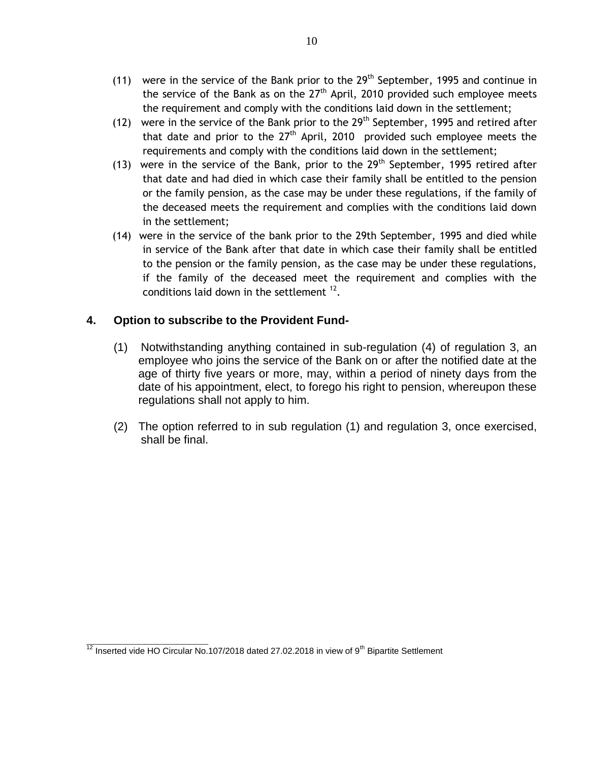(11) were in the service of the Bank prior to the 29th September, 1995 and continue in the service of the Bank as on the 27th April, 2010 provided such employee meets the requirement and comply with the conditions laid down in the settlement;

(12) were in the service of the Bank prior to the 29th September, 1995 and retired after that date and prior to the 27th April, 2010 provided such employee meets the requirements and comply with the conditions laid down in the settlement;

(13) were in the service of the Bank, prior to the 29th September, 1995 retired after that date and had died in which case their family shall be entitled to the pension or the family pension, as the case may be under these regulations, if the family of the deceased meets the requirement and complies with the conditions laid down in the settlement;

(14) were in the service of the bank prior to the 29th September, 1995 and died while in service of the Bank after that date in which case their family shall be entitled to the pension or the family pension, as the case may be under these regulations, if the family of the deceased meet the requirement and complies with the conditions laid down in the settlement [12].

## 4. Option to subscribe to the Provident Fund-

(1) Notwithstanding anything contained in sub-regulation (4) of regulation 3, an employee who joins the service of the Bank on or after the notified date at the age of thirty five years or more, may, within a period of ninety days from the date of his appointment, elect, to forego his right to pension, whereupon these regulations shall not apply to him.

(2) The option referred to in sub regulation (1) and regulation 3, once exercised, shall be final.

---

[12] Inserted vide HO Circular No.107/2018 dated 27.02.2018 in view of 9th Bipartite Settlement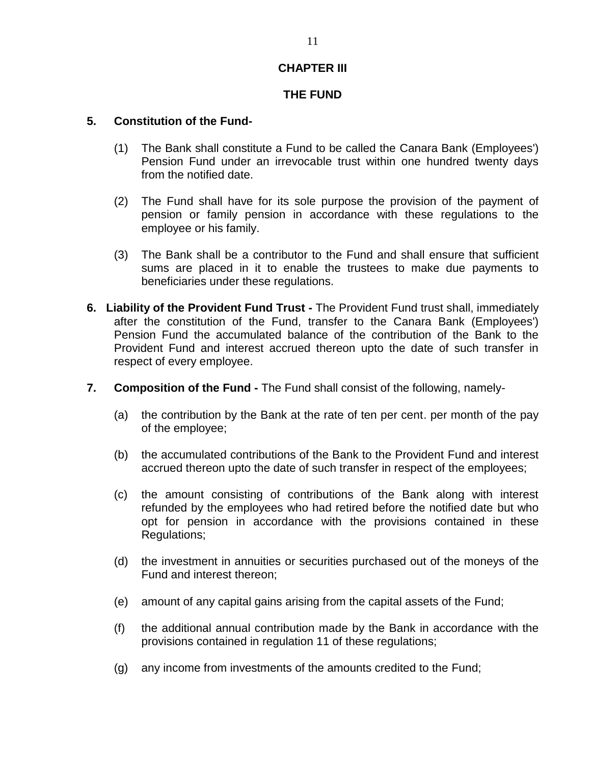## CHAPTER III

## THE FUND

**5. Constitution of the Fund-**

(1) The Bank shall constitute a Fund to be called the Canara Bank (Employees') Pension Fund under an irrevocable trust within one hundred twenty days from the notified date.

(2) The Fund shall have for its sole purpose the provision of the payment of pension or family pension in accordance with these regulations to the employee or his family.

(3) The Bank shall be a contributor to the Fund and shall ensure that sufficient sums are placed in it to enable the trustees to make due payments to beneficiaries under these regulations.

**6. Liability of the Provident Fund Trust -** The Provident Fund trust shall, immediately after the constitution of the Fund, transfer to the Canara Bank (Employees') Pension Fund the accumulated balance of the contribution of the Bank to the Provident Fund and interest accrued thereon upto the date of such transfer in respect of every employee.

**7. Composition of the Fund -** The Fund shall consist of the following, namely-

(a) the contribution by the Bank at the rate of ten per cent. per month of the pay of the employee;

(b) the accumulated contributions of the Bank to the Provident Fund and interest accrued thereon upto the date of such transfer in respect of the employees;

(c) the amount consisting of contributions of the Bank along with interest refunded by the employees who had retired before the notified date but who opt for pension in accordance with the provisions contained in these Regulations;

(d) the investment in annuities or securities purchased out of the moneys of the Fund and interest thereon;

(e) amount of any capital gains arising from the capital assets of the Fund;

(f) the additional annual contribution made by the Bank in accordance with the provisions contained in regulation 11 of these regulations;

(g) any income from investments of the amounts credited to the Fund;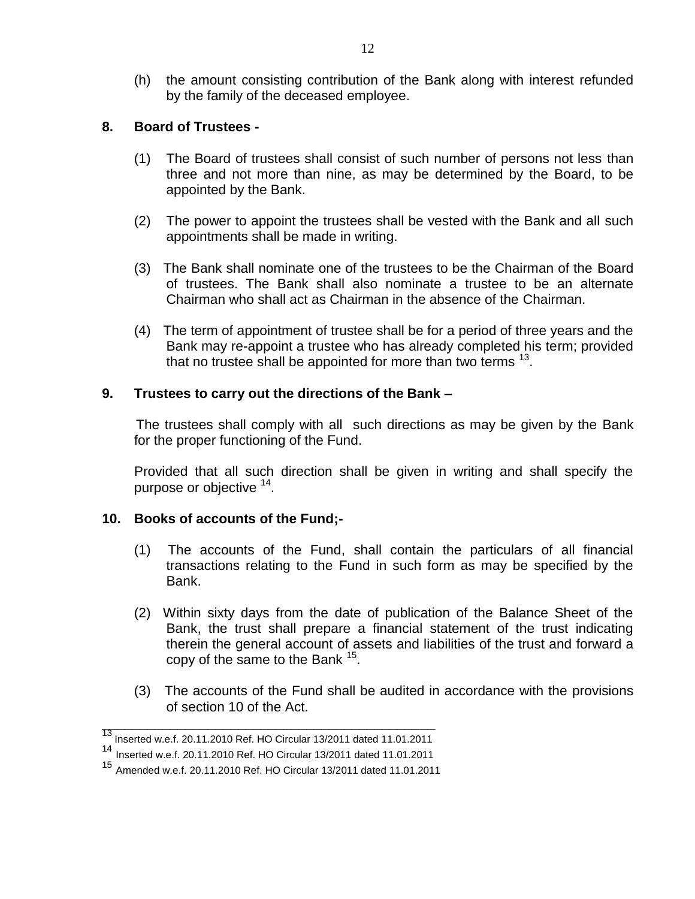(h) the amount consisting contribution of the Bank along with interest refunded by the family of the deceased employee.

**8. Board of Trustees -**

(1) The Board of trustees shall consist of such number of persons not less than three and not more than nine, as may be determined by the Board, to be appointed by the Bank.

(2) The power to appoint the trustees shall be vested with the Bank and all such appointments shall be made in writing.

(3) The Bank shall nominate one of the trustees to be the Chairman of the Board of trustees. The Bank shall also nominate a trustee to be an alternate Chairman who shall act as Chairman in the absence of the Chairman.

(4) The term of appointment of trustee shall be for a period of three years and the Bank may re-appoint a trustee who has already completed his term; provided that no trustee shall be appointed for more than two terms [13].

**9. Trustees to carry out the directions of the Bank –**

The trustees shall comply with all such directions as may be given by the Bank for the proper functioning of the Fund.

Provided that all such direction shall be given in writing and shall specify the purpose or objective [14].

**10. Books of accounts of the Fund;-**

(1) The accounts of the Fund, shall contain the particulars of all financial transactions relating to the Fund in such form as may be specified by the Bank.

(2) Within sixty days from the date of publication of the Balance Sheet of the Bank, the trust shall prepare a financial statement of the trust indicating therein the general account of assets and liabilities of the trust and forward a copy of the same to the Bank [15].

(3) The accounts of the Fund shall be audited in accordance with the provisions of section 10 of the Act.

---

[13] Inserted w.e.f. 20.11.2010 Ref. HO Circular 13/2011 dated 11.01.2011

[14] Inserted w.e.f. 20.11.2010 Ref. HO Circular 13/2011 dated 11.01.2011

[15] Amended w.e.f. 20.11.2010 Ref. HO Circular 13/2011 dated 11.01.2011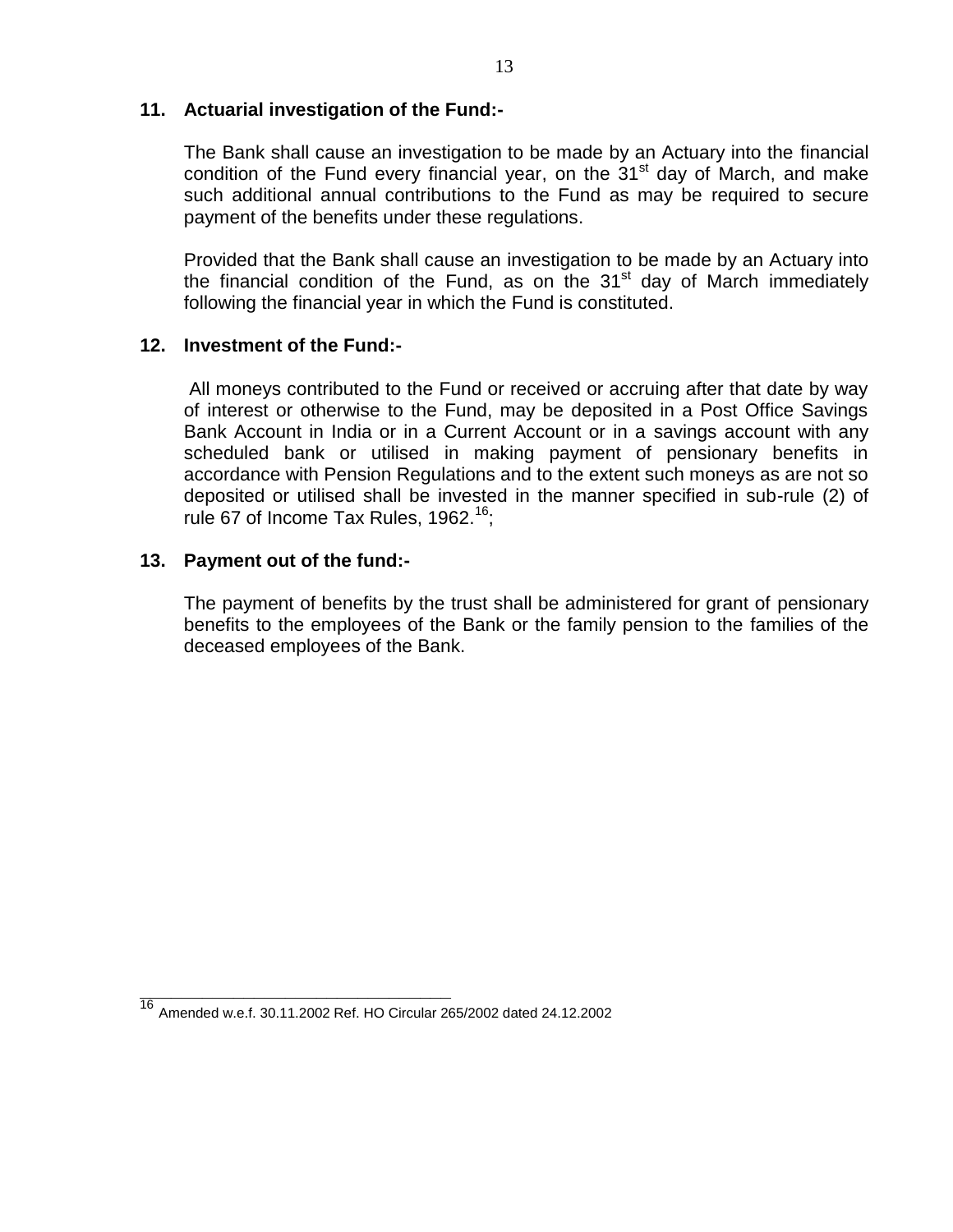## 11. Actuarial investigation of the Fund:-

The Bank shall cause an investigation to be made by an Actuary into the financial condition of the Fund every financial year, on the 31st day of March, and make such additional annual contributions to the Fund as may be required to secure payment of the benefits under these regulations.

Provided that the Bank shall cause an investigation to be made by an Actuary into the financial condition of the Fund, as on the 31st day of March immediately following the financial year in which the Fund is constituted.

## 12. Investment of the Fund:-

All moneys contributed to the Fund or received or accruing after that date by way of interest or otherwise to the Fund, may be deposited in a Post Office Savings Bank Account in India or in a Current Account or in a savings account with any scheduled bank or utilised in making payment of pensionary benefits in accordance with Pension Regulations and to the extent such moneys as are not so deposited or utilised shall be invested in the manner specified in sub-rule (2) of rule 67 of Income Tax Rules, 1962.[16];

## 13. Payment out of the fund:-

The payment of benefits by the trust shall be administered for grant of pensionary benefits to the employees of the Bank or the family pension to the families of the deceased employees of the Bank.

---

[16] Amended w.e.f. 30.11.2002 Ref. HO Circular 265/2002 dated 24.12.2002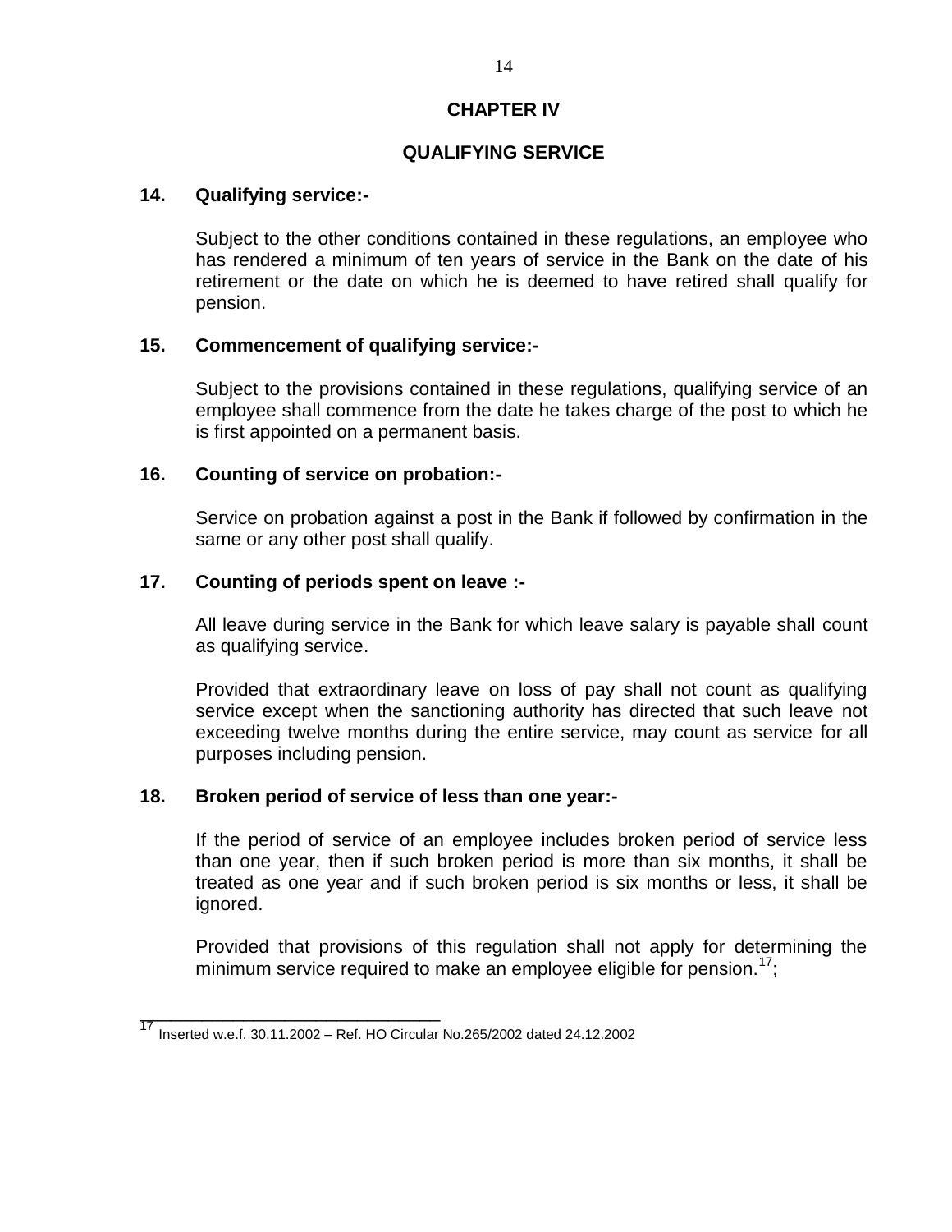# CHAPTER IV

## QUALIFYING SERVICE

### 14. Qualifying service:-

Subject to the other conditions contained in these regulations, an employee who has rendered a minimum of ten years of service in the Bank on the date of his retirement or the date on which he is deemed to have retired shall qualify for pension.

### 15. Commencement of qualifying service:-

Subject to the provisions contained in these regulations, qualifying service of an employee shall commence from the date he takes charge of the post to which he is first appointed on a permanent basis.

### 16. Counting of service on probation:-

Service on probation against a post in the Bank if followed by confirmation in the same or any other post shall qualify.

### 17. Counting of periods spent on leave :-

All leave during service in the Bank for which leave salary is payable shall count as qualifying service.

Provided that extraordinary leave on loss of pay shall not count as qualifying service except when the sanctioning authority has directed that such leave not exceeding twelve months during the entire service, may count as service for all purposes including pension.

### 18. Broken period of service of less than one year:-

If the period of service of an employee includes broken period of service less than one year, then if such broken period is more than six months, it shall be treated as one year and if such broken period is six months or less, it shall be ignored.

Provided that provisions of this regulation shall not apply for determining the minimum service required to make an employee eligible for pension.[17];

---

[17] Inserted w.e.f. 30.11.2002 – Ref. HO Circular No.265/2002 dated 24.12.2002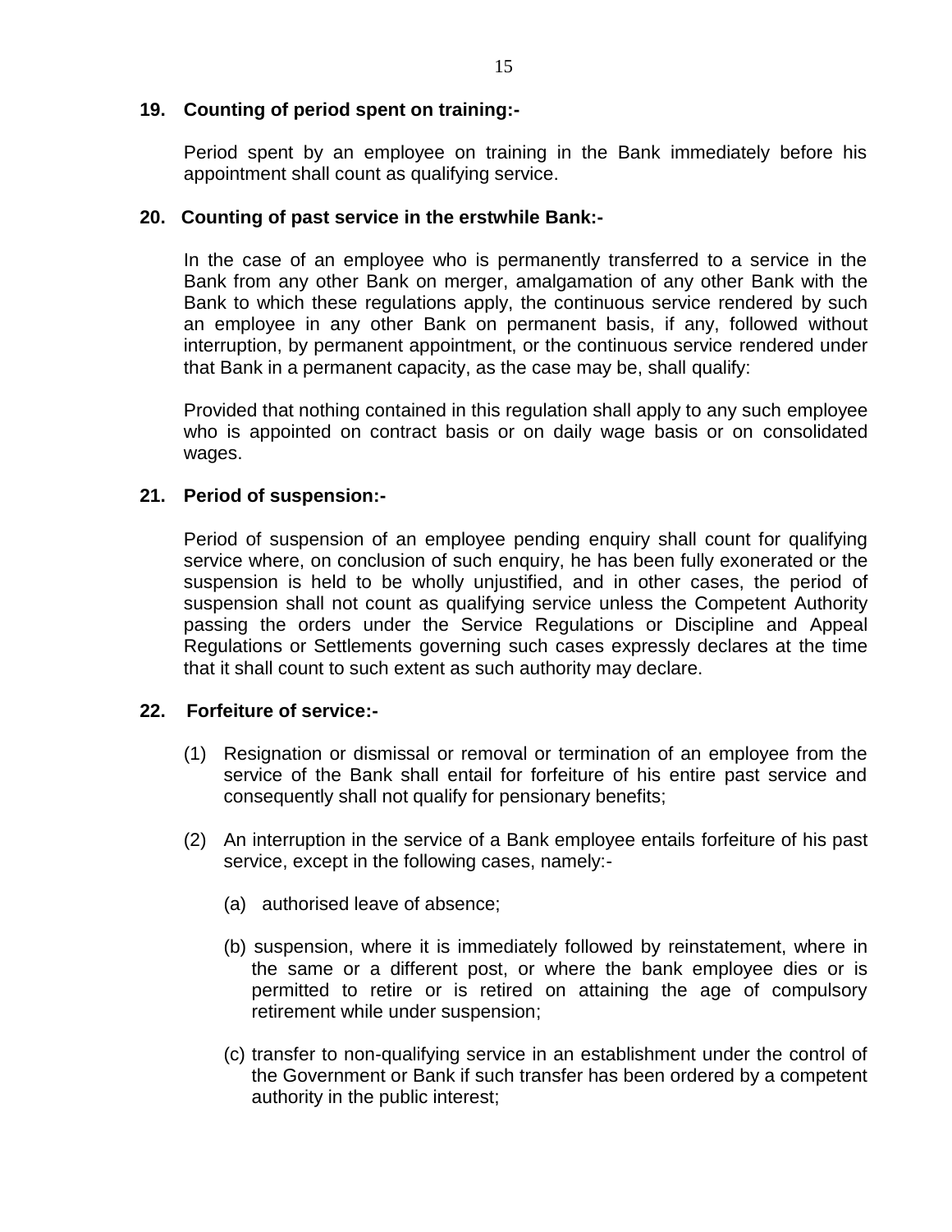**19. Counting of period spent on training:-**

Period spent by an employee on training in the Bank immediately before his appointment shall count as qualifying service.

**20. Counting of past service in the erstwhile Bank:-**

In the case of an employee who is permanently transferred to a service in the Bank from any other Bank on merger, amalgamation of any other Bank with the Bank to which these regulations apply, the continuous service rendered by such an employee in any other Bank on permanent basis, if any, followed without interruption, by permanent appointment, or the continuous service rendered under that Bank in a permanent capacity, as the case may be, shall qualify:

Provided that nothing contained in this regulation shall apply to any such employee who is appointed on contract basis or on daily wage basis or on consolidated wages.

**21. Period of suspension:-**

Period of suspension of an employee pending enquiry shall count for qualifying service where, on conclusion of such enquiry, he has been fully exonerated or the suspension is held to be wholly unjustified, and in other cases, the period of suspension shall not count as qualifying service unless the Competent Authority passing the orders under the Service Regulations or Discipline and Appeal Regulations or Settlements governing such cases expressly declares at the time that it shall count to such extent as such authority may declare.

**22. Forfeiture of service:-**

(1) Resignation or dismissal or removal or termination of an employee from the service of the Bank shall entail for forfeiture of his entire past service and consequently shall not qualify for pensionary benefits;

(2) An interruption in the service of a Bank employee entails forfeiture of his past service, except in the following cases, namely:-

(a) authorised leave of absence;

(b) suspension, where it is immediately followed by reinstatement, where in the same or a different post, or where the bank employee dies or is permitted to retire or is retired on attaining the age of compulsory retirement while under suspension;

(c) transfer to non-qualifying service in an establishment under the control of the Government or Bank if such transfer has been ordered by a competent authority in the public interest;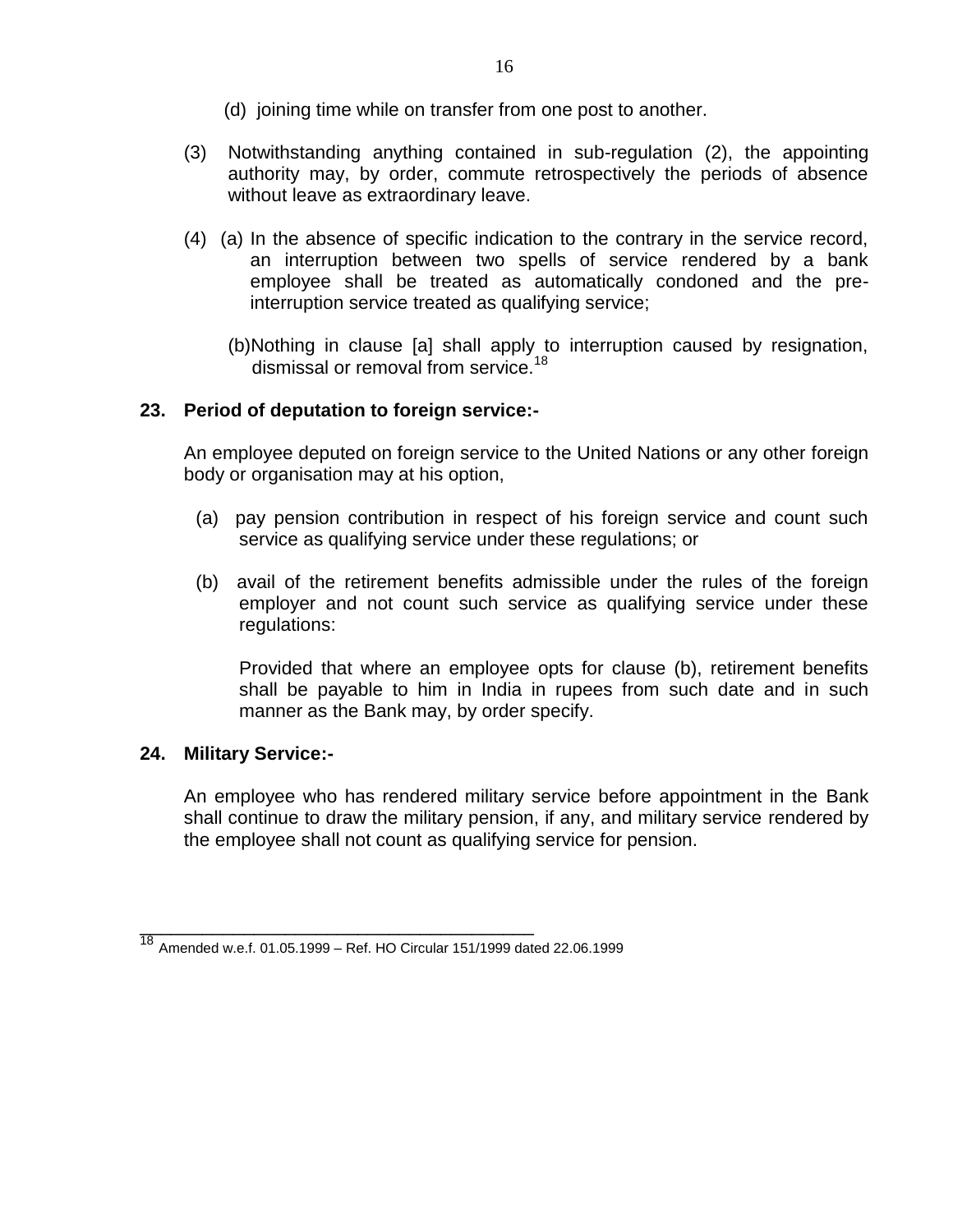(d) joining time while on transfer from one post to another.

(3) Notwithstanding anything contained in sub-regulation (2), the appointing authority may, by order, commute retrospectively the periods of absence without leave as extraordinary leave.

(4) (a) In the absence of specific indication to the contrary in the service record, an interruption between two spells of service rendered by a bank employee shall be treated as automatically condoned and the pre-interruption service treated as qualifying service;

(b) Nothing in clause [a] shall apply to interruption caused by resignation, dismissal or removal from service.[18]

**23. Period of deputation to foreign service:-**

An employee deputed on foreign service to the United Nations or any other foreign body or organisation may at his option,

(a) pay pension contribution in respect of his foreign service and count such service as qualifying service under these regulations; or

(b) avail of the retirement benefits admissible under the rules of the foreign employer and not count such service as qualifying service under these regulations:

Provided that where an employee opts for clause (b), retirement benefits shall be payable to him in India in rupees from such date and in such manner as the Bank may, by order specify.

**24. Military Service:-**

An employee who has rendered military service before appointment in the Bank shall continue to draw the military pension, if any, and military service rendered by the employee shall not count as qualifying service for pension.

---

[18] Amended w.e.f. 01.05.1999 – Ref. HO Circular 151/1999 dated 22.06.1999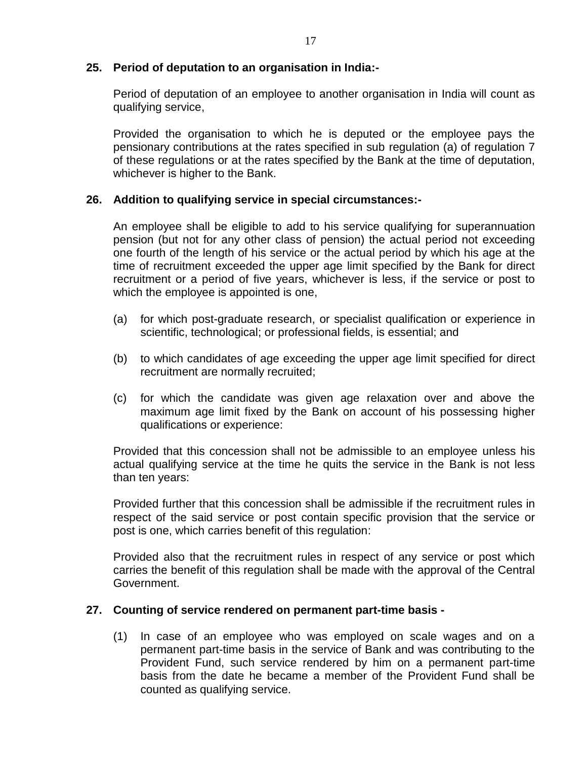**25. Period of deputation to an organisation in India:-**

Period of deputation of an employee to another organisation in India will count as qualifying service,

Provided the organisation to which he is deputed or the employee pays the pensionary contributions at the rates specified in sub regulation (a) of regulation 7 of these regulations or at the rates specified by the Bank at the time of deputation, whichever is higher to the Bank.

**26. Addition to qualifying service in special circumstances:-**

An employee shall be eligible to add to his service qualifying for superannuation pension (but not for any other class of pension) the actual period not exceeding one fourth of the length of his service or the actual period by which his age at the time of recruitment exceeded the upper age limit specified by the Bank for direct recruitment or a period of five years, whichever is less, if the service or post to which the employee is appointed is one,

(a) for which post-graduate research, or specialist qualification or experience in scientific, technological; or professional fields, is essential; and

(b) to which candidates of age exceeding the upper age limit specified for direct recruitment are normally recruited;

(c) for which the candidate was given age relaxation over and above the maximum age limit fixed by the Bank on account of his possessing higher qualifications or experience:

Provided that this concession shall not be admissible to an employee unless his actual qualifying service at the time he quits the service in the Bank is not less than ten years:

Provided further that this concession shall be admissible if the recruitment rules in respect of the said service or post contain specific provision that the service or post is one, which carries benefit of this regulation:

Provided also that the recruitment rules in respect of any service or post which carries the benefit of this regulation shall be made with the approval of the Central Government.

**27. Counting of service rendered on permanent part-time basis -**

(1) In case of an employee who was employed on scale wages and on a permanent part-time basis in the service of Bank and was contributing to the Provident Fund, such service rendered by him on a permanent part-time basis from the date he became a member of the Provident Fund shall be counted as qualifying service.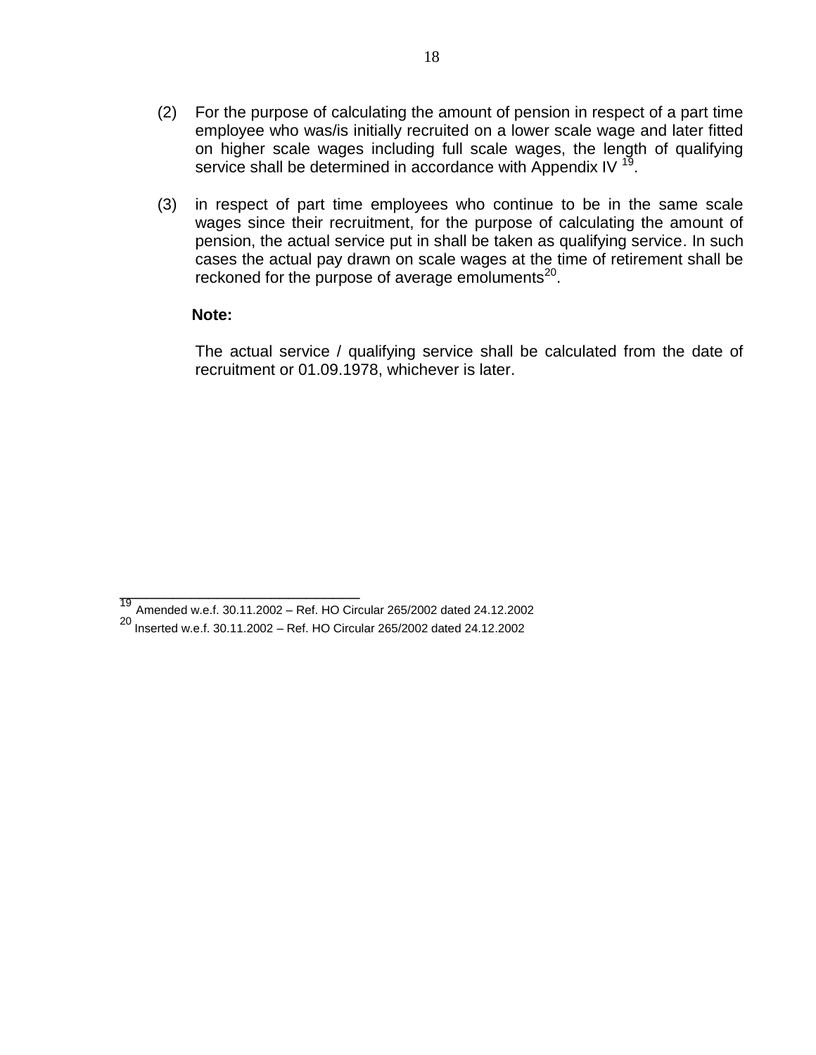(2) For the purpose of calculating the amount of pension in respect of a part time employee who was/is initially recruited on a lower scale wage and later fitted on higher scale wages including full scale wages, the length of qualifying service shall be determined in accordance with Appendix IV [19].

(3) in respect of part time employees who continue to be in the same scale wages since their recruitment, for the purpose of calculating the amount of pension, the actual service put in shall be taken as qualifying service. In such cases the actual pay drawn on scale wages at the time of retirement shall be reckoned for the purpose of average emoluments[20].

**Note:**

The actual service / qualifying service shall be calculated from the date of recruitment or 01.09.1978, whichever is later.

---

[19] Amended w.e.f. 30.11.2002 – Ref. HO Circular 265/2002 dated 24.12.2002

[20] Inserted w.e.f. 30.11.2002 – Ref. HO Circular 265/2002 dated 24.12.2002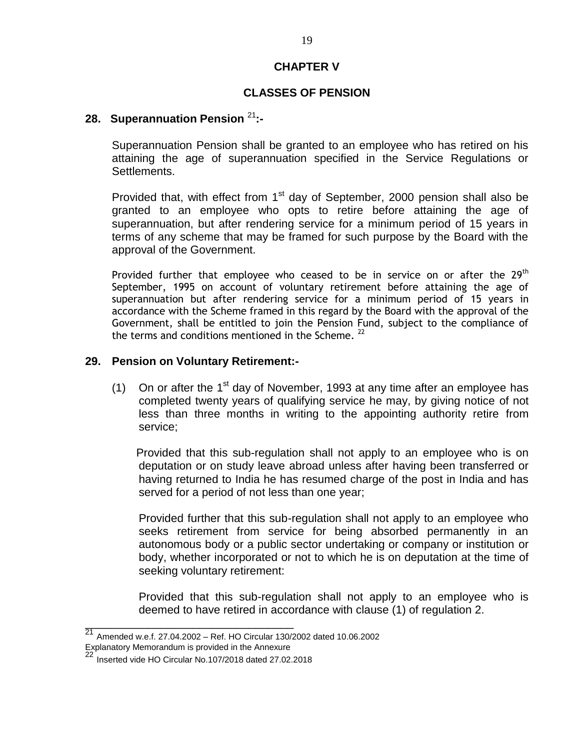# CHAPTER V

## CLASSES OF PENSION

### 28. Superannuation Pension [21]:-

Superannuation Pension shall be granted to an employee who has retired on his attaining the age of superannuation specified in the Service Regulations or Settlements.

Provided that, with effect from 1st day of September, 2000 pension shall also be granted to an employee who opts to retire before attaining the age of superannuation, but after rendering service for a minimum period of 15 years in terms of any scheme that may be framed for such purpose by the Board with the approval of the Government.

Provided further that employee who ceased to be in service on or after the 29th September, 1995 on account of voluntary retirement before attaining the age of superannuation but after rendering service for a minimum period of 15 years in accordance with the Scheme framed in this regard by the Board with the approval of the Government, shall be entitled to join the Pension Fund, subject to the compliance of the terms and conditions mentioned in the Scheme. [22]

### 29. Pension on Voluntary Retirement:-

(1) On or after the 1st day of November, 1993 at any time after an employee has completed twenty years of qualifying service he may, by giving notice of not less than three months in writing to the appointing authority retire from service;

Provided that this sub-regulation shall not apply to an employee who is on deputation or on study leave abroad unless after having been transferred or having returned to India he has resumed charge of the post in India and has served for a period of not less than one year;

Provided further that this sub-regulation shall not apply to an employee who seeks retirement from service for being absorbed permanently in an autonomous body or a public sector undertaking or company or institution or body, whether incorporated or not to which he is on deputation at the time of seeking voluntary retirement:

Provided that this sub-regulation shall not apply to an employee who is deemed to have retired in accordance with clause (1) of regulation 2.

---

[21] Amended w.e.f. 27.04.2002 – Ref. HO Circular 130/2002 dated 10.06.2002
Explanatory Memorandum is provided in the Annexure

[22] Inserted vide HO Circular No.107/2018 dated 27.02.2018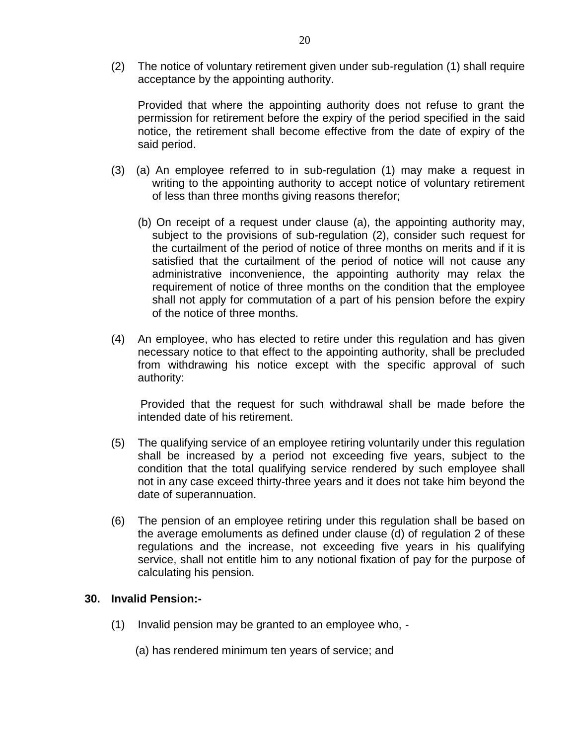(2) The notice of voluntary retirement given under sub-regulation (1) shall require acceptance by the appointing authority.

Provided that where the appointing authority does not refuse to grant the permission for retirement before the expiry of the period specified in the said notice, the retirement shall become effective from the date of expiry of the said period.

(3) (a) An employee referred to in sub-regulation (1) may make a request in writing to the appointing authority to accept notice of voluntary retirement of less than three months giving reasons therefor;

(b) On receipt of a request under clause (a), the appointing authority may, subject to the provisions of sub-regulation (2), consider such request for the curtailment of the period of notice of three months on merits and if it is satisfied that the curtailment of the period of notice will not cause any administrative inconvenience, the appointing authority may relax the requirement of notice of three months on the condition that the employee shall not apply for commutation of a part of his pension before the expiry of the notice of three months.

(4) An employee, who has elected to retire under this regulation and has given necessary notice to that effect to the appointing authority, shall be precluded from withdrawing his notice except with the specific approval of such authority:

Provided that the request for such withdrawal shall be made before the intended date of his retirement.

(5) The qualifying service of an employee retiring voluntarily under this regulation shall be increased by a period not exceeding five years, subject to the condition that the total qualifying service rendered by such employee shall not in any case exceed thirty-three years and it does not take him beyond the date of superannuation.

(6) The pension of an employee retiring under this regulation shall be based on the average emoluments as defined under clause (d) of regulation 2 of these regulations and the increase, not exceeding five years in his qualifying service, shall not entitle him to any notional fixation of pay for the purpose of calculating his pension.

**30. Invalid Pension:-**

(1) Invalid pension may be granted to an employee who, -

(a) has rendered minimum ten years of service; and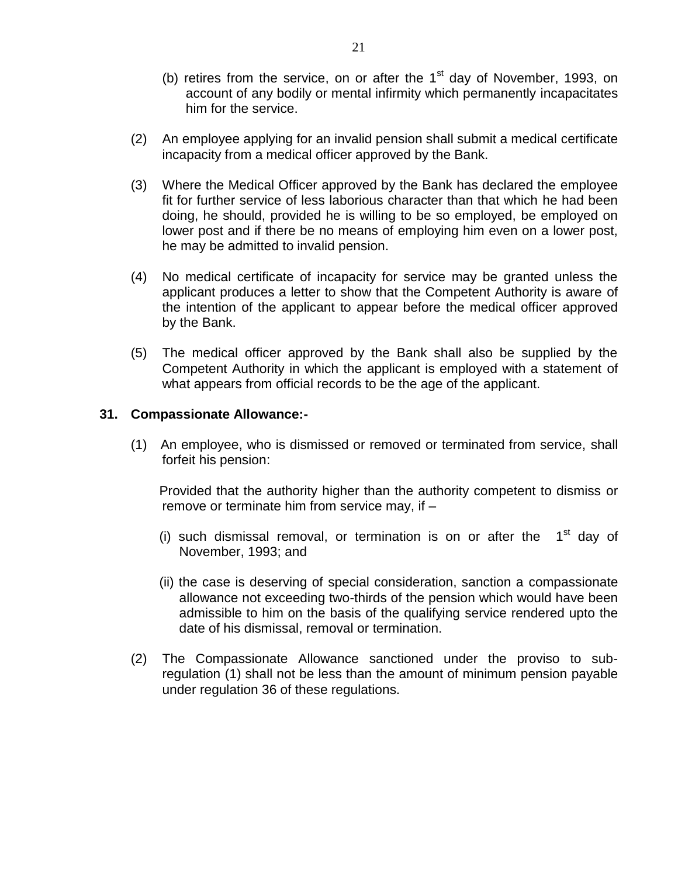(b) retires from the service, on or after the 1st day of November, 1993, on account of any bodily or mental infirmity which permanently incapacitates him for the service.

(2) An employee applying for an invalid pension shall submit a medical certificate incapacity from a medical officer approved by the Bank.

(3) Where the Medical Officer approved by the Bank has declared the employee fit for further service of less laborious character than that which he had been doing, he should, provided he is willing to be so employed, be employed on lower post and if there be no means of employing him even on a lower post, he may be admitted to invalid pension.

(4) No medical certificate of incapacity for service may be granted unless the applicant produces a letter to show that the Competent Authority is aware of the intention of the applicant to appear before the medical officer approved by the Bank.

(5) The medical officer approved by the Bank shall also be supplied by the Competent Authority in which the applicant is employed with a statement of what appears from official records to be the age of the applicant.

**31. Compassionate Allowance:-**

(1) An employee, who is dismissed or removed or terminated from service, shall forfeit his pension:

Provided that the authority higher than the authority competent to dismiss or remove or terminate him from service may, if –

(i) such dismissal removal, or termination is on or after the 1st day of November, 1993; and

(ii) the case is deserving of special consideration, sanction a compassionate allowance not exceeding two-thirds of the pension which would have been admissible to him on the basis of the qualifying service rendered upto the date of his dismissal, removal or termination.

(2) The Compassionate Allowance sanctioned under the proviso to sub-regulation (1) shall not be less than the amount of minimum pension payable under regulation 36 of these regulations.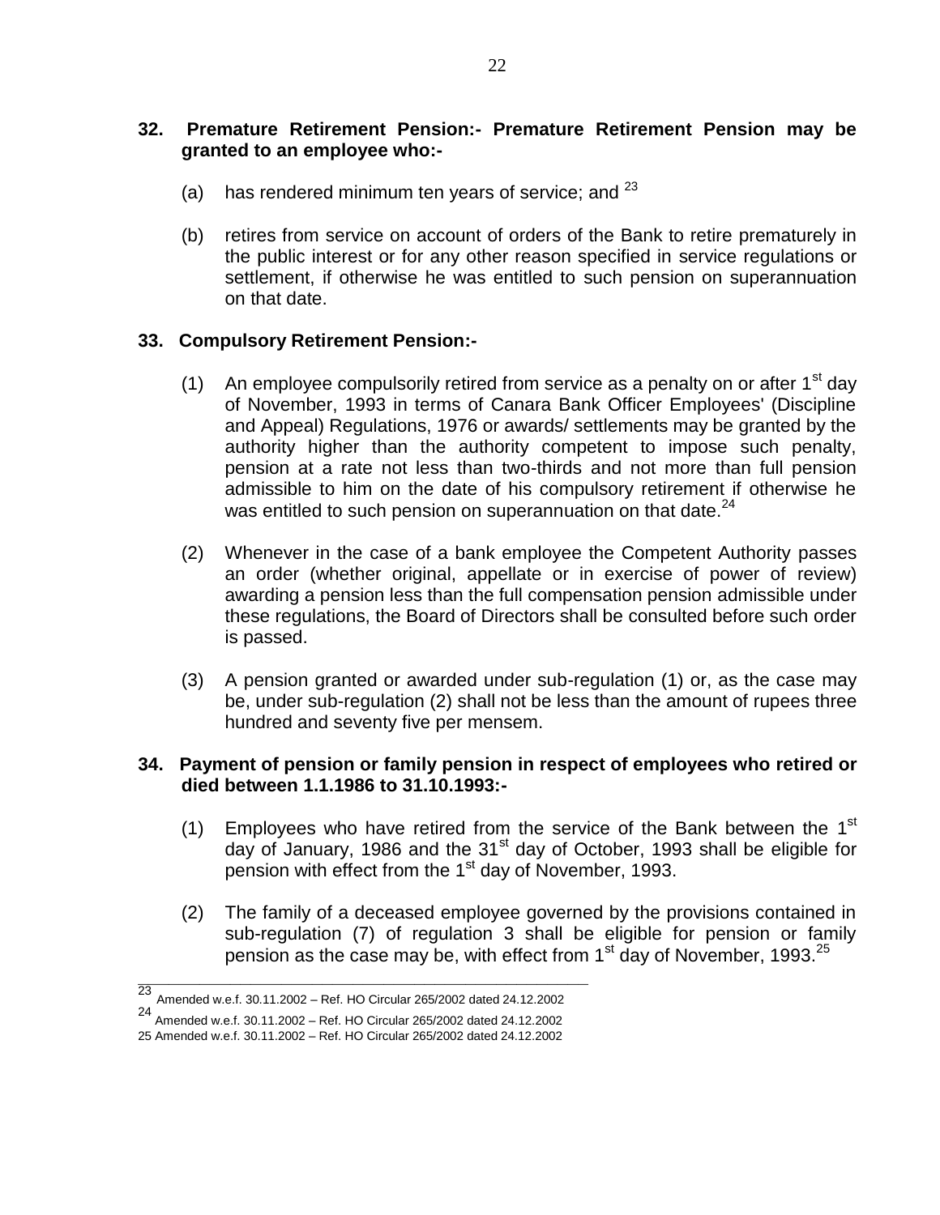**32. Premature Retirement Pension:- Premature Retirement Pension may be granted to an employee who:-**

(a) has rendered minimum ten years of service; and [23]

(b) retires from service on account of orders of the Bank to retire prematurely in the public interest or for any other reason specified in service regulations or settlement, if otherwise he was entitled to such pension on superannuation on that date.

**33. Compulsory Retirement Pension:-**

(1) An employee compulsorily retired from service as a penalty on or after 1st day of November, 1993 in terms of Canara Bank Officer Employees' (Discipline and Appeal) Regulations, 1976 or awards/ settlements may be granted by the authority higher than the authority competent to impose such penalty, pension at a rate not less than two-thirds and not more than full pension admissible to him on the date of his compulsory retirement if otherwise he was entitled to such pension on superannuation on that date.[24]

(2) Whenever in the case of a bank employee the Competent Authority passes an order (whether original, appellate or in exercise of power of review) awarding a pension less than the full compensation pension admissible under these regulations, the Board of Directors shall be consulted before such order is passed.

(3) A pension granted or awarded under sub-regulation (1) or, as the case may be, under sub-regulation (2) shall not be less than the amount of rupees three hundred and seventy five per mensem.

**34. Payment of pension or family pension in respect of employees who retired or died between 1.1.1986 to 31.10.1993:-**

(1) Employees who have retired from the service of the Bank between the 1st day of January, 1986 and the 31st day of October, 1993 shall be eligible for pension with effect from the 1st day of November, 1993.

(2) The family of a deceased employee governed by the provisions contained in sub-regulation (7) of regulation 3 shall be eligible for pension or family pension as the case may be, with effect from 1st day of November, 1993.[25]

---

[23] Amended w.e.f. 30.11.2002 – Ref. HO Circular 265/2002 dated 24.12.2002

[24] Amended w.e.f. 30.11.2002 – Ref. HO Circular 265/2002 dated 24.12.2002

[25] Amended w.e.f. 30.11.2002 – Ref. HO Circular 265/2002 dated 24.12.2002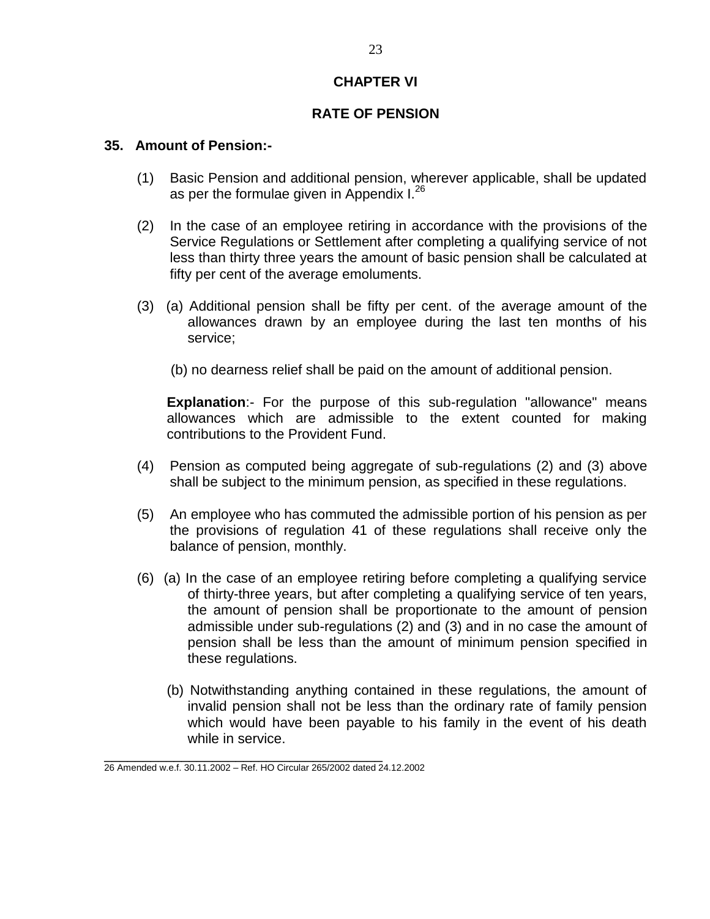# CHAPTER VI

## RATE OF PENSION

### 35. Amount of Pension:-

(1) Basic Pension and additional pension, wherever applicable, shall be updated as per the formulae given in Appendix I.[26]

(2) In the case of an employee retiring in accordance with the provisions of the Service Regulations or Settlement after completing a qualifying service of not less than thirty three years the amount of basic pension shall be calculated at fifty per cent of the average emoluments.

(3) (a) Additional pension shall be fifty per cent. of the average amount of the allowances drawn by an employee during the last ten months of his service;

(b) no dearness relief shall be paid on the amount of additional pension.

**Explanation**:- For the purpose of this sub-regulation "allowance" means allowances which are admissible to the extent counted for making contributions to the Provident Fund.

(4) Pension as computed being aggregate of sub-regulations (2) and (3) above shall be subject to the minimum pension, as specified in these regulations.

(5) An employee who has commuted the admissible portion of his pension as per the provisions of regulation 41 of these regulations shall receive only the balance of pension, monthly.

(6) (a) In the case of an employee retiring before completing a qualifying service of thirty-three years, but after completing a qualifying service of ten years, the amount of pension shall be proportionate to the amount of pension admissible under sub-regulations (2) and (3) and in no case the amount of pension shall be less than the amount of minimum pension specified in these regulations.

(b) Notwithstanding anything contained in these regulations, the amount of invalid pension shall not be less than the ordinary rate of family pension which would have been payable to his family in the event of his death while in service.

---

26 Amended w.e.f. 30.11.2002 – Ref. HO Circular 265/2002 dated 24.12.2002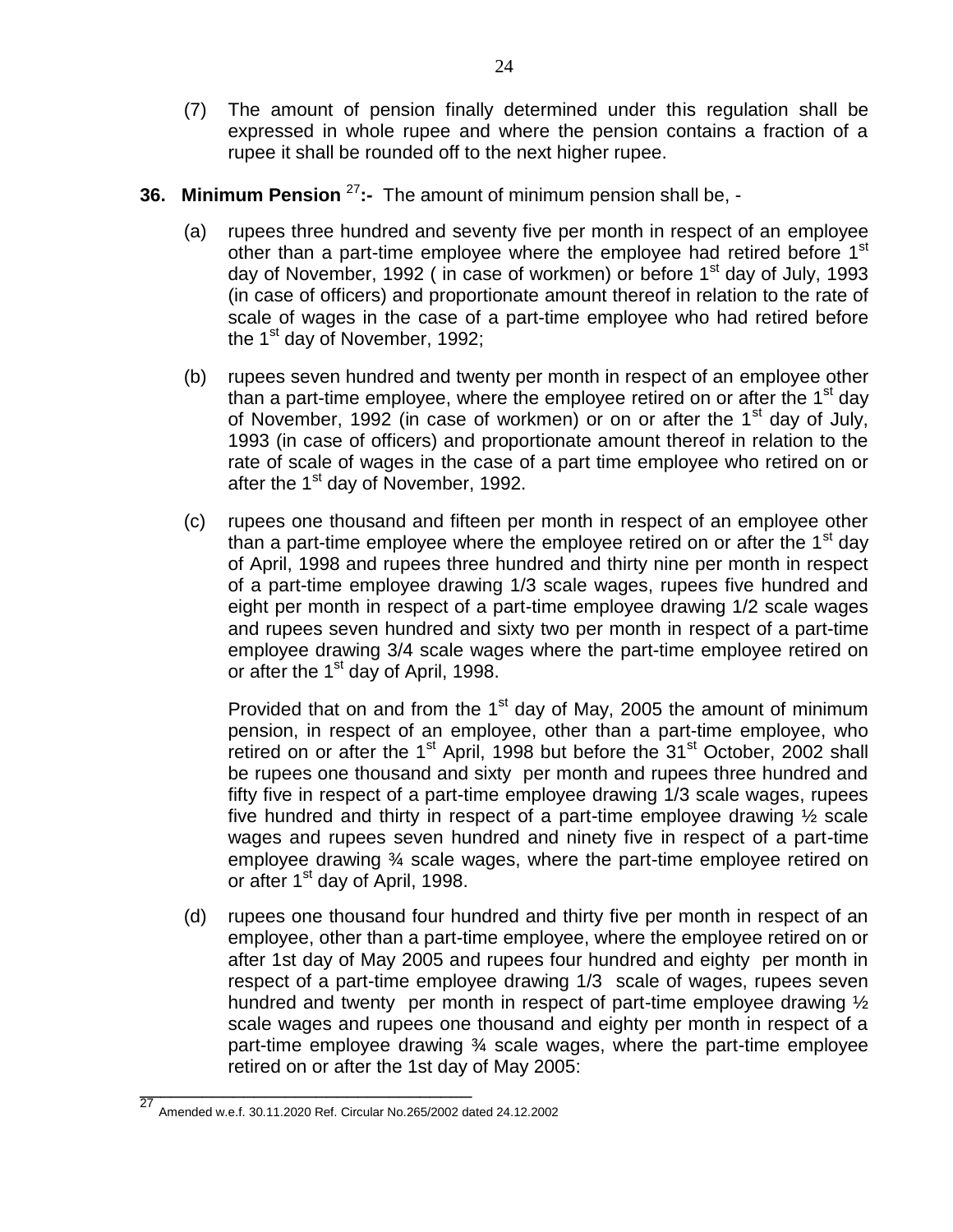(7) The amount of pension finally determined under this regulation shall be expressed in whole rupee and where the pension contains a fraction of a rupee it shall be rounded off to the next higher rupee.

**36. Minimum Pension** [27]**:-** The amount of minimum pension shall be, -

(a) rupees three hundred and seventy five per month in respect of an employee other than a part-time employee where the employee had retired before 1st day of November, 1992 ( in case of workmen) or before 1st day of July, 1993 (in case of officers) and proportionate amount thereof in relation to the rate of scale of wages in the case of a part-time employee who had retired before the 1st day of November, 1992;

(b) rupees seven hundred and twenty per month in respect of an employee other than a part-time employee, where the employee retired on or after the 1st day of November, 1992 (in case of workmen) or on or after the 1st day of July, 1993 (in case of officers) and proportionate amount thereof in relation to the rate of scale of wages in the case of a part time employee who retired on or after the 1st day of November, 1992.

(c) rupees one thousand and fifteen per month in respect of an employee other than a part-time employee where the employee retired on or after the 1st day of April, 1998 and rupees three hundred and thirty nine per month in respect of a part-time employee drawing 1/3 scale wages, rupees five hundred and eight per month in respect of a part-time employee drawing 1/2 scale wages and rupees seven hundred and sixty two per month in respect of a part-time employee drawing 3/4 scale wages where the part-time employee retired on or after the 1st day of April, 1998.

Provided that on and from the 1st day of May, 2005 the amount of minimum pension, in respect of an employee, other than a part-time employee, who retired on or after the 1st April, 1998 but before the 31st October, 2002 shall be rupees one thousand and sixty per month and rupees three hundred and fifty five in respect of a part-time employee drawing 1/3 scale wages, rupees five hundred and thirty in respect of a part-time employee drawing ½ scale wages and rupees seven hundred and ninety five in respect of a part-time employee drawing ¾ scale wages, where the part-time employee retired on or after 1st day of April, 1998.

(d) rupees one thousand four hundred and thirty five per month in respect of an employee, other than a part-time employee, where the employee retired on or after 1st day of May 2005 and rupees four hundred and eighty per month in respect of a part-time employee drawing 1/3 scale of wages, rupees seven hundred and twenty per month in respect of part-time employee drawing ½ scale wages and rupees one thousand and eighty per month in respect of a part-time employee drawing ¾ scale wages, where the part-time employee retired on or after the 1st day of May 2005:

---

[27] Amended w.e.f. 30.11.2020 Ref. Circular No.265/2002 dated 24.12.2002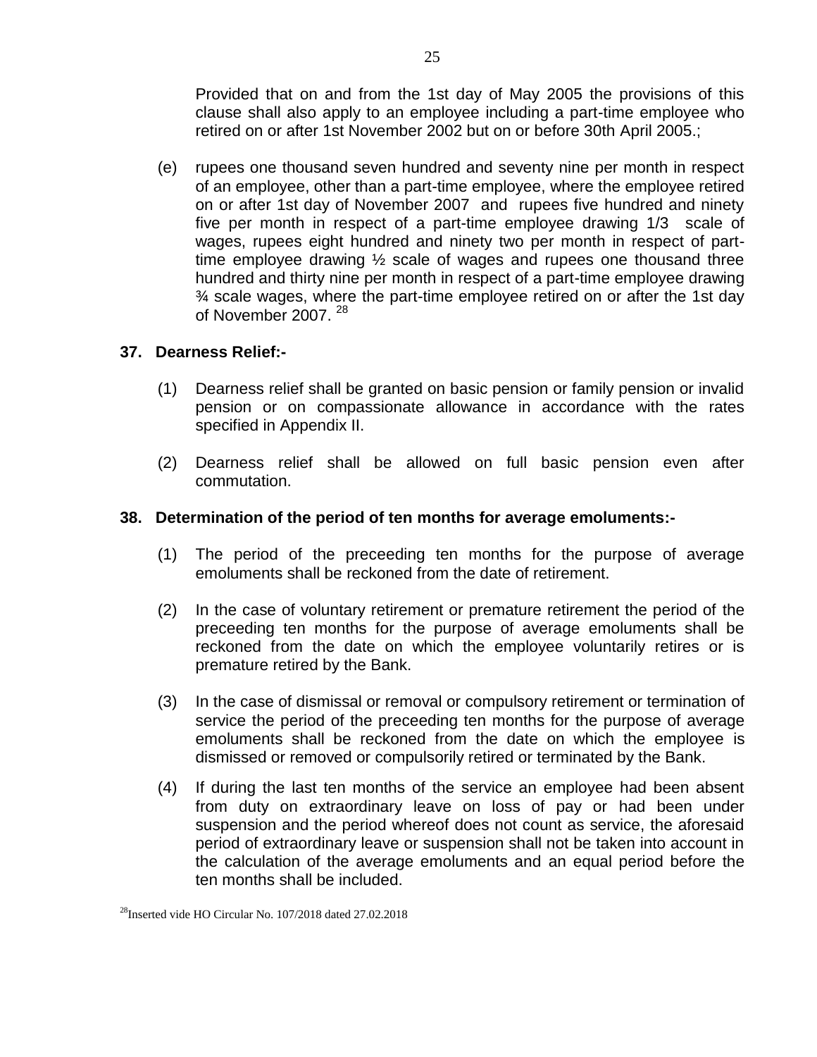Provided that on and from the 1st day of May 2005 the provisions of this clause shall also apply to an employee including a part-time employee who retired on or after 1st November 2002 but on or before 30th April 2005.;

(e) rupees one thousand seven hundred and seventy nine per month in respect of an employee, other than a part-time employee, where the employee retired on or after 1st day of November 2007 and rupees five hundred and ninety five per month in respect of a part-time employee drawing 1/3 scale of wages, rupees eight hundred and ninety two per month in respect of part-time employee drawing ½ scale of wages and rupees one thousand three hundred and thirty nine per month in respect of a part-time employee drawing ¾ scale wages, where the part-time employee retired on or after the 1st day of November 2007. [28]

### 37. Dearness Relief:-

(1) Dearness relief shall be granted on basic pension or family pension or invalid pension or on compassionate allowance in accordance with the rates specified in Appendix II.

(2) Dearness relief shall be allowed on full basic pension even after commutation.

### 38. Determination of the period of ten months for average emoluments:-

(1) The period of the preceeding ten months for the purpose of average emoluments shall be reckoned from the date of retirement.

(2) In the case of voluntary retirement or premature retirement the period of the preceeding ten months for the purpose of average emoluments shall be reckoned from the date on which the employee voluntarily retires or is premature retired by the Bank.

(3) In the case of dismissal or removal or compulsory retirement or termination of service the period of the preceeding ten months for the purpose of average emoluments shall be reckoned from the date on which the employee is dismissed or removed or compulsorily retired or terminated by the Bank.

(4) If during the last ten months of the service an employee had been absent from duty on extraordinary leave on loss of pay or had been under suspension and the period whereof does not count as service, the aforesaid period of extraordinary leave or suspension shall not be taken into account in the calculation of the average emoluments and an equal period before the ten months shall be included.

[28] Inserted vide HO Circular No. 107/2018 dated 27.02.2018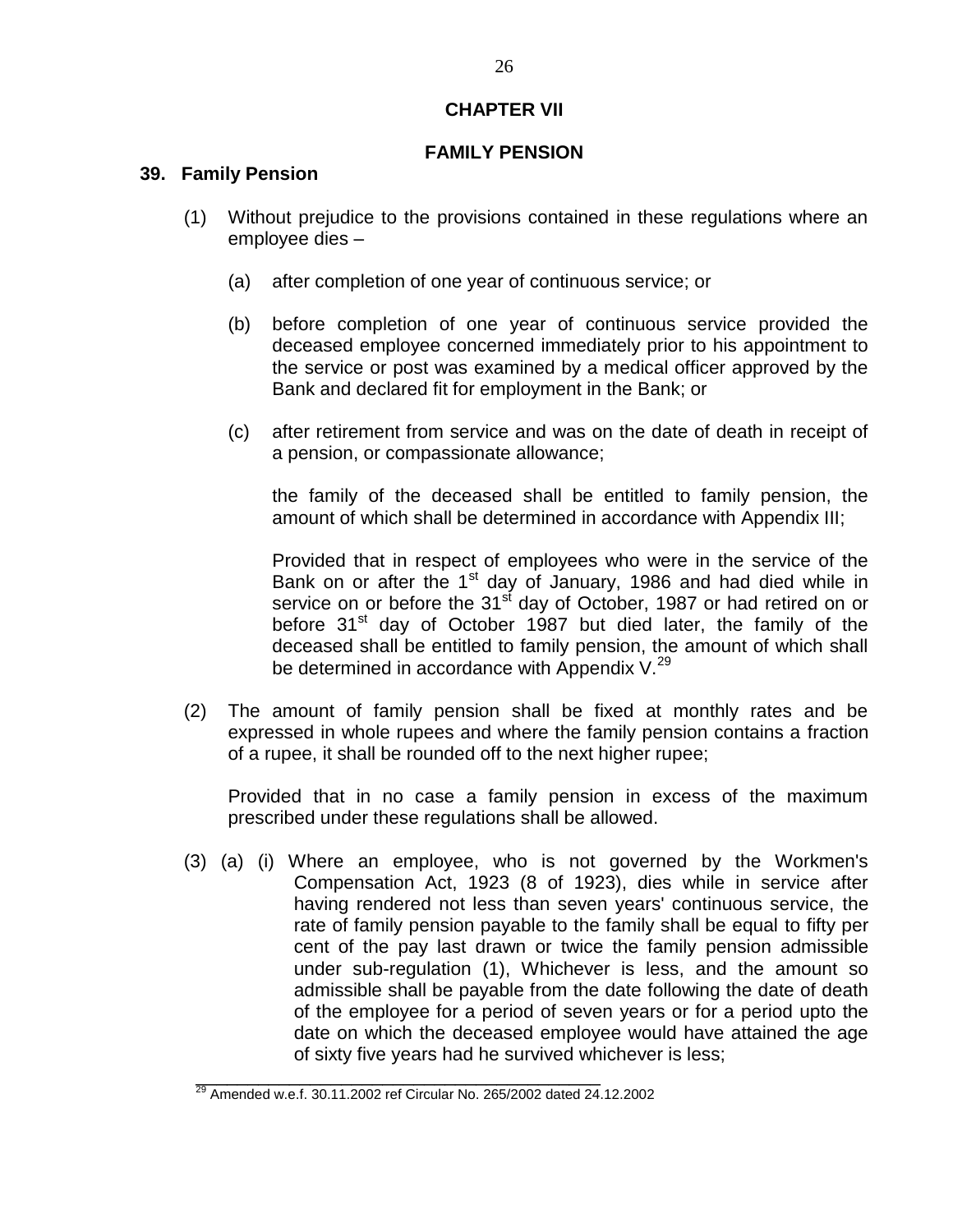# CHAPTER VII

## FAMILY PENSION

### 39. Family Pension

(1) Without prejudice to the provisions contained in these regulations where an employee dies –

(a) after completion of one year of continuous service; or

(b) before completion of one year of continuous service provided the deceased employee concerned immediately prior to his appointment to the service or post was examined by a medical officer approved by the Bank and declared fit for employment in the Bank; or

(c) after retirement from service and was on the date of death in receipt of a pension, or compassionate allowance;

the family of the deceased shall be entitled to family pension, the amount of which shall be determined in accordance with Appendix III;

Provided that in respect of employees who were in the service of the Bank on or after the 1st day of January, 1986 and had died while in service on or before the 31st day of October, 1987 or had retired on or before 31st day of October 1987 but died later, the family of the deceased shall be entitled to family pension, the amount of which shall be determined in accordance with Appendix V.[29]

(2) The amount of family pension shall be fixed at monthly rates and be expressed in whole rupees and where the family pension contains a fraction of a rupee, it shall be rounded off to the next higher rupee;

Provided that in no case a family pension in excess of the maximum prescribed under these regulations shall be allowed.

(3) (a) (i) Where an employee, who is not governed by the Workmen's Compensation Act, 1923 (8 of 1923), dies while in service after having rendered not less than seven years' continuous service, the rate of family pension payable to the family shall be equal to fifty per cent of the pay last drawn or twice the family pension admissible under sub-regulation (1), Whichever is less, and the amount so admissible shall be payable from the date following the date of death of the employee for a period of seven years or for a period upto the date on which the deceased employee would have attained the age of sixty five years had he survived whichever is less;

---

[29] Amended w.e.f. 30.11.2002 ref Circular No. 265/2002 dated 24.12.2002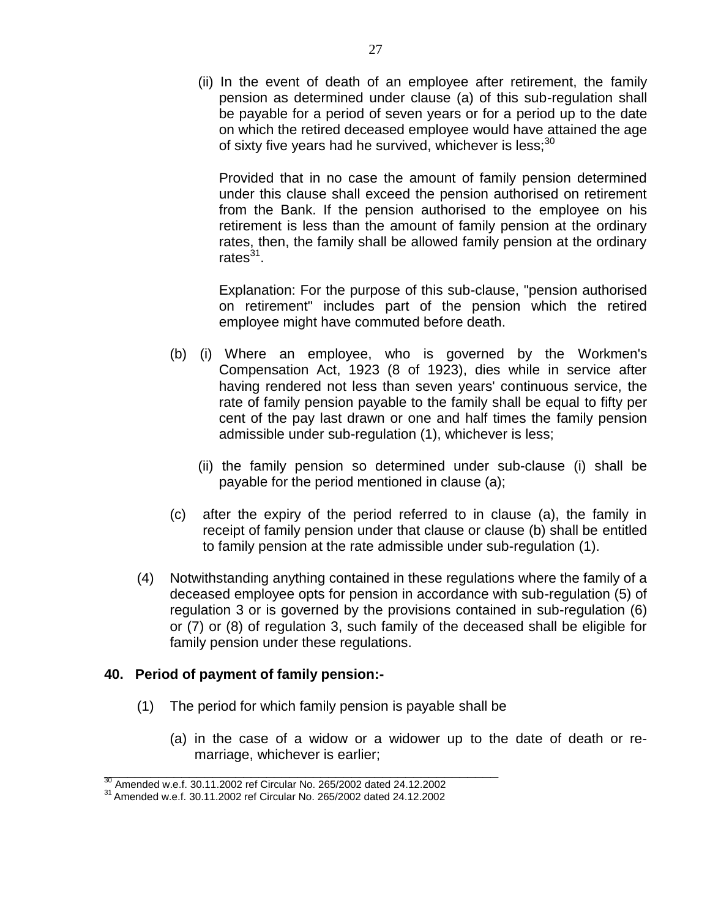(ii) In the event of death of an employee after retirement, the family pension as determined under clause (a) of this sub-regulation shall be payable for a period of seven years or for a period up to the date on which the retired deceased employee would have attained the age of sixty five years had he survived, whichever is less;[30]

Provided that in no case the amount of family pension determined under this clause shall exceed the pension authorised on retirement from the Bank. If the pension authorised to the employee on his retirement is less than the amount of family pension at the ordinary rates, then, the family shall be allowed family pension at the ordinary rates[31].

Explanation: For the purpose of this sub-clause, "pension authorised on retirement" includes part of the pension which the retired employee might have commuted before death.

(b) (i) Where an employee, who is governed by the Workmen's Compensation Act, 1923 (8 of 1923), dies while in service after having rendered not less than seven years' continuous service, the rate of family pension payable to the family shall be equal to fifty per cent of the pay last drawn or one and half times the family pension admissible under sub-regulation (1), whichever is less;

(ii) the family pension so determined under sub-clause (i) shall be payable for the period mentioned in clause (a);

(c) after the expiry of the period referred to in clause (a), the family in receipt of family pension under that clause or clause (b) shall be entitled to family pension at the rate admissible under sub-regulation (1).

(4) Notwithstanding anything contained in these regulations where the family of a deceased employee opts for pension in accordance with sub-regulation (5) of regulation 3 or is governed by the provisions contained in sub-regulation (6) or (7) or (8) of regulation 3, such family of the deceased shall be eligible for family pension under these regulations.

## 40. Period of payment of family pension:-

(1) The period for which family pension is payable shall be

(a) in the case of a widow or a widower up to the date of death or re-marriage, whichever is earlier;

---

[30] Amended w.e.f. 30.11.2002 ref Circular No. 265/2002 dated 24.12.2002

[31] Amended w.e.f. 30.11.2002 ref Circular No. 265/2002 dated 24.12.2002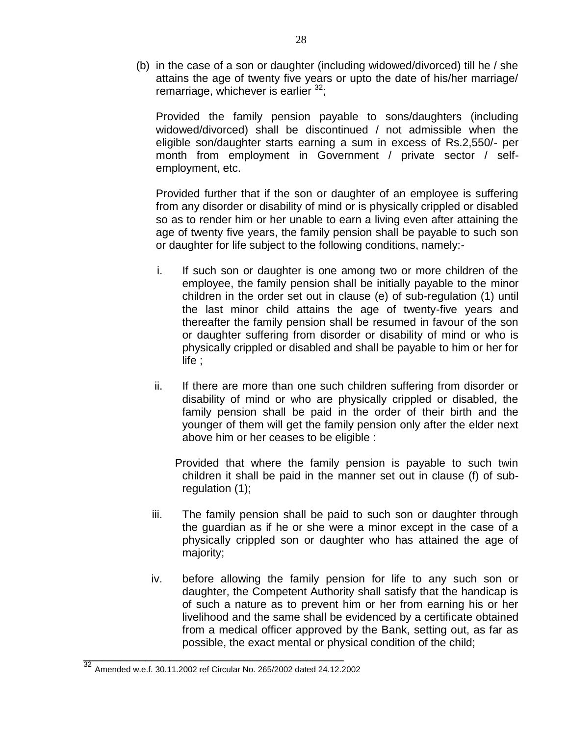(b) in the case of a son or daughter (including widowed/divorced) till he / she attains the age of twenty five years or upto the date of his/her marriage/ remarriage, whichever is earlier [32];

Provided the family pension payable to sons/daughters (including widowed/divorced) shall be discontinued / not admissible when the eligible son/daughter starts earning a sum in excess of Rs.2,550/- per month from employment in Government / private sector / self-employment, etc.

Provided further that if the son or daughter of an employee is suffering from any disorder or disability of mind or is physically crippled or disabled so as to render him or her unable to earn a living even after attaining the age of twenty five years, the family pension shall be payable to such son or daughter for life subject to the following conditions, namely:-

i. If such son or daughter is one among two or more children of the employee, the family pension shall be initially payable to the minor children in the order set out in clause (e) of sub-regulation (1) until the last minor child attains the age of twenty-five years and thereafter the family pension shall be resumed in favour of the son or daughter suffering from disorder or disability of mind or who is physically crippled or disabled and shall be payable to him or her for life ;

ii. If there are more than one such children suffering from disorder or disability of mind or who are physically crippled or disabled, the family pension shall be paid in the order of their birth and the younger of them will get the family pension only after the elder next above him or her ceases to be eligible :

   Provided that where the family pension is payable to such twin children it shall be paid in the manner set out in clause (f) of sub-regulation (1);

iii. The family pension shall be paid to such son or daughter through the guardian as if he or she were a minor except in the case of a physically crippled son or daughter who has attained the age of majority;

iv. before allowing the family pension for life to any such son or daughter, the Competent Authority shall satisfy that the handicap is of such a nature as to prevent him or her from earning his or her livelihood and the same shall be evidenced by a certificate obtained from a medical officer approved by the Bank, setting out, as far as possible, the exact mental or physical condition of the child;

---

[32] Amended w.e.f. 30.11.2002 ref Circular No. 265/2002 dated 24.12.2002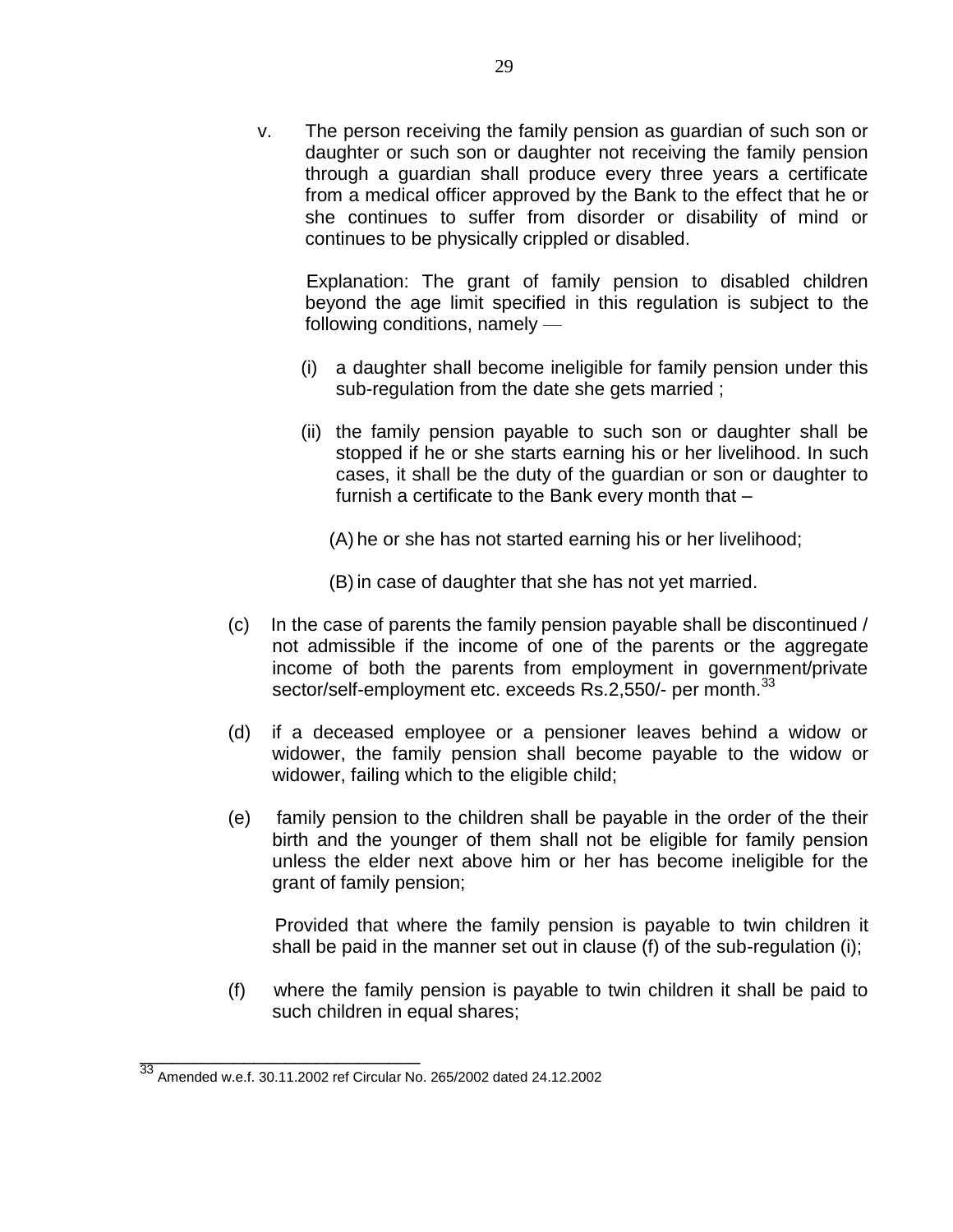v. The person receiving the family pension as guardian of such son or daughter or such son or daughter not receiving the family pension through a guardian shall produce every three years a certificate from a medical officer approved by the Bank to the effect that he or she continues to suffer from disorder or disability of mind or continues to be physically crippled or disabled.

   Explanation: The grant of family pension to disabled children beyond the age limit specified in this regulation is subject to the following conditions, namely —

   (i) a daughter shall become ineligible for family pension under this sub-regulation from the date she gets married ;

   (ii) the family pension payable to such son or daughter shall be stopped if he or she starts earning his or her livelihood. In such cases, it shall be the duty of the guardian or son or daughter to furnish a certificate to the Bank every month that –

      (A) he or she has not started earning his or her livelihood;

      (B) in case of daughter that she has not yet married.

(c) In the case of parents the family pension payable shall be discontinued / not admissible if the income of one of the parents or the aggregate income of both the parents from employment in government/private sector/self-employment etc. exceeds Rs.2,550/- per month.[33]

(d) if a deceased employee or a pensioner leaves behind a widow or widower, the family pension shall become payable to the widow or widower, failing which to the eligible child;

(e) family pension to the children shall be payable in the order of the their birth and the younger of them shall not be eligible for family pension unless the elder next above him or her has become ineligible for the grant of family pension;

   Provided that where the family pension is payable to twin children it shall be paid in the manner set out in clause (f) of the sub-regulation (i);

(f) where the family pension is payable to twin children it shall be paid to such children in equal shares;

---

[33] Amended w.e.f. 30.11.2002 ref Circular No. 265/2002 dated 24.12.2002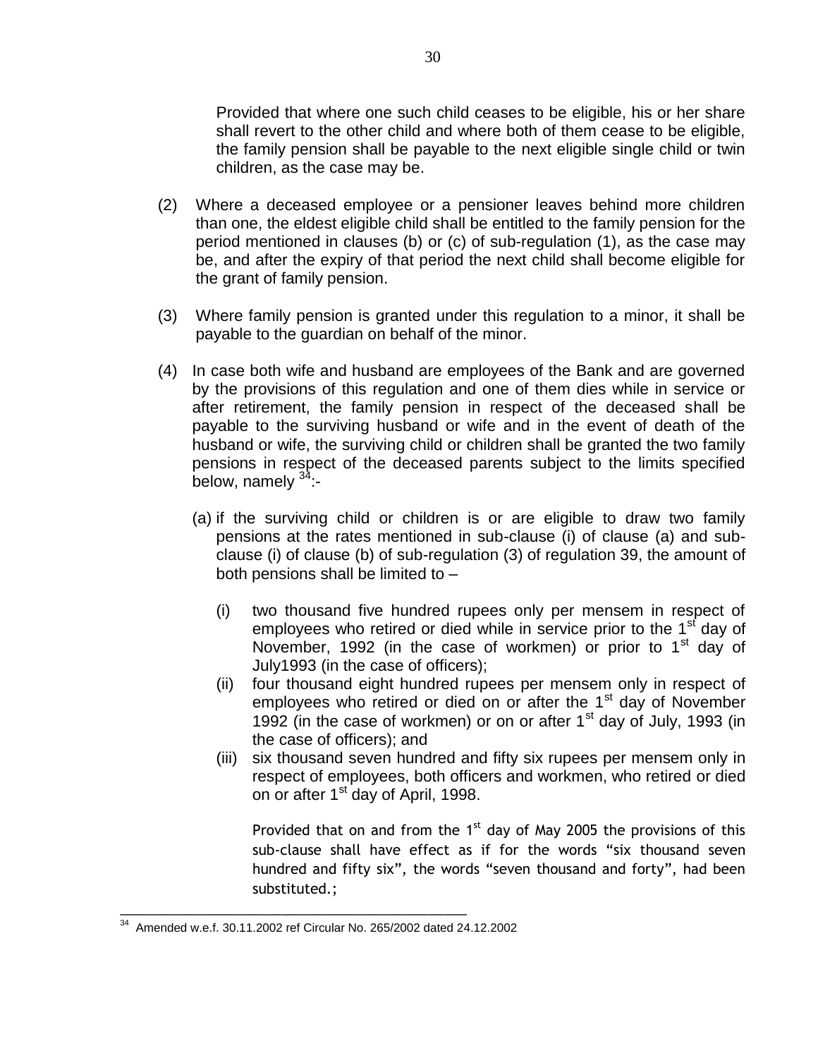Provided that where one such child ceases to be eligible, his or her share shall revert to the other child and where both of them cease to be eligible, the family pension shall be payable to the next eligible single child or twin children, as the case may be.

(2) Where a deceased employee or a pensioner leaves behind more children than one, the eldest eligible child shall be entitled to the family pension for the period mentioned in clauses (b) or (c) of sub-regulation (1), as the case may be, and after the expiry of that period the next child shall become eligible for the grant of family pension.

(3) Where family pension is granted under this regulation to a minor, it shall be payable to the guardian on behalf of the minor.

(4) In case both wife and husband are employees of the Bank and are governed by the provisions of this regulation and one of them dies while in service or after retirement, the family pension in respect of the deceased shall be payable to the surviving husband or wife and in the event of death of the husband or wife, the surviving child or children shall be granted the two family pensions in respect of the deceased parents subject to the limits specified below, namely [34]:-

(a) if the surviving child or children is or are eligible to draw two family pensions at the rates mentioned in sub-clause (i) of clause (a) and sub-clause (i) of clause (b) of sub-regulation (3) of regulation 39, the amount of both pensions shall be limited to –

(i) two thousand five hundred rupees only per mensem in respect of employees who retired or died while in service prior to the 1st day of November, 1992 (in the case of workmen) or prior to 1st day of July1993 (in the case of officers);

(ii) four thousand eight hundred rupees per mensem only in respect of employees who retired or died on or after the 1st day of November 1992 (in the case of workmen) or on or after 1st day of July, 1993 (in the case of officers); and

(iii) six thousand seven hundred and fifty six rupees per mensem only in respect of employees, both officers and workmen, who retired or died on or after 1st day of April, 1998.

Provided that on and from the 1st day of May 2005 the provisions of this sub-clause shall have effect as if for the words "six thousand seven hundred and fifty six", the words "seven thousand and forty", had been substituted.;

---

[34] Amended w.e.f. 30.11.2002 ref Circular No. 265/2002 dated 24.12.2002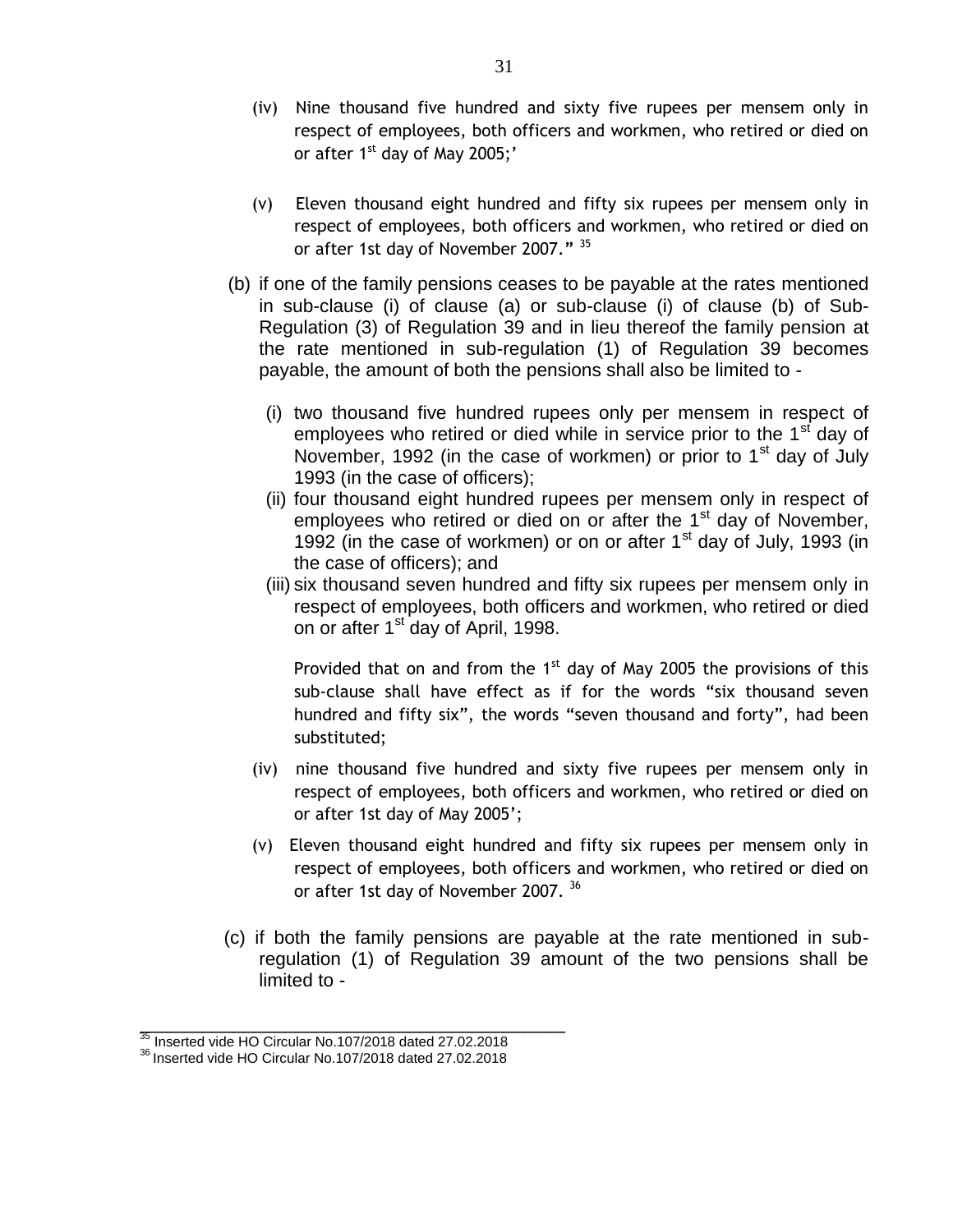(iv) Nine thousand five hundred and sixty five rupees per mensem only in respect of employees, both officers and workmen, who retired or died on or after 1st day of May 2005;'

(v) Eleven thousand eight hundred and fifty six rupees per mensem only in respect of employees, both officers and workmen, who retired or died on or after 1st day of November 2007." [35]

(b) if one of the family pensions ceases to be payable at the rates mentioned in sub-clause (i) of clause (a) or sub-clause (i) of clause (b) of Sub-Regulation (3) of Regulation 39 and in lieu thereof the family pension at the rate mentioned in sub-regulation (1) of Regulation 39 becomes payable, the amount of both the pensions shall also be limited to -

(i) two thousand five hundred rupees only per mensem in respect of employees who retired or died while in service prior to the 1st day of November, 1992 (in the case of workmen) or prior to 1st day of July 1993 (in the case of officers);

(ii) four thousand eight hundred rupees per mensem only in respect of employees who retired or died on or after the 1st day of November, 1992 (in the case of workmen) or on or after 1st day of July, 1993 (in the case of officers); and

(iii) six thousand seven hundred and fifty six rupees per mensem only in respect of employees, both officers and workmen, who retired or died on or after 1st day of April, 1998.

Provided that on and from the 1st day of May 2005 the provisions of this sub-clause shall have effect as if for the words "six thousand seven hundred and fifty six", the words "seven thousand and forty", had been substituted;

(iv) nine thousand five hundred and sixty five rupees per mensem only in respect of employees, both officers and workmen, who retired or died on or after 1st day of May 2005';

(v) Eleven thousand eight hundred and fifty six rupees per mensem only in respect of employees, both officers and workmen, who retired or died on or after 1st day of November 2007. [36]

(c) if both the family pensions are payable at the rate mentioned in sub-regulation (1) of Regulation 39 amount of the two pensions shall be limited to -

---

[35] Inserted vide HO Circular No.107/2018 dated 27.02.2018

[36] Inserted vide HO Circular No.107/2018 dated 27.02.2018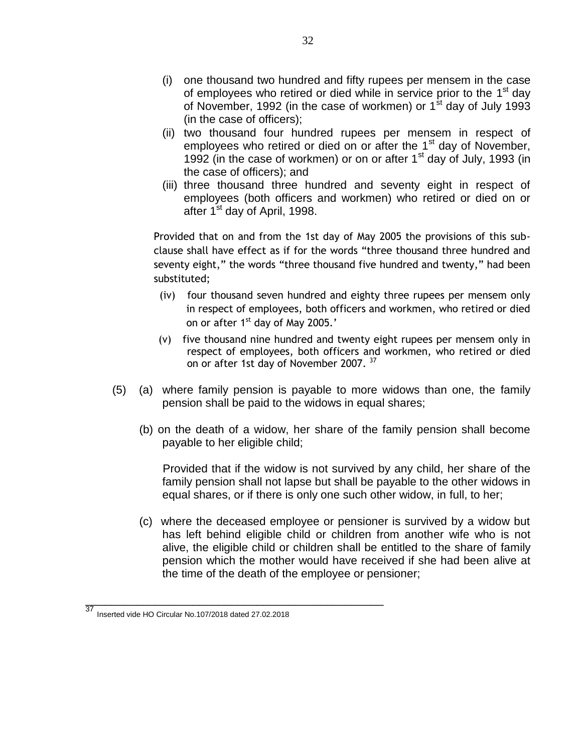(i) one thousand two hundred and fifty rupees per mensem in the case of employees who retired or died while in service prior to the 1st day of November, 1992 (in the case of workmen) or 1st day of July 1993 (in the case of officers);

(ii) two thousand four hundred rupees per mensem in respect of employees who retired or died on or after the 1st day of November, 1992 (in the case of workmen) or on or after 1st day of July, 1993 (in the case of officers); and

(iii) three thousand three hundred and seventy eight in respect of employees (both officers and workmen) who retired or died on or after 1st day of April, 1998.

Provided that on and from the 1st day of May 2005 the provisions of this sub-clause shall have effect as if for the words "three thousand three hundred and seventy eight," the words "three thousand five hundred and twenty," had been substituted;

(iv) four thousand seven hundred and eighty three rupees per mensem only in respect of employees, both officers and workmen, who retired or died on or after 1st day of May 2005.'

(v) five thousand nine hundred and twenty eight rupees per mensem only in respect of employees, both officers and workmen, who retired or died on or after 1st day of November 2007. [37]

(5) (a) where family pension is payable to more widows than one, the family pension shall be paid to the widows in equal shares;

(b) on the death of a widow, her share of the family pension shall become payable to her eligible child;

Provided that if the widow is not survived by any child, her share of the family pension shall not lapse but shall be payable to the other widows in equal shares, or if there is only one such other widow, in full, to her;

(c) where the deceased employee or pensioner is survived by a widow but has left behind eligible child or children from another wife who is not alive, the eligible child or children shall be entitled to the share of family pension which the mother would have received if she had been alive at the time of the death of the employee or pensioner;

---

[37] Inserted vide HO Circular No.107/2018 dated 27.02.2018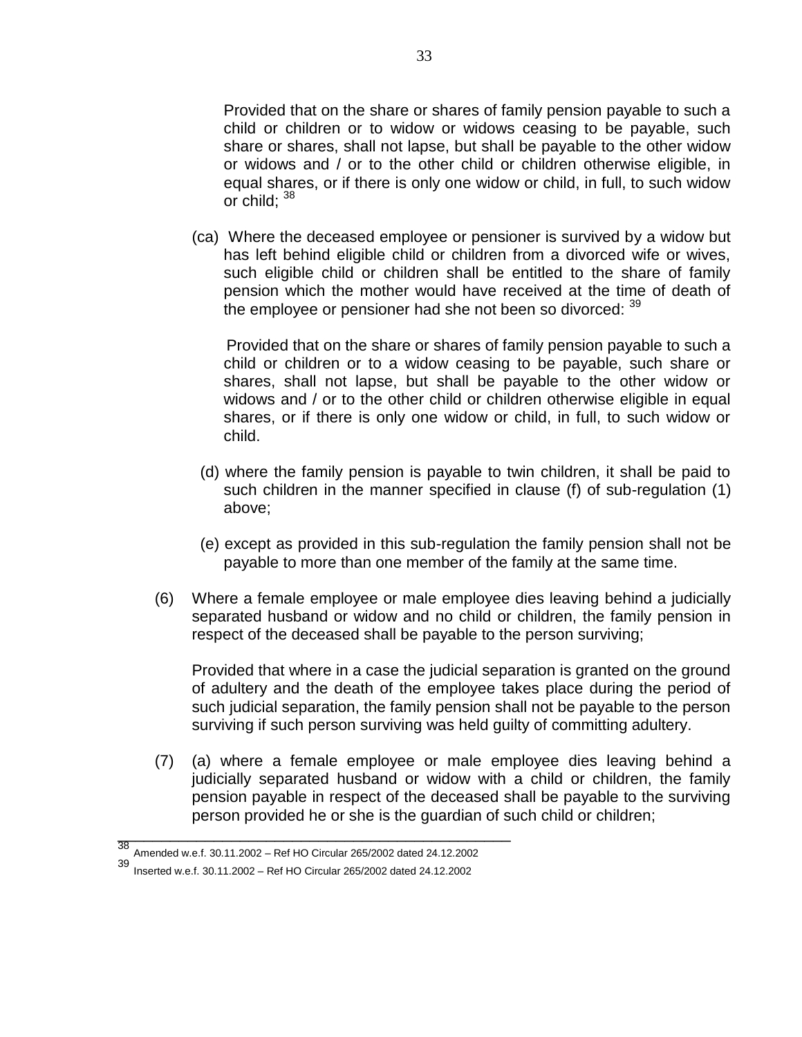Provided that on the share or shares of family pension payable to such a child or children or to widow or widows ceasing to be payable, such share or shares, shall not lapse, but shall be payable to the other widow or widows and / or to the other child or children otherwise eligible, in equal shares, or if there is only one widow or child, in full, to such widow or child; [38]

(ca) Where the deceased employee or pensioner is survived by a widow but has left behind eligible child or children from a divorced wife or wives, such eligible child or children shall be entitled to the share of family pension which the mother would have received at the time of death of the employee or pensioner had she not been so divorced: [39]

Provided that on the share or shares of family pension payable to such a child or children or to a widow ceasing to be payable, such share or shares, shall not lapse, but shall be payable to the other widow or widows and / or to the other child or children otherwise eligible in equal shares, or if there is only one widow or child, in full, to such widow or child.

(d) where the family pension is payable to twin children, it shall be paid to such children in the manner specified in clause (f) of sub-regulation (1) above;

(e) except as provided in this sub-regulation the family pension shall not be payable to more than one member of the family at the same time.

(6) Where a female employee or male employee dies leaving behind a judicially separated husband or widow and no child or children, the family pension in respect of the deceased shall be payable to the person surviving;

Provided that where in a case the judicial separation is granted on the ground of adultery and the death of the employee takes place during the period of such judicial separation, the family pension shall not be payable to the person surviving if such person surviving was held guilty of committing adultery.

(7) (a) where a female employee or male employee dies leaving behind a judicially separated husband or widow with a child or children, the family pension payable in respect of the deceased shall be payable to the surviving person provided he or she is the guardian of such child or children;

---

[38] Amended w.e.f. 30.11.2002 – Ref HO Circular 265/2002 dated 24.12.2002

[39] Inserted w.e.f. 30.11.2002 – Ref HO Circular 265/2002 dated 24.12.2002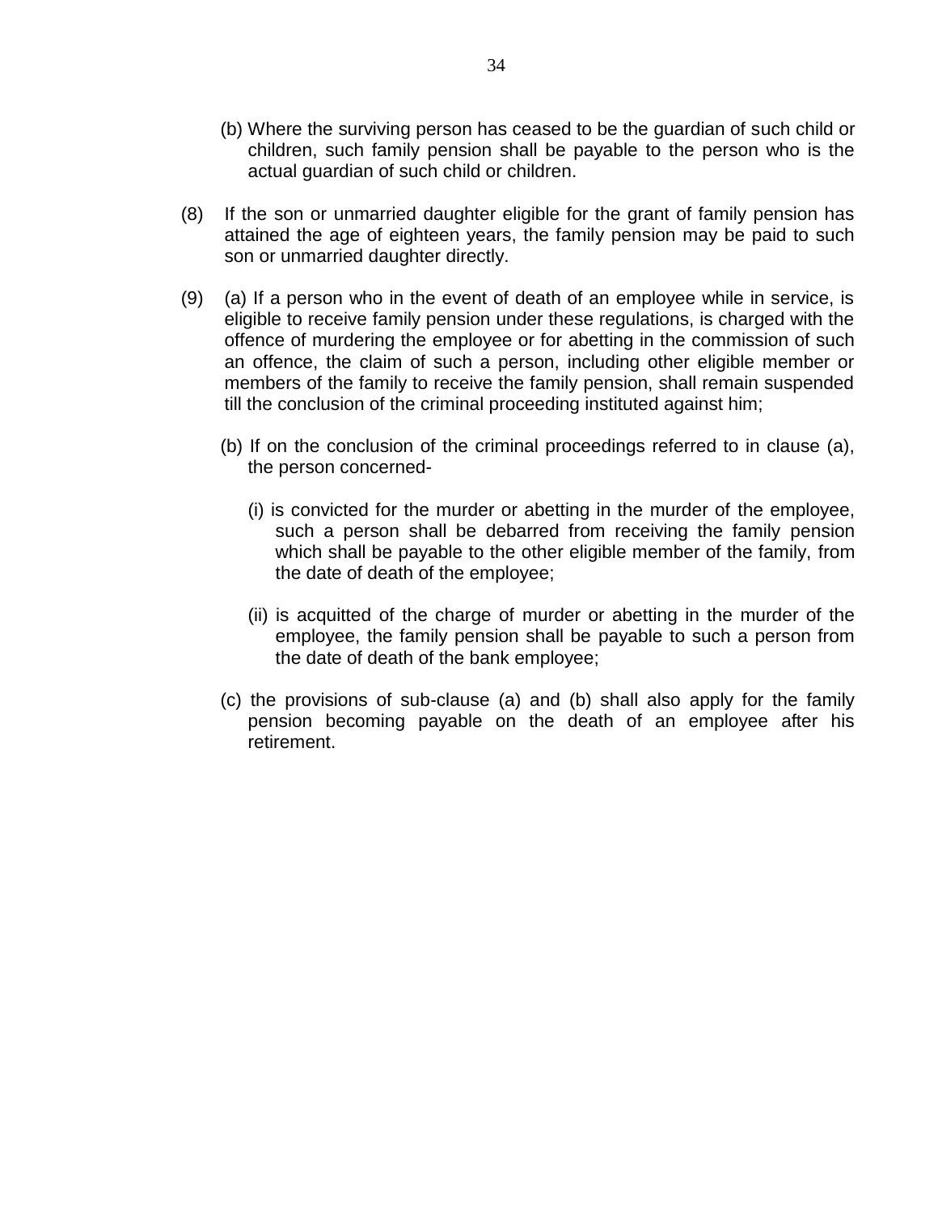(b) Where the surviving person has ceased to be the guardian of such child or children, such family pension shall be payable to the person who is the actual guardian of such child or children.

(8) If the son or unmarried daughter eligible for the grant of family pension has attained the age of eighteen years, the family pension may be paid to such son or unmarried daughter directly.

(9) (a) If a person who in the event of death of an employee while in service, is eligible to receive family pension under these regulations, is charged with the offence of murdering the employee or for abetting in the commission of such an offence, the claim of such a person, including other eligible member or members of the family to receive the family pension, shall remain suspended till the conclusion of the criminal proceeding instituted against him;

(b) If on the conclusion of the criminal proceedings referred to in clause (a), the person concerned-

(i) is convicted for the murder or abetting in the murder of the employee, such a person shall be debarred from receiving the family pension which shall be payable to the other eligible member of the family, from the date of death of the employee;

(ii) is acquitted of the charge of murder or abetting in the murder of the employee, the family pension shall be payable to such a person from the date of death of the bank employee;

(c) the provisions of sub-clause (a) and (b) shall also apply for the family pension becoming payable on the death of an employee after his retirement.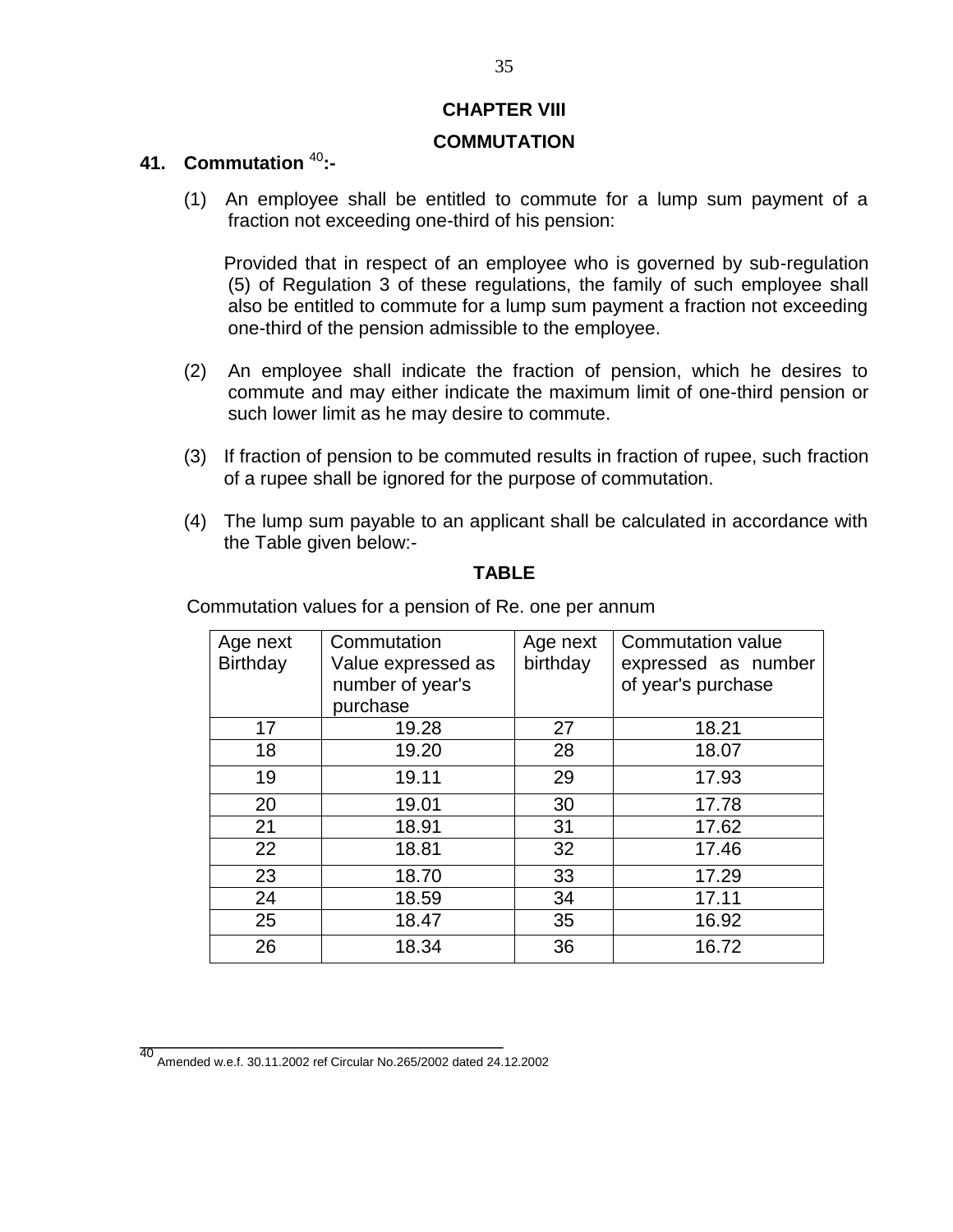# CHAPTER VIII

## COMMUTATION

### 41. Commutation [40]:-

(1) An employee shall be entitled to commute for a lump sum payment of a fraction not exceeding one-third of his pension:

Provided that in respect of an employee who is governed by sub-regulation (5) of Regulation 3 of these regulations, the family of such employee shall also be entitled to commute for a lump sum payment a fraction not exceeding one-third of the pension admissible to the employee.

(2) An employee shall indicate the fraction of pension, which he desires to commute and may either indicate the maximum limit of one-third pension or such lower limit as he may desire to commute.

(3) If fraction of pension to be commuted results in fraction of rupee, such fraction of a rupee shall be ignored for the purpose of commutation.

(4) The lump sum payable to an applicant shall be calculated in accordance with the Table given below:-

**TABLE**

Commutation values for a pension of Re. one per annum

| Age next Birthday | Commutation Value expressed as number of year's purchase | Age next birthday | Commutation value expressed as number of year's purchase |
|---|---|---|---|
| 17 | 19.28 | 27 | 18.21 |
| 18 | 19.20 | 28 | 18.07 |
| 19 | 19.11 | 29 | 17.93 |
| 20 | 19.01 | 30 | 17.78 |
| 21 | 18.91 | 31 | 17.62 |
| 22 | 18.81 | 32 | 17.46 |
| 23 | 18.70 | 33 | 17.29 |
| 24 | 18.59 | 34 | 17.11 |
| 25 | 18.47 | 35 | 16.92 |
| 26 | 18.34 | 36 | 16.72 |

---

[40] Amended w.e.f. 30.11.2002 ref Circular No.265/2002 dated 24.12.2002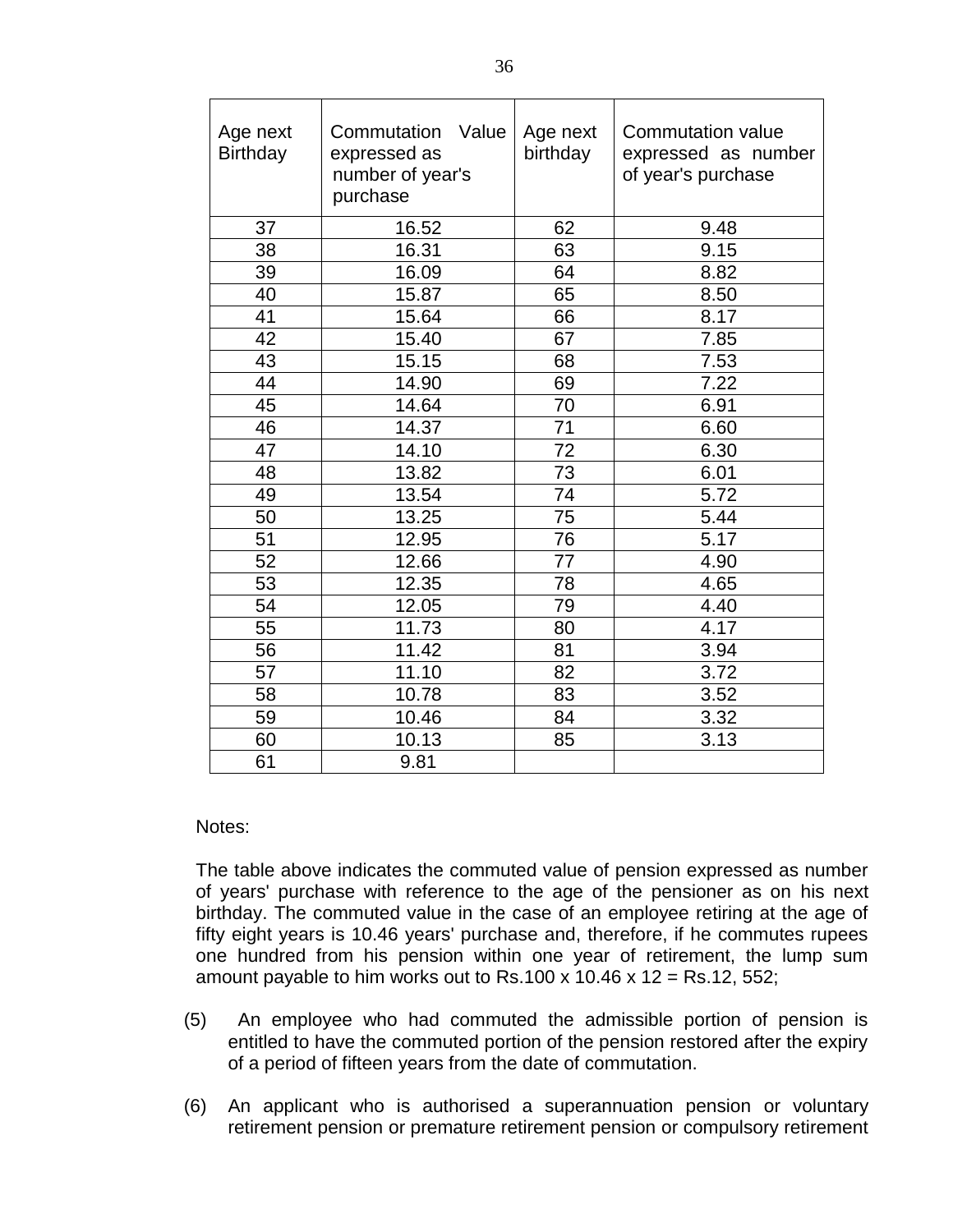| Age next Birthday | Commutation Value expressed as number of year's purchase | Age next birthday | Commutation value expressed as number of year's purchase |
|---|---|---|---|
| 37 | 16.52 | 62 | 9.48 |
| 38 | 16.31 | 63 | 9.15 |
| 39 | 16.09 | 64 | 8.82 |
| 40 | 15.87 | 65 | 8.50 |
| 41 | 15.64 | 66 | 8.17 |
| 42 | 15.40 | 67 | 7.85 |
| 43 | 15.15 | 68 | 7.53 |
| 44 | 14.90 | 69 | 7.22 |
| 45 | 14.64 | 70 | 6.91 |
| 46 | 14.37 | 71 | 6.60 |
| 47 | 14.10 | 72 | 6.30 |
| 48 | 13.82 | 73 | 6.01 |
| 49 | 13.54 | 74 | 5.72 |
| 50 | 13.25 | 75 | 5.44 |
| 51 | 12.95 | 76 | 5.17 |
| 52 | 12.66 | 77 | 4.90 |
| 53 | 12.35 | 78 | 4.65 |
| 54 | 12.05 | 79 | 4.40 |
| 55 | 11.73 | 80 | 4.17 |
| 56 | 11.42 | 81 | 3.94 |
| 57 | 11.10 | 82 | 3.72 |
| 58 | 10.78 | 83 | 3.52 |
| 59 | 10.46 | 84 | 3.32 |
| 60 | 10.13 | 85 | 3.13 |
| 61 | 9.81 | | |

Notes:

The table above indicates the commuted value of pension expressed as number of years' purchase with reference to the age of the pensioner as on his next birthday. The commuted value in the case of an employee retiring at the age of fifty eight years is 10.46 years' purchase and, therefore, if he commutes rupees one hundred from his pension within one year of retirement, the lump sum amount payable to him works out to Rs.100 x 10.46 x 12 = Rs.12, 552;

(5) An employee who had commuted the admissible portion of pension is entitled to have the commuted portion of the pension restored after the expiry of a period of fifteen years from the date of commutation.

(6) An applicant who is authorised a superannuation pension or voluntary retirement pension or premature retirement pension or compulsory retirement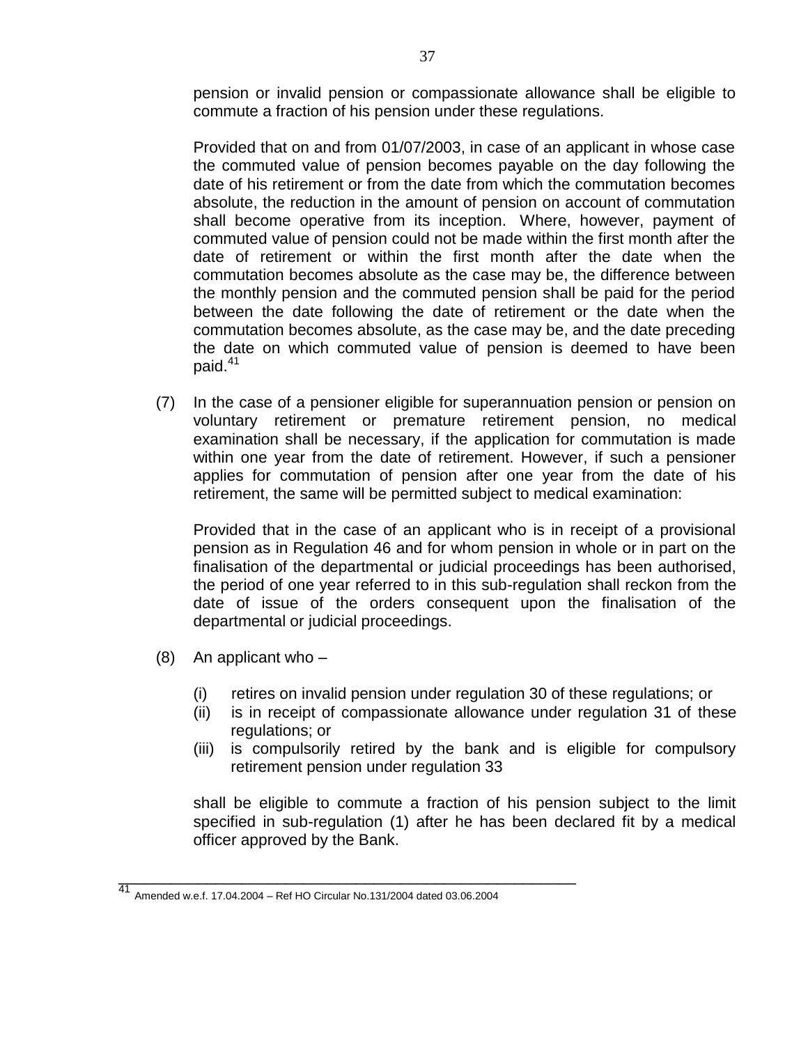pension or invalid pension or compassionate allowance shall be eligible to commute a fraction of his pension under these regulations.

Provided that on and from 01/07/2003, in case of an applicant in whose case the commuted value of pension becomes payable on the day following the date of his retirement or from the date from which the commutation becomes absolute, the reduction in the amount of pension on account of commutation shall become operative from its inception. Where, however, payment of commuted value of pension could not be made within the first month after the date of retirement or within the first month after the date when the commutation becomes absolute as the case may be, the difference between the monthly pension and the commuted pension shall be paid for the period between the date following the date of retirement or the date when the commutation becomes absolute, as the case may be, and the date preceding the date on which commuted value of pension is deemed to have been paid.[41]

(7) In the case of a pensioner eligible for superannuation pension or pension on voluntary retirement or premature retirement pension, no medical examination shall be necessary, if the application for commutation is made within one year from the date of retirement. However, if such a pensioner applies for commutation of pension after one year from the date of his retirement, the same will be permitted subject to medical examination:

Provided that in the case of an applicant who is in receipt of a provisional pension as in Regulation 46 and for whom pension in whole or in part on the finalisation of the departmental or judicial proceedings has been authorised, the period of one year referred to in this sub-regulation shall reckon from the date of issue of the orders consequent upon the finalisation of the departmental or judicial proceedings.

(8) An applicant who –

(i) retires on invalid pension under regulation 30 of these regulations; or
(ii) is in receipt of compassionate allowance under regulation 31 of these regulations; or
(iii) is compulsorily retired by the bank and is eligible for compulsory retirement pension under regulation 33

shall be eligible to commute a fraction of his pension subject to the limit specified in sub-regulation (1) after he has been declared fit by a medical officer approved by the Bank.

---

[41] Amended w.e.f. 17.04.2004 – Ref HO Circular No.131/2004 dated 03.06.2004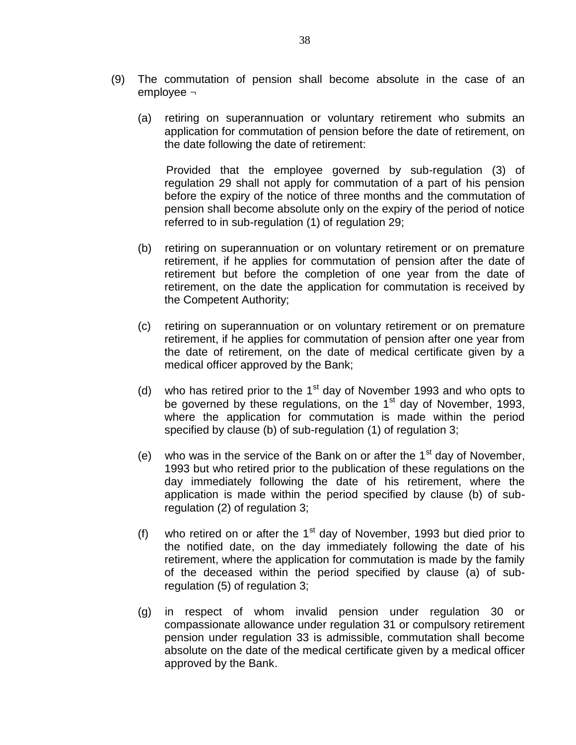(9) The commutation of pension shall become absolute in the case of an employee ¬

(a) retiring on superannuation or voluntary retirement who submits an application for commutation of pension before the date of retirement, on the date following the date of retirement:

Provided that the employee governed by sub-regulation (3) of regulation 29 shall not apply for commutation of a part of his pension before the expiry of the notice of three months and the commutation of pension shall become absolute only on the expiry of the period of notice referred to in sub-regulation (1) of regulation 29;

(b) retiring on superannuation or on voluntary retirement or on premature retirement, if he applies for commutation of pension after the date of retirement but before the completion of one year from the date of retirement, on the date the application for commutation is received by the Competent Authority;

(c) retiring on superannuation or on voluntary retirement or on premature retirement, if he applies for commutation of pension after one year from the date of retirement, on the date of medical certificate given by a medical officer approved by the Bank;

(d) who has retired prior to the 1st day of November 1993 and who opts to be governed by these regulations, on the 1st day of November, 1993, where the application for commutation is made within the period specified by clause (b) of sub-regulation (1) of regulation 3;

(e) who was in the service of the Bank on or after the 1st day of November, 1993 but who retired prior to the publication of these regulations on the day immediately following the date of his retirement, where the application is made within the period specified by clause (b) of sub-regulation (2) of regulation 3;

(f) who retired on or after the 1st day of November, 1993 but died prior to the notified date, on the day immediately following the date of his retirement, where the application for commutation is made by the family of the deceased within the period specified by clause (a) of sub-regulation (5) of regulation 3;

(g) in respect of whom invalid pension under regulation 30 or compassionate allowance under regulation 31 or compulsory retirement pension under regulation 33 is admissible, commutation shall become absolute on the date of the medical certificate given by a medical officer approved by the Bank.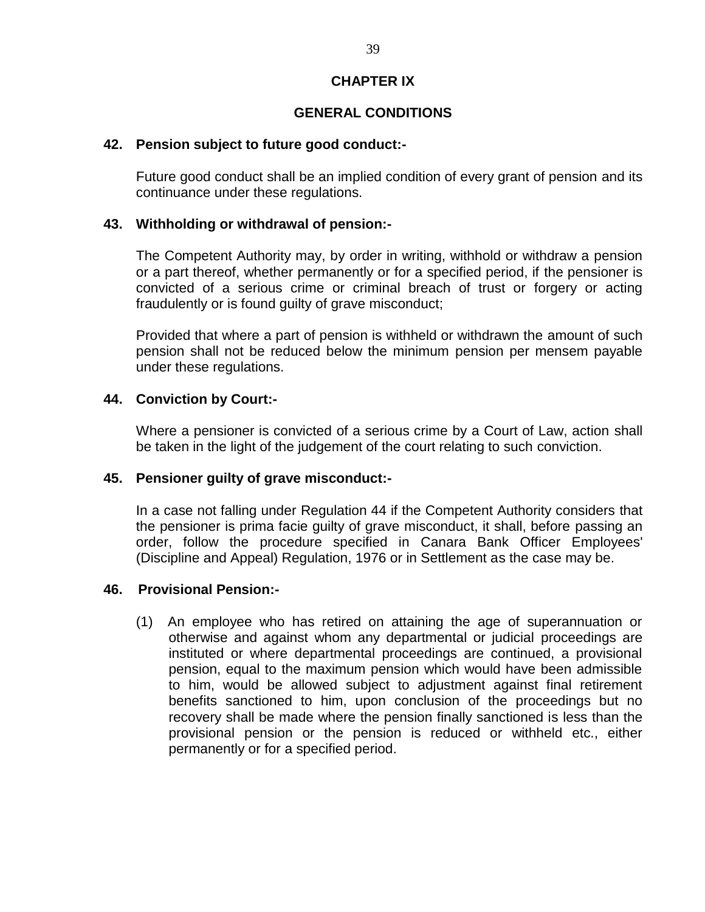# CHAPTER IX

## GENERAL CONDITIONS

### 42. Pension subject to future good conduct:-

Future good conduct shall be an implied condition of every grant of pension and its continuance under these regulations.

### 43. Withholding or withdrawal of pension:-

The Competent Authority may, by order in writing, withhold or withdraw a pension or a part thereof, whether permanently or for a specified period, if the pensioner is convicted of a serious crime or criminal breach of trust or forgery or acting fraudulently or is found guilty of grave misconduct;

Provided that where a part of pension is withheld or withdrawn the amount of such pension shall not be reduced below the minimum pension per mensem payable under these regulations.

### 44. Conviction by Court:-

Where a pensioner is convicted of a serious crime by a Court of Law, action shall be taken in the light of the judgement of the court relating to such conviction.

### 45. Pensioner guilty of grave misconduct:-

In a case not falling under Regulation 44 if the Competent Authority considers that the pensioner is prima facie guilty of grave misconduct, it shall, before passing an order, follow the procedure specified in Canara Bank Officer Employees' (Discipline and Appeal) Regulation, 1976 or in Settlement as the case may be.

### 46. Provisional Pension:-

(1) An employee who has retired on attaining the age of superannuation or otherwise and against whom any departmental or judicial proceedings are instituted or where departmental proceedings are continued, a provisional pension, equal to the maximum pension which would have been admissible to him, would be allowed subject to adjustment against final retirement benefits sanctioned to him, upon conclusion of the proceedings but no recovery shall be made where the pension finally sanctioned is less than the provisional pension or the pension is reduced or withheld etc., either permanently or for a specified period.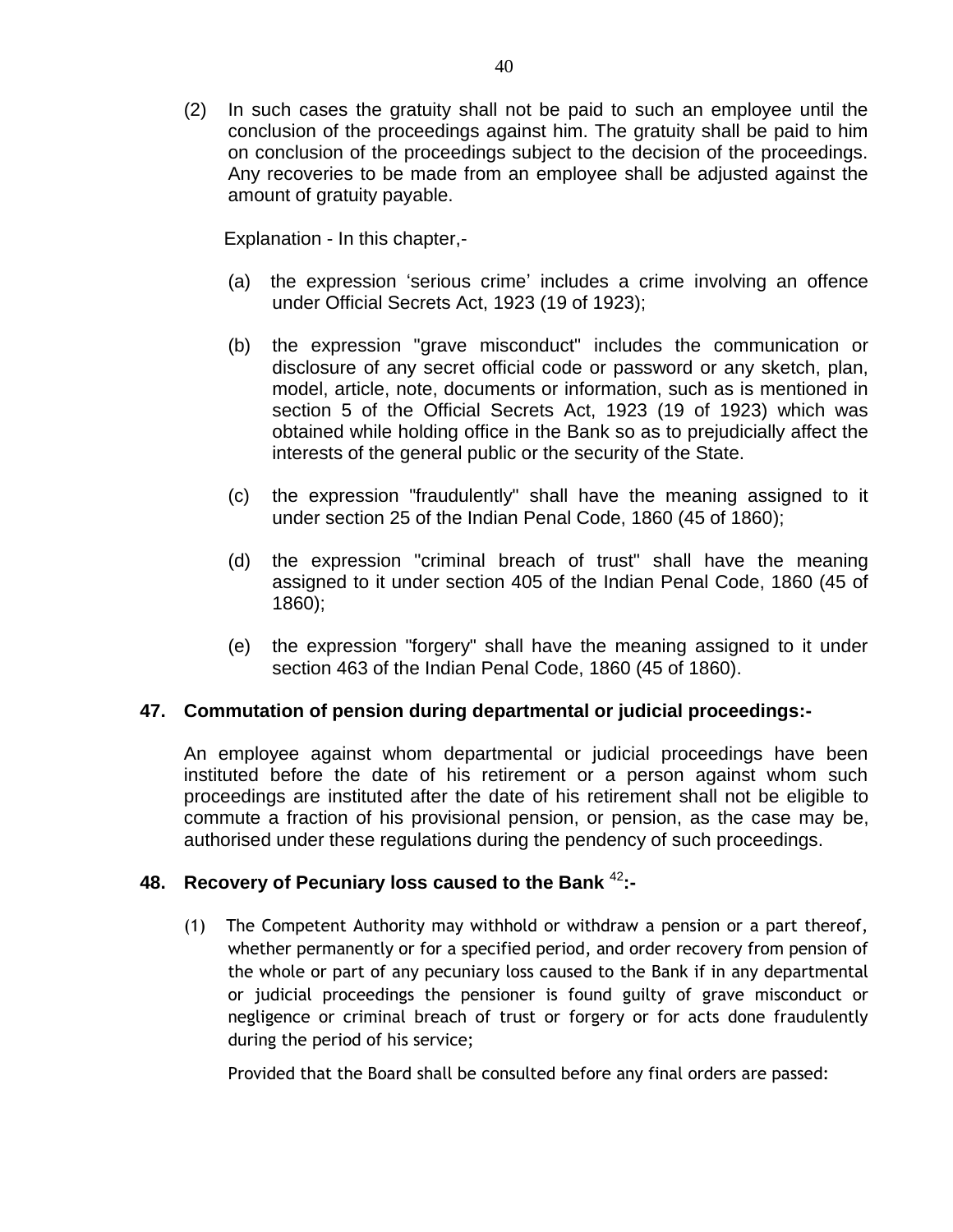(2) In such cases the gratuity shall not be paid to such an employee until the conclusion of the proceedings against him. The gratuity shall be paid to him on conclusion of the proceedings subject to the decision of the proceedings. Any recoveries to be made from an employee shall be adjusted against the amount of gratuity payable.

Explanation - In this chapter,-

(a) the expression 'serious crime' includes a crime involving an offence under Official Secrets Act, 1923 (19 of 1923);

(b) the expression "grave misconduct" includes the communication or disclosure of any secret official code or password or any sketch, plan, model, article, note, documents or information, such as is mentioned in section 5 of the Official Secrets Act, 1923 (19 of 1923) which was obtained while holding office in the Bank so as to prejudicially affect the interests of the general public or the security of the State.

(c) the expression "fraudulently" shall have the meaning assigned to it under section 25 of the Indian Penal Code, 1860 (45 of 1860);

(d) the expression "criminal breach of trust" shall have the meaning assigned to it under section 405 of the Indian Penal Code, 1860 (45 of 1860);

(e) the expression "forgery" shall have the meaning assigned to it under section 463 of the Indian Penal Code, 1860 (45 of 1860).

**47. Commutation of pension during departmental or judicial proceedings:-**

An employee against whom departmental or judicial proceedings have been instituted before the date of his retirement or a person against whom such proceedings are instituted after the date of his retirement shall not be eligible to commute a fraction of his provisional pension, or pension, as the case may be, authorised under these regulations during the pendency of such proceedings.

**48. Recovery of Pecuniary loss caused to the Bank [42]:-**

(1) The Competent Authority may withhold or withdraw a pension or a part thereof, whether permanently or for a specified period, and order recovery from pension of the whole or part of any pecuniary loss caused to the Bank if in any departmental or judicial proceedings the pensioner is found guilty of grave misconduct or negligence or criminal breach of trust or forgery or for acts done fraudulently during the period of his service;

Provided that the Board shall be consulted before any final orders are passed: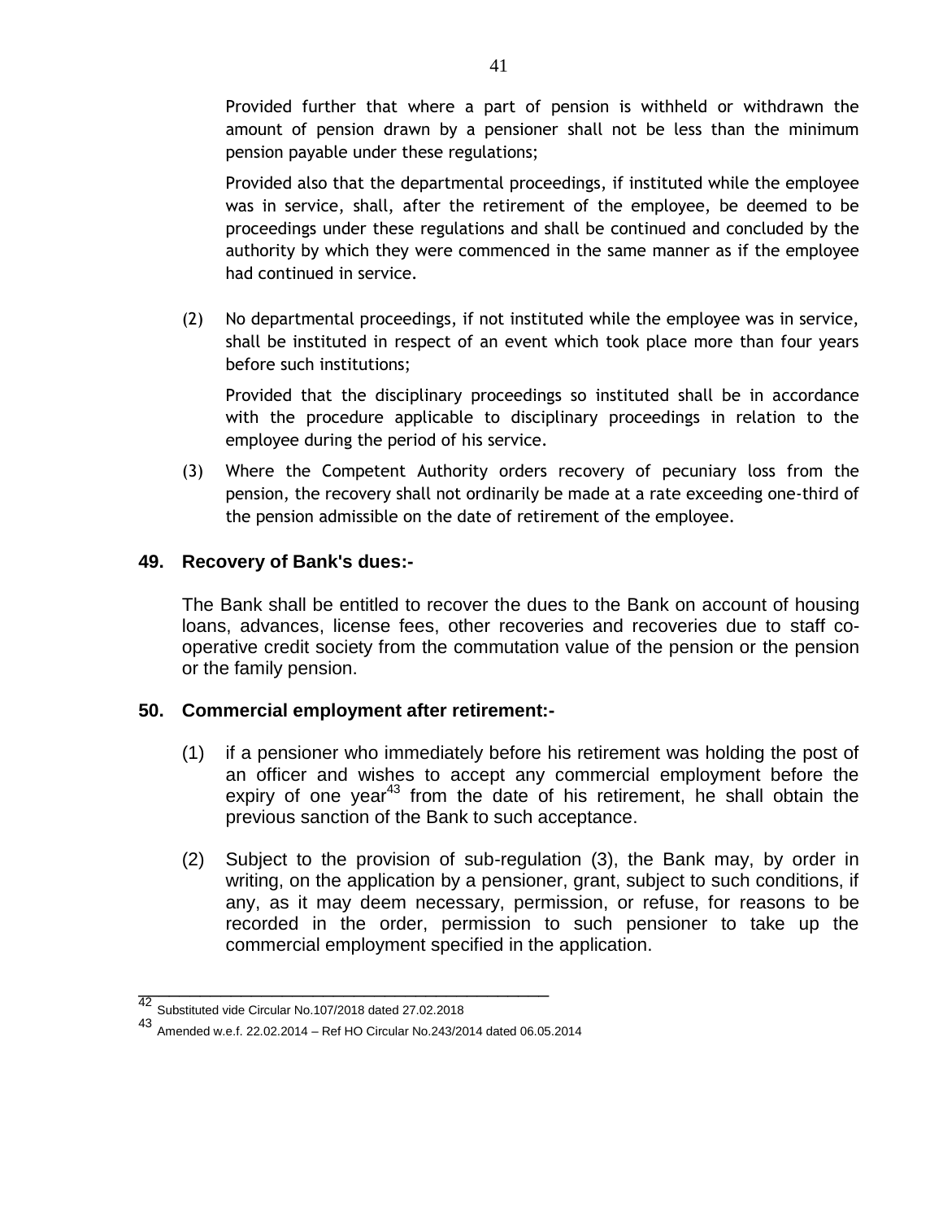Provided further that where a part of pension is withheld or withdrawn the amount of pension drawn by a pensioner shall not be less than the minimum pension payable under these regulations;

Provided also that the departmental proceedings, if instituted while the employee was in service, shall, after the retirement of the employee, be deemed to be proceedings under these regulations and shall be continued and concluded by the authority by which they were commenced in the same manner as if the employee had continued in service.

(2) No departmental proceedings, if not instituted while the employee was in service, shall be instituted in respect of an event which took place more than four years before such institutions;

Provided that the disciplinary proceedings so instituted shall be in accordance with the procedure applicable to disciplinary proceedings in relation to the employee during the period of his service.

(3) Where the Competent Authority orders recovery of pecuniary loss from the pension, the recovery shall not ordinarily be made at a rate exceeding one-third of the pension admissible on the date of retirement of the employee.

## 49. Recovery of Bank's dues:-

The Bank shall be entitled to recover the dues to the Bank on account of housing loans, advances, license fees, other recoveries and recoveries due to staff co-operative credit society from the commutation value of the pension or the pension or the family pension.

## 50. Commercial employment after retirement:-

(1) if a pensioner who immediately before his retirement was holding the post of an officer and wishes to accept any commercial employment before the expiry of one year[43] from the date of his retirement, he shall obtain the previous sanction of the Bank to such acceptance.

(2) Subject to the provision of sub-regulation (3), the Bank may, by order in writing, on the application by a pensioner, grant, subject to such conditions, if any, as it may deem necessary, permission, or refuse, for reasons to be recorded in the order, permission to such pensioner to take up the commercial employment specified in the application.

---

[42] Substituted vide Circular No.107/2018 dated 27.02.2018

[43] Amended w.e.f. 22.02.2014 – Ref HO Circular No.243/2014 dated 06.05.2014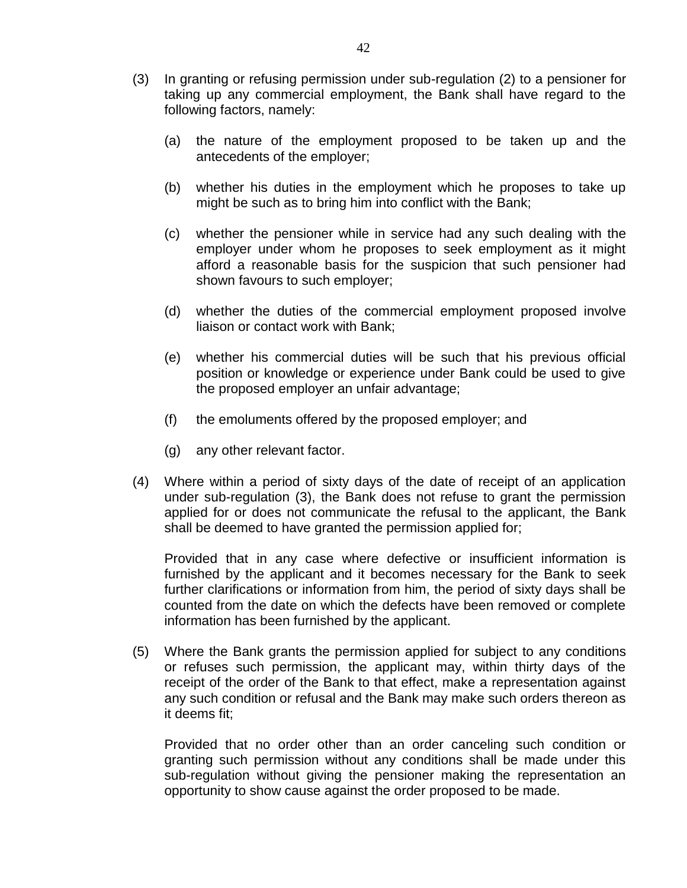(3) In granting or refusing permission under sub-regulation (2) to a pensioner for taking up any commercial employment, the Bank shall have regard to the following factors, namely:

   (a) the nature of the employment proposed to be taken up and the antecedents of the employer;

   (b) whether his duties in the employment which he proposes to take up might be such as to bring him into conflict with the Bank;

   (c) whether the pensioner while in service had any such dealing with the employer under whom he proposes to seek employment as it might afford a reasonable basis for the suspicion that such pensioner had shown favours to such employer;

   (d) whether the duties of the commercial employment proposed involve liaison or contact work with Bank;

   (e) whether his commercial duties will be such that his previous official position or knowledge or experience under Bank could be used to give the proposed employer an unfair advantage;

   (f) the emoluments offered by the proposed employer; and

   (g) any other relevant factor.

(4) Where within a period of sixty days of the date of receipt of an application under sub-regulation (3), the Bank does not refuse to grant the permission applied for or does not communicate the refusal to the applicant, the Bank shall be deemed to have granted the permission applied for;

   Provided that in any case where defective or insufficient information is furnished by the applicant and it becomes necessary for the Bank to seek further clarifications or information from him, the period of sixty days shall be counted from the date on which the defects have been removed or complete information has been furnished by the applicant.

(5) Where the Bank grants the permission applied for subject to any conditions or refuses such permission, the applicant may, within thirty days of the receipt of the order of the Bank to that effect, make a representation against any such condition or refusal and the Bank may make such orders thereon as it deems fit;

   Provided that no order other than an order canceling such condition or granting such permission without any conditions shall be made under this sub-regulation without giving the pensioner making the representation an opportunity to show cause against the order proposed to be made.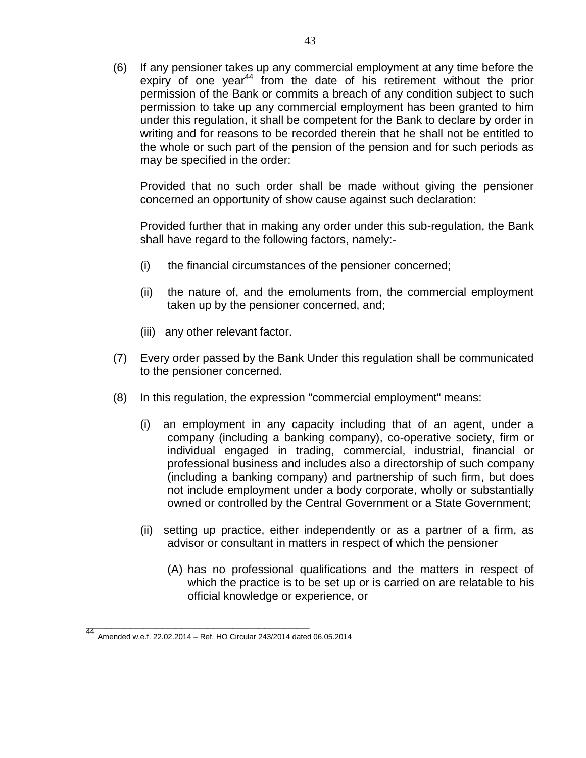(6) If any pensioner takes up any commercial employment at any time before the expiry of one year[44] from the date of his retirement without the prior permission of the Bank or commits a breach of any condition subject to such permission to take up any commercial employment has been granted to him under this regulation, it shall be competent for the Bank to declare by order in writing and for reasons to be recorded therein that he shall not be entitled to the whole or such part of the pension of the pension and for such periods as may be specified in the order:

Provided that no such order shall be made without giving the pensioner concerned an opportunity of show cause against such declaration:

Provided further that in making any order under this sub-regulation, the Bank shall have regard to the following factors, namely:-

(i) the financial circumstances of the pensioner concerned;

(ii) the nature of, and the emoluments from, the commercial employment taken up by the pensioner concerned, and;

(iii) any other relevant factor.

(7) Every order passed by the Bank Under this regulation shall be communicated to the pensioner concerned.

(8) In this regulation, the expression "commercial employment" means:

(i) an employment in any capacity including that of an agent, under a company (including a banking company), co-operative society, firm or individual engaged in trading, commercial, industrial, financial or professional business and includes also a directorship of such company (including a banking company) and partnership of such firm, but does not include employment under a body corporate, wholly or substantially owned or controlled by the Central Government or a State Government;

(ii) setting up practice, either independently or as a partner of a firm, as advisor or consultant in matters in respect of which the pensioner

(A) has no professional qualifications and the matters in respect of which the practice is to be set up or is carried on are relatable to his official knowledge or experience, or

---

[44] Amended w.e.f. 22.02.2014 – Ref. HO Circular 243/2014 dated 06.05.2014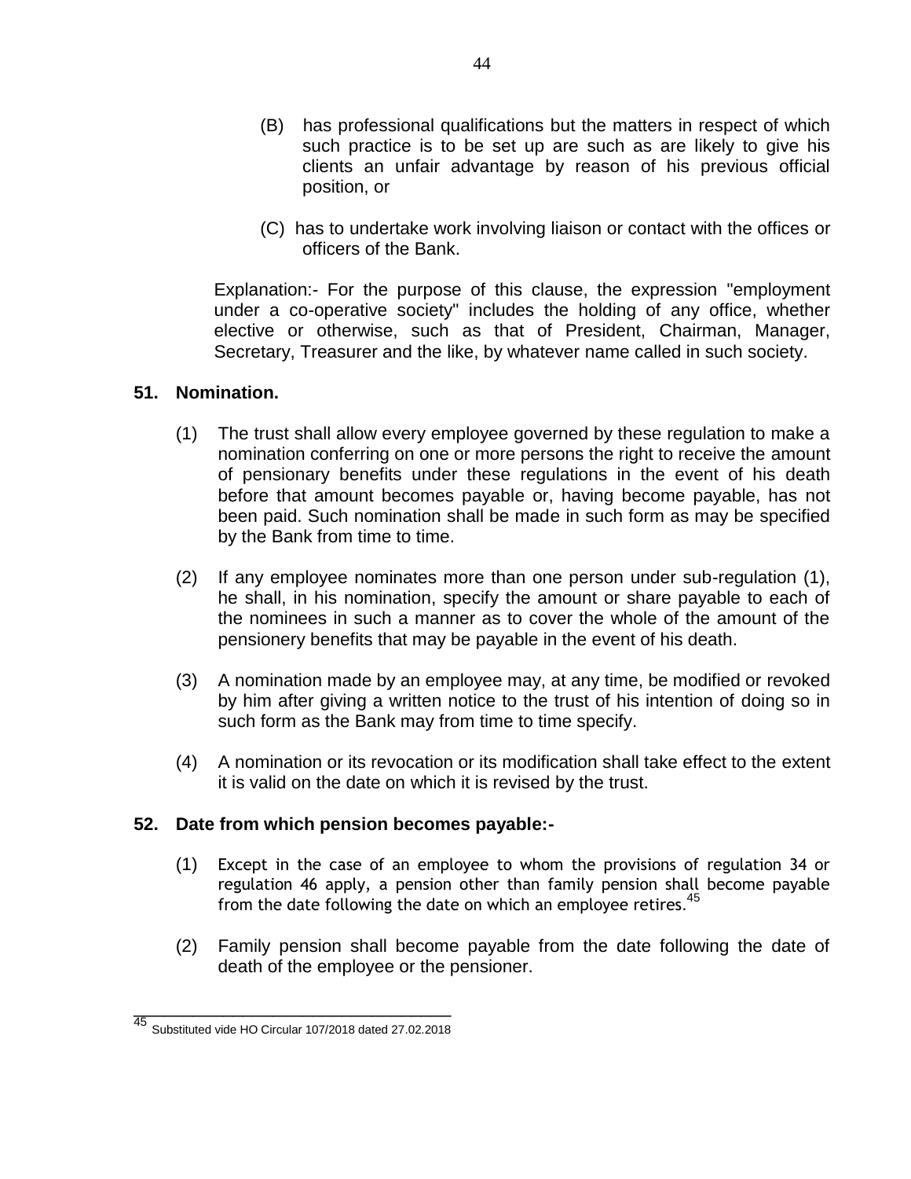(B) has professional qualifications but the matters in respect of which such practice is to be set up are such as are likely to give his clients an unfair advantage by reason of his previous official position, or

(C) has to undertake work involving liaison or contact with the offices or officers of the Bank.

Explanation:- For the purpose of this clause, the expression "employment under a co-operative society" includes the holding of any office, whether elective or otherwise, such as that of President, Chairman, Manager, Secretary, Treasurer and the like, by whatever name called in such society.

## 51. Nomination.

(1) The trust shall allow every employee governed by these regulation to make a nomination conferring on one or more persons the right to receive the amount of pensionary benefits under these regulations in the event of his death before that amount becomes payable or, having become payable, has not been paid. Such nomination shall be made in such form as may be specified by the Bank from time to time.

(2) If any employee nominates more than one person under sub-regulation (1), he shall, in his nomination, specify the amount or share payable to each of the nominees in such a manner as to cover the whole of the amount of the pensionery benefits that may be payable in the event of his death.

(3) A nomination made by an employee may, at any time, be modified or revoked by him after giving a written notice to the trust of his intention of doing so in such form as the Bank may from time to time specify.

(4) A nomination or its revocation or its modification shall take effect to the extent it is valid on the date on which it is revised by the trust.

## 52. Date from which pension becomes payable:-

(1) Except in the case of an employee to whom the provisions of regulation 34 or regulation 46 apply, a pension other than family pension shall become payable from the date following the date on which an employee retires.[45]

(2) Family pension shall become payable from the date following the date of death of the employee or the pensioner.

---

[45] Substituted vide HO Circular 107/2018 dated 27.02.2018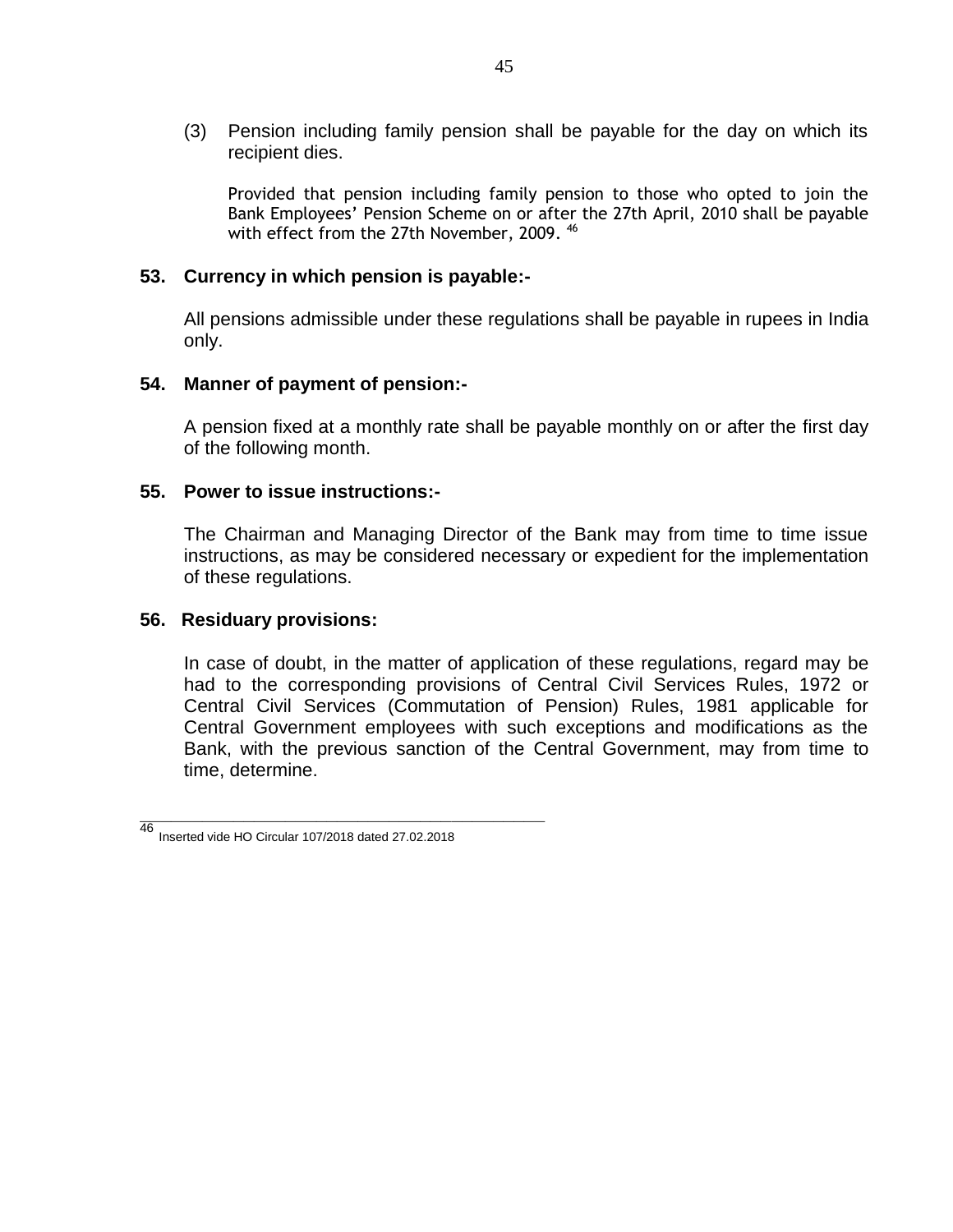(3) Pension including family pension shall be payable for the day on which its recipient dies.

Provided that pension including family pension to those who opted to join the Bank Employees' Pension Scheme on or after the 27th April, 2010 shall be payable with effect from the 27th November, 2009. [46]

### 53. Currency in which pension is payable:-

All pensions admissible under these regulations shall be payable in rupees in India only.

### 54. Manner of payment of pension:-

A pension fixed at a monthly rate shall be payable monthly on or after the first day of the following month.

### 55. Power to issue instructions:-

The Chairman and Managing Director of the Bank may from time to time issue instructions, as may be considered necessary or expedient for the implementation of these regulations.

### 56. Residuary provisions:

In case of doubt, in the matter of application of these regulations, regard may be had to the corresponding provisions of Central Civil Services Rules, 1972 or Central Civil Services (Commutation of Pension) Rules, 1981 applicable for Central Government employees with such exceptions and modifications as the Bank, with the previous sanction of the Central Government, may from time to time, determine.

---

[46] Inserted vide HO Circular 107/2018 dated 27.02.2018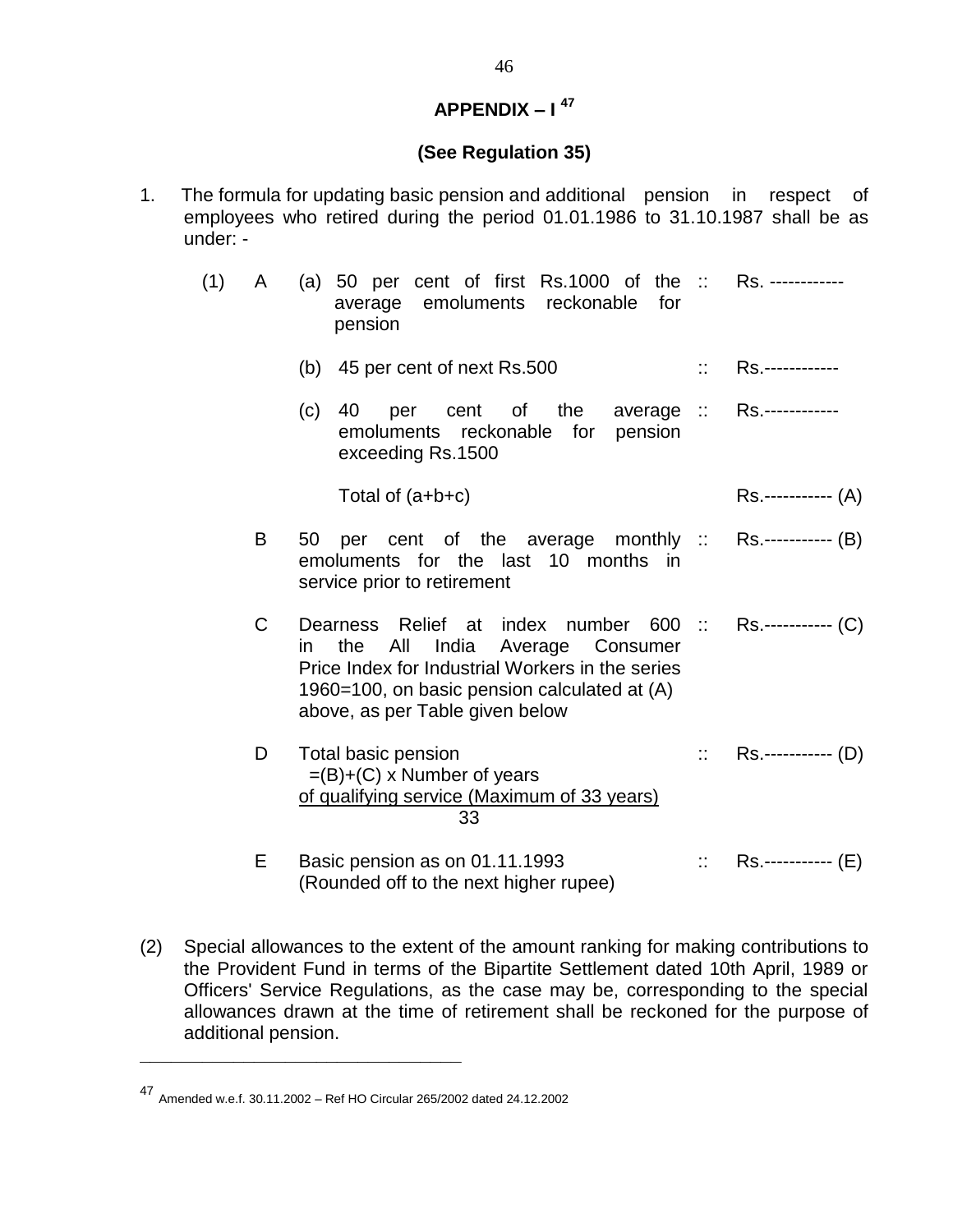## APPENDIX – I [47]

### (See Regulation 35)

1. The formula for updating basic pension and additional pension in respect of employees who retired during the period 01.01.1986 to 31.10.1987 shall be as under: -

| | | | | |
|---|---|---|---|---|
| (1) | A | (a) 50 per cent of first Rs.1000 of the average emoluments reckonable for pension | :: | Rs. ------------ |
| | | (b) 45 per cent of next Rs.500 | :: | Rs.------------ |
| | | (c) 40 per cent of the average emoluments reckonable for pension exceeding Rs.1500 | :: | Rs.------------ |
| | | Total of (a+b+c) | | Rs.----------- (A) |
| | B | 50 per cent of the average monthly emoluments for the last 10 months in service prior to retirement | :: | Rs.----------- (B) |
| | C | Dearness Relief at index number 600 in the All India Average Consumer Price Index for Industrial Workers in the series 1960=100, on basic pension calculated at (A) above, as per Table given below | :: | Rs.----------- (C) |
| | D | Total basic pension $= (B)+(C) \times \frac{\text{Number of years of qualifying service (Maximum of 33 years)}}{33}$ | :: | Rs.----------- (D) |
| | E | Basic pension as on 01.11.1993 (Rounded off to the next higher rupee) | :: | Rs.----------- (E) |

(2) Special allowances to the extent of the amount ranking for making contributions to the Provident Fund in terms of the Bipartite Settlement dated 10th April, 1989 or Officers' Service Regulations, as the case may be, corresponding to the special allowances drawn at the time of retirement shall be reckoned for the purpose of additional pension.

---

[47] Amended w.e.f. 30.11.2002 – Ref HO Circular 265/2002 dated 24.12.2002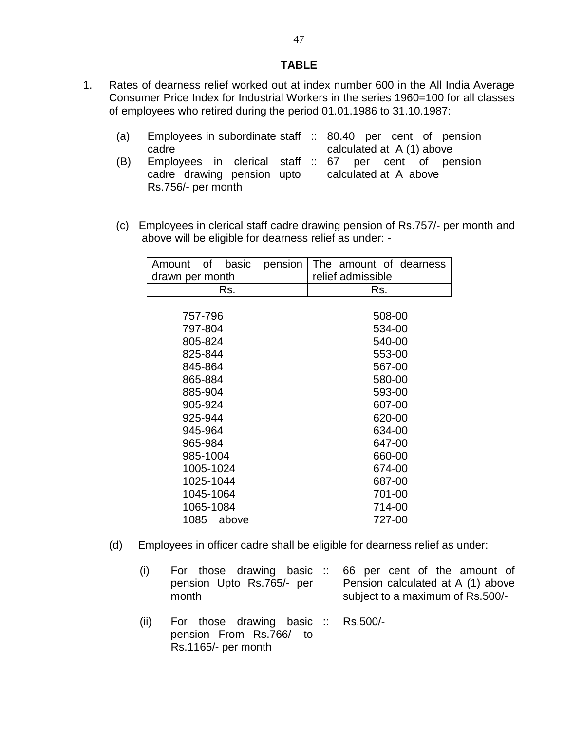**TABLE**

1. Rates of dearness relief worked out at index number 600 in the All India Average Consumer Price Index for Industrial Workers in the series 1960=100 for all classes of employees who retired during the period 01.01.1986 to 31.10.1987:

   (a) Employees in subordinate staff cadre :: 80.40 per cent of pension calculated at A (1) above

   (B) Employees in clerical staff cadre drawing pension upto Rs.756/- per month :: 67 per cent of pension calculated at A above

   (c) Employees in clerical staff cadre drawing pension of Rs.757/- per month and above will be eligible for dearness relief as under: -

| Amount of basic pension drawn per month | The amount of dearness relief admissible |
|---|---|
| Rs. | Rs. |
| 757-796 | 508-00 |
| 797-804 | 534-00 |
| 805-824 | 540-00 |
| 825-844 | 553-00 |
| 845-864 | 567-00 |
| 865-884 | 580-00 |
| 885-904 | 593-00 |
| 905-924 | 607-00 |
| 925-944 | 620-00 |
| 945-964 | 634-00 |
| 965-984 | 647-00 |
| 985-1004 | 660-00 |
| 1005-1024 | 674-00 |
| 1025-1044 | 687-00 |
| 1045-1064 | 701-00 |
| 1065-1084 | 714-00 |
| 1085 above | 727-00 |

   (d) Employees in officer cadre shall be eligible for dearness relief as under:

   (i) For those drawing basic pension Upto Rs.765/- per month :: 66 per cent of the amount of Pension calculated at A (1) above subject to a maximum of Rs.500/-

   (ii) For those drawing basic pension From Rs.766/- to Rs.1165/- per month :: Rs.500/-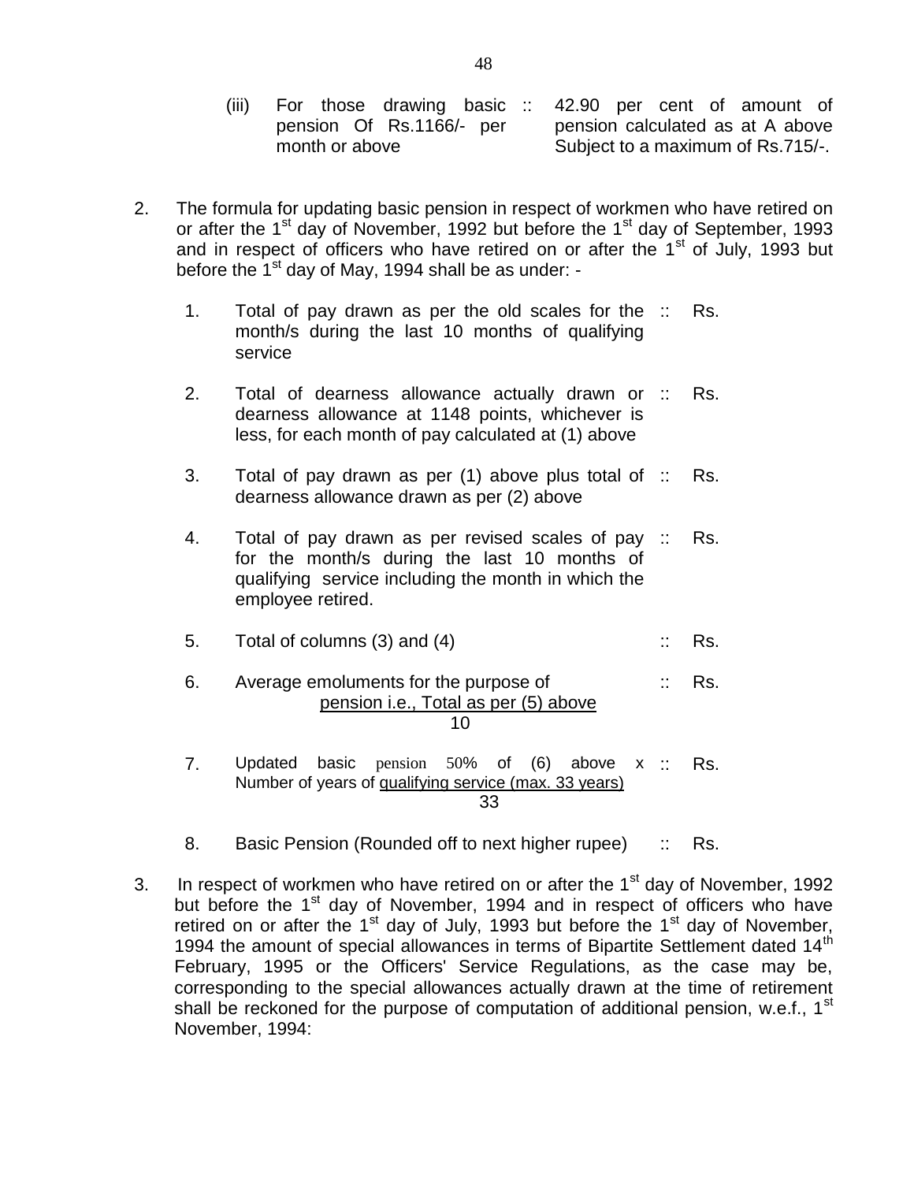| | | | |
|---|---|---|---|
| (iii) | For those drawing basic pension Of Rs.1166/- per month or above | :: | 42.90 per cent of amount of pension calculated as at A above Subject to a maximum of Rs.715/-. |

2. The formula for updating basic pension in respect of workmen who have retired on or after the 1st day of November, 1992 but before the 1st day of September, 1993 and in respect of officers who have retired on or after the 1st of July, 1993 but before the 1st day of May, 1994 shall be as under: -

| | | | |
|---|---|---|---|
| 1. | Total of pay drawn as per the old scales for the month/s during the last 10 months of qualifying service | :: | Rs. |
| 2. | Total of dearness allowance actually drawn or dearness allowance at 1148 points, whichever is less, for each month of pay calculated at (1) above | :: | Rs. |
| 3. | Total of pay drawn as per (1) above plus total of dearness allowance drawn as per (2) above | :: | Rs. |
| 4. | Total of pay drawn as per revised scales of pay for the month/s during the last 10 months of qualifying service including the month in which the employee retired. | :: | Rs. |
| 5. | Total of columns (3) and (4) | :: | Rs. |
| 6. | Average emoluments for the purpose of pension i.e., $\frac{\text{Total as per (5) above}}{10}$ | :: | Rs. |
| 7. | Updated basic pension 50% of (6) above x $\frac{\text{Number of years of qualifying service (max. 33 years)}}{33}$ | :: | Rs. |
| 8. | Basic Pension (Rounded off to next higher rupee) | :: | Rs. |

3. In respect of workmen who have retired on or after the 1st day of November, 1992 but before the 1st day of November, 1994 and in respect of officers who have retired on or after the 1st day of July, 1993 but before the 1st day of November, 1994 the amount of special allowances in terms of Bipartite Settlement dated 14th February, 1995 or the Officers' Service Regulations, as the case may be, corresponding to the special allowances actually drawn at the time of retirement shall be reckoned for the purpose of computation of additional pension, w.e.f., 1st November, 1994: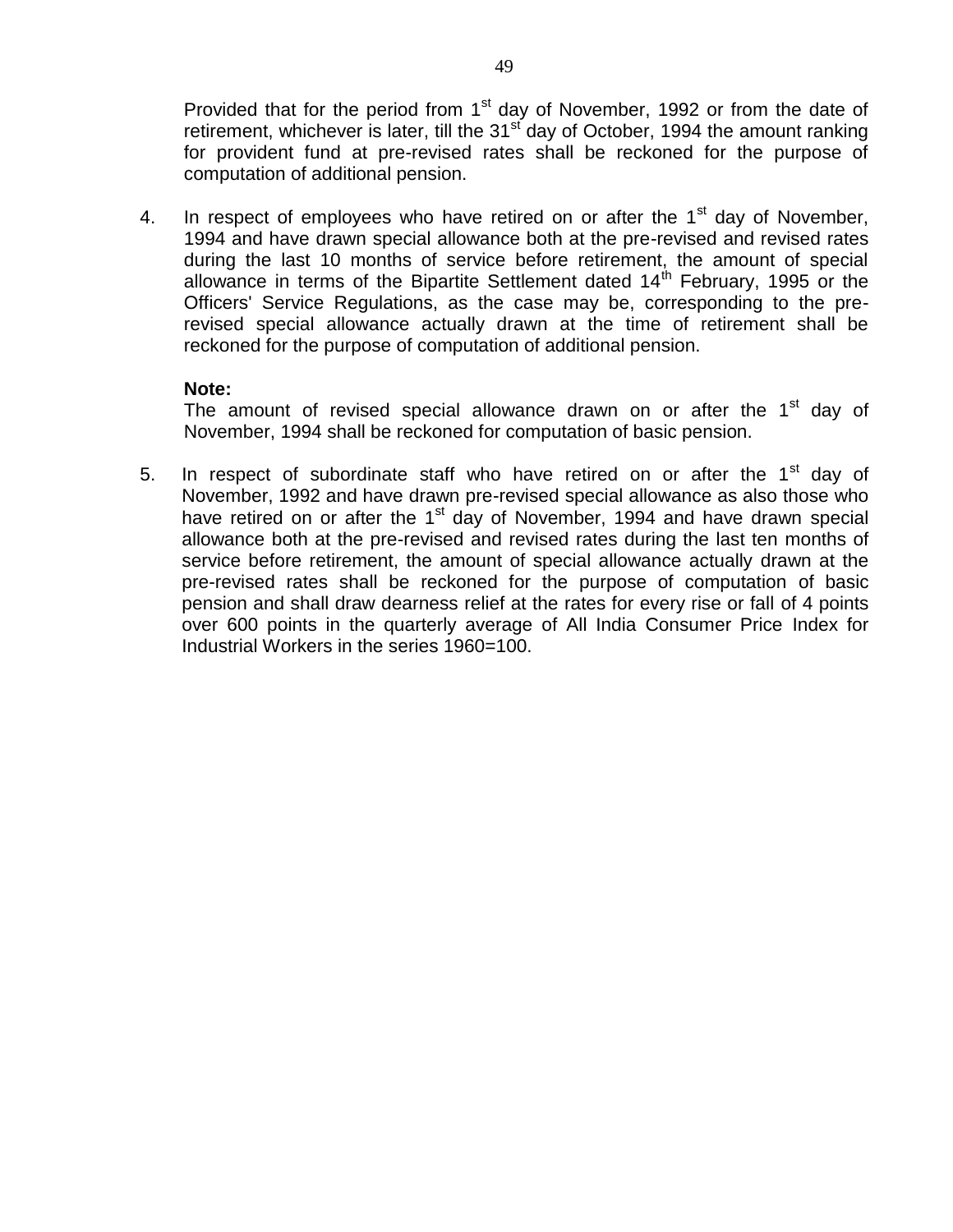Provided that for the period from 1st day of November, 1992 or from the date of retirement, whichever is later, till the 31st day of October, 1994 the amount ranking for provident fund at pre-revised rates shall be reckoned for the purpose of computation of additional pension.

4. In respect of employees who have retired on or after the 1st day of November, 1994 and have drawn special allowance both at the pre-revised and revised rates during the last 10 months of service before retirement, the amount of special allowance in terms of the Bipartite Settlement dated 14th February, 1995 or the Officers' Service Regulations, as the case may be, corresponding to the pre-revised special allowance actually drawn at the time of retirement shall be reckoned for the purpose of computation of additional pension.

   **Note:**
   The amount of revised special allowance drawn on or after the 1st day of November, 1994 shall be reckoned for computation of basic pension.

5. In respect of subordinate staff who have retired on or after the 1st day of November, 1992 and have drawn pre-revised special allowance as also those who have retired on or after the 1st day of November, 1994 and have drawn special allowance both at the pre-revised and revised rates during the last ten months of service before retirement, the amount of special allowance actually drawn at the pre-revised rates shall be reckoned for the purpose of computation of basic pension and shall draw dearness relief at the rates for every rise or fall of 4 points over 600 points in the quarterly average of All India Consumer Price Index for Industrial Workers in the series 1960=100.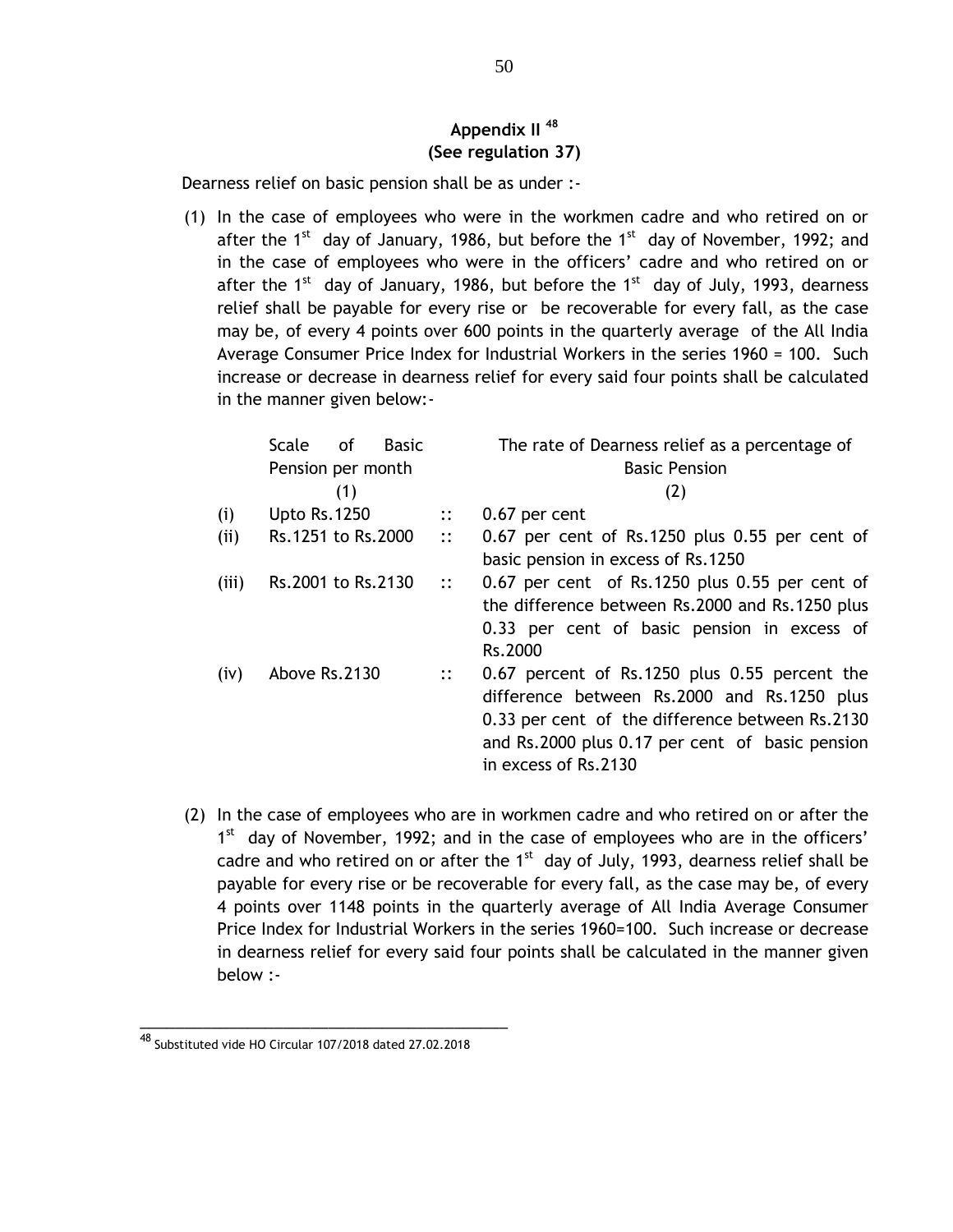## Appendix II [48]
## (See regulation 37)

Dearness relief on basic pension shall be as under :-

(1) In the case of employees who were in the workmen cadre and who retired on or after the 1st day of January, 1986, but before the 1st day of November, 1992; and in the case of employees who were in the officers' cadre and who retired on or after the 1st day of January, 1986, but before the 1st day of July, 1993, dearness relief shall be payable for every rise or be recoverable for every fall, as the case may be, of every 4 points over 600 points in the quarterly average of the All India Average Consumer Price Index for Industrial Workers in the series 1960 = 100. Such increase or decrease in dearness relief for every said four points shall be calculated in the manner given below:-

| | Scale of Basic Pension per month | | The rate of Dearness relief as a percentage of Basic Pension |
|---|---|---|---|
| | (1) | | (2) |
| (i) | Upto Rs.1250 | :: | 0.67 per cent |
| (ii) | Rs.1251 to Rs.2000 | :: | 0.67 per cent of Rs.1250 plus 0.55 per cent of basic pension in excess of Rs.1250 |
| (iii) | Rs.2001 to Rs.2130 | :: | 0.67 per cent of Rs.1250 plus 0.55 per cent of the difference between Rs.2000 and Rs.1250 plus 0.33 per cent of basic pension in excess of Rs.2000 |
| (iv) | Above Rs.2130 | :: | 0.67 percent of Rs.1250 plus 0.55 percent the difference between Rs.2000 and Rs.1250 plus 0.33 per cent of the difference between Rs.2130 and Rs.2000 plus 0.17 per cent of basic pension in excess of Rs.2130 |

(2) In the case of employees who are in workmen cadre and who retired on or after the 1st day of November, 1992; and in the case of employees who are in the officers' cadre and who retired on or after the 1st day of July, 1993, dearness relief shall be payable for every rise or be recoverable for every fall, as the case may be, of every 4 points over 1148 points in the quarterly average of All India Average Consumer Price Index for Industrial Workers in the series 1960=100. Such increase or decrease in dearness relief for every said four points shall be calculated in the manner given below :-

---

[48] Substituted vide HO Circular 107/2018 dated 27.02.2018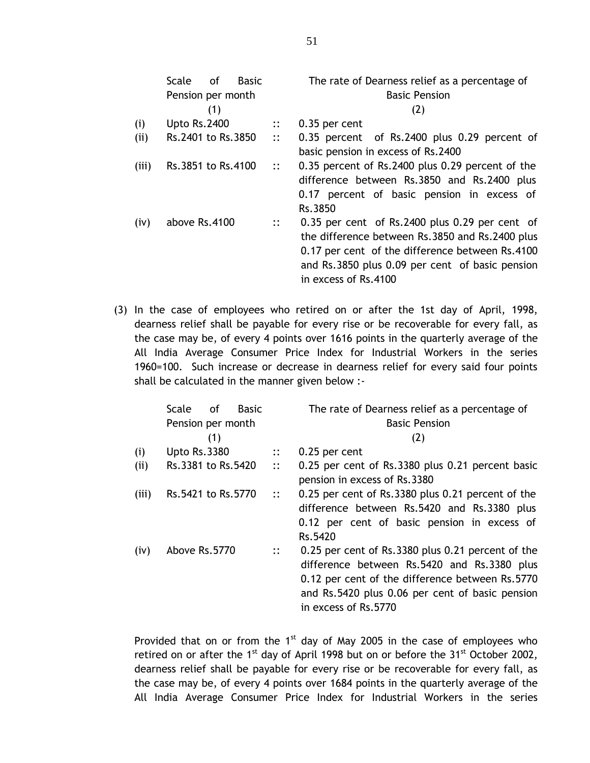| | Scale of Basic Pension per month (1) | | The rate of Dearness relief as a percentage of Basic Pension (2) |
|---|---|---|---|
| (i) | Upto Rs.2400 | :: | 0.35 per cent |
| (ii) | Rs.2401 to Rs.3850 | :: | 0.35 percent of Rs.2400 plus 0.29 percent of basic pension in excess of Rs.2400 |
| (iii) | Rs.3851 to Rs.4100 | :: | 0.35 percent of Rs.2400 plus 0.29 percent of the difference between Rs.3850 and Rs.2400 plus 0.17 percent of basic pension in excess of Rs.3850 |
| (iv) | above Rs.4100 | :: | 0.35 per cent of Rs.2400 plus 0.29 per cent of the difference between Rs.3850 and Rs.2400 plus 0.17 per cent of the difference between Rs.4100 and Rs.3850 plus 0.09 per cent of basic pension in excess of Rs.4100 |

(3) In the case of employees who retired on or after the 1st day of April, 1998, dearness relief shall be payable for every rise or be recoverable for every fall, as the case may be, of every 4 points over 1616 points in the quarterly average of the All India Average Consumer Price Index for Industrial Workers in the series 1960=100. Such increase or decrease in dearness relief for every said four points shall be calculated in the manner given below :-

| | Scale of Basic Pension per month (1) | | The rate of Dearness relief as a percentage of Basic Pension (2) |
|---|---|---|---|
| (i) | Upto Rs.3380 | :: | 0.25 per cent |
| (ii) | Rs.3381 to Rs.5420 | :: | 0.25 per cent of Rs.3380 plus 0.21 percent basic pension in excess of Rs.3380 |
| (iii) | Rs.5421 to Rs.5770 | :: | 0.25 per cent of Rs.3380 plus 0.21 percent of the difference between Rs.5420 and Rs.3380 plus 0.12 per cent of basic pension in excess of Rs.5420 |
| (iv) | Above Rs.5770 | :: | 0.25 per cent of Rs.3380 plus 0.21 percent of the difference between Rs.5420 and Rs.3380 plus 0.12 per cent of the difference between Rs.5770 and Rs.5420 plus 0.06 per cent of basic pension in excess of Rs.5770 |

Provided that on or from the 1st day of May 2005 in the case of employees who retired on or after the 1st day of April 1998 but on or before the 31st October 2002, dearness relief shall be payable for every rise or be recoverable for every fall, as the case may be, of every 4 points over 1684 points in the quarterly average of the All India Average Consumer Price Index for Industrial Workers in the series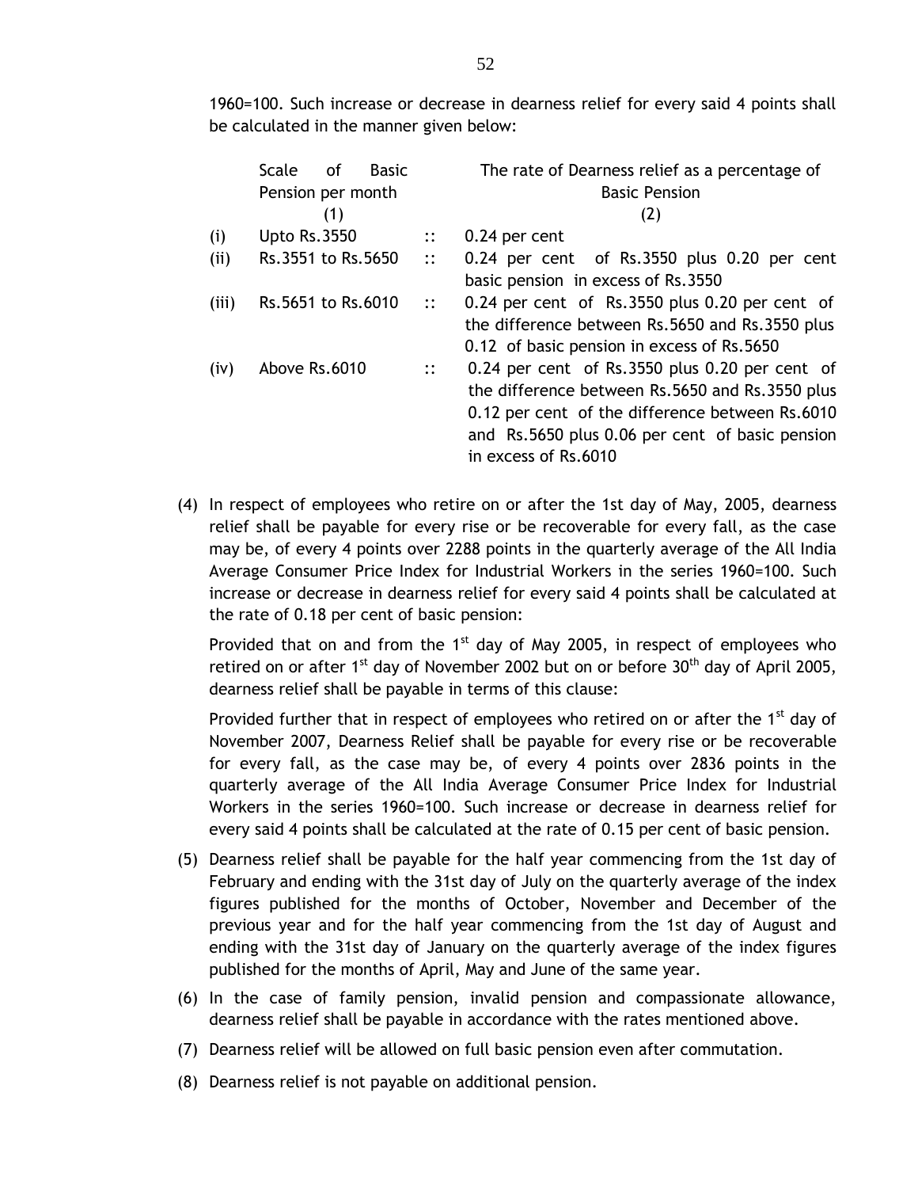1960=100. Such increase or decrease in dearness relief for every said 4 points shall be calculated in the manner given below:

| | Scale of Basic Pension per month (1) | | The rate of Dearness relief as a percentage of Basic Pension (2) |
|---|---|---|---|
| (i) | Upto Rs.3550 | :: | 0.24 per cent |
| (ii) | Rs.3551 to Rs.5650 | :: | 0.24 per cent of Rs.3550 plus 0.20 per cent basic pension in excess of Rs.3550 |
| (iii) | Rs.5651 to Rs.6010 | :: | 0.24 per cent of Rs.3550 plus 0.20 per cent of the difference between Rs.5650 and Rs.3550 plus 0.12 of basic pension in excess of Rs.5650 |
| (iv) | Above Rs.6010 | :: | 0.24 per cent of Rs.3550 plus 0.20 per cent of the difference between Rs.5650 and Rs.3550 plus 0.12 per cent of the difference between Rs.6010 and Rs.5650 plus 0.06 per cent of basic pension in excess of Rs.6010 |

(4) In respect of employees who retire on or after the 1st day of May, 2005, dearness relief shall be payable for every rise or be recoverable for every fall, as the case may be, of every 4 points over 2288 points in the quarterly average of the All India Average Consumer Price Index for Industrial Workers in the series 1960=100. Such increase or decrease in dearness relief for every said 4 points shall be calculated at the rate of 0.18 per cent of basic pension:

Provided that on and from the 1st day of May 2005, in respect of employees who retired on or after 1st day of November 2002 but on or before 30th day of April 2005, dearness relief shall be payable in terms of this clause:

Provided further that in respect of employees who retired on or after the 1st day of November 2007, Dearness Relief shall be payable for every rise or be recoverable for every fall, as the case may be, of every 4 points over 2836 points in the quarterly average of the All India Average Consumer Price Index for Industrial Workers in the series 1960=100. Such increase or decrease in dearness relief for every said 4 points shall be calculated at the rate of 0.15 per cent of basic pension.

(5) Dearness relief shall be payable for the half year commencing from the 1st day of February and ending with the 31st day of July on the quarterly average of the index figures published for the months of October, November and December of the previous year and for the half year commencing from the 1st day of August and ending with the 31st day of January on the quarterly average of the index figures published for the months of April, May and June of the same year.

(6) In the case of family pension, invalid pension and compassionate allowance, dearness relief shall be payable in accordance with the rates mentioned above.

(7) Dearness relief will be allowed on full basic pension even after commutation.

(8) Dearness relief is not payable on additional pension.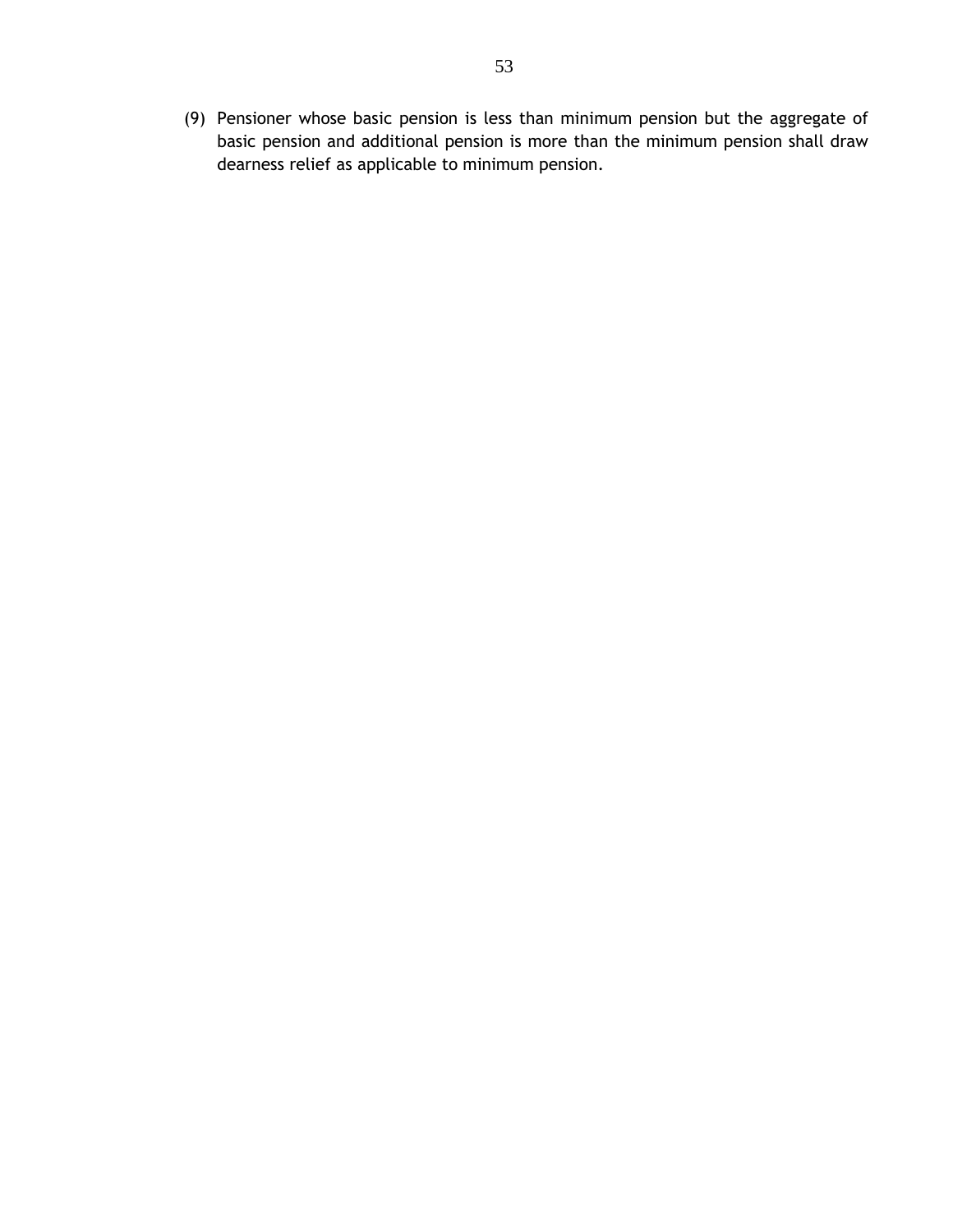(9) Pensioner whose basic pension is less than minimum pension but the aggregate of basic pension and additional pension is more than the minimum pension shall draw dearness relief as applicable to minimum pension.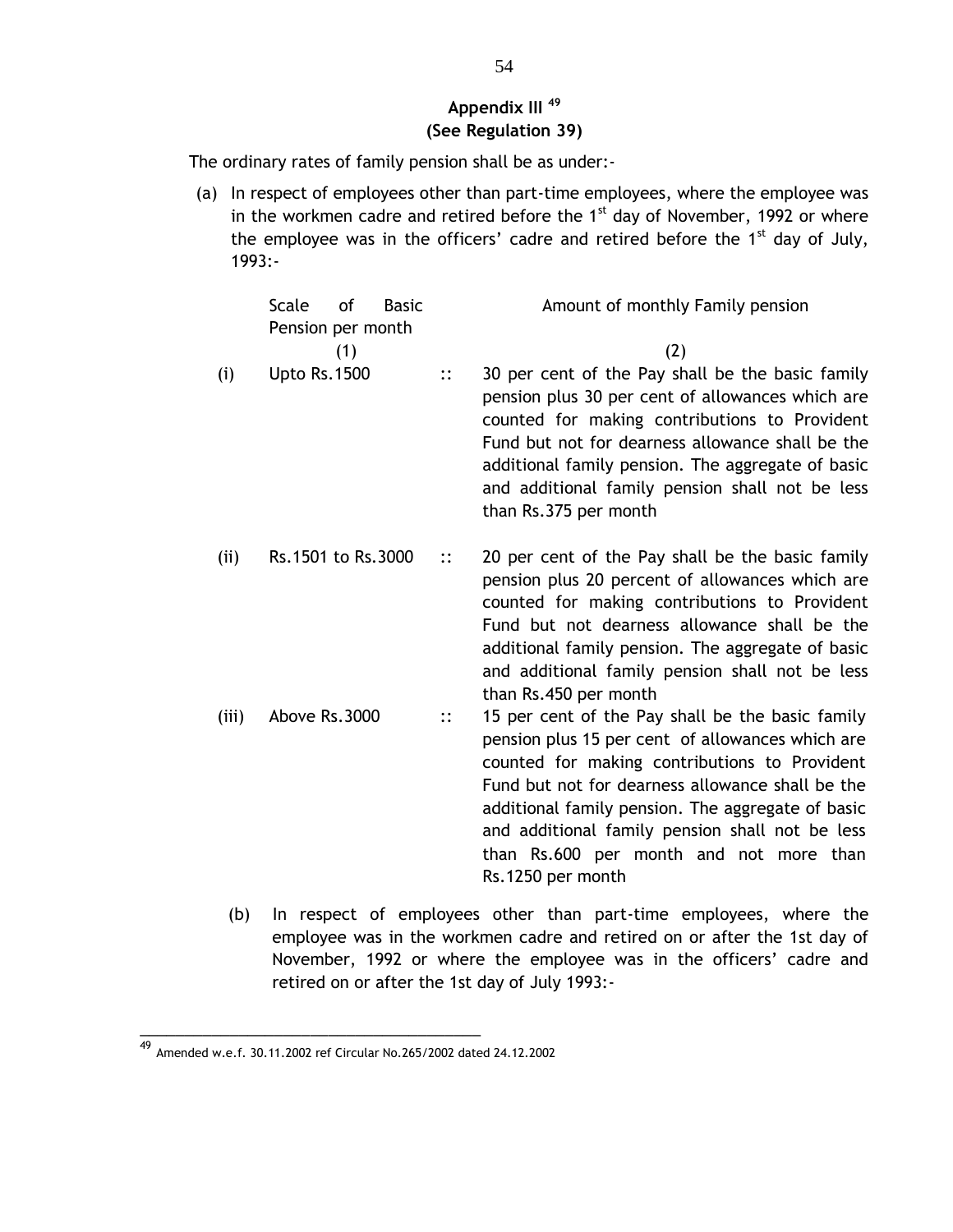## Appendix III [49]
## (See Regulation 39)

The ordinary rates of family pension shall be as under:-

(a) In respect of employees other than part-time employees, where the employee was in the workmen cadre and retired before the 1st day of November, 1992 or where the employee was in the officers' cadre and retired before the 1st day of July, 1993:-

| | Scale of Basic Pension per month | | Amount of monthly Family pension |
|---|---|---|---|
| | (1) | | (2) |
| (i) | Upto Rs.1500 | :: | 30 per cent of the Pay shall be the basic family pension plus 30 per cent of allowances which are counted for making contributions to Provident Fund but not for dearness allowance shall be the additional family pension. The aggregate of basic and additional family pension shall not be less than Rs.375 per month |
| (ii) | Rs.1501 to Rs.3000 | :: | 20 per cent of the Pay shall be the basic family pension plus 20 percent of allowances which are counted for making contributions to Provident Fund but not dearness allowance shall be the additional family pension. The aggregate of basic and additional family pension shall not be less than Rs.450 per month |
| (iii) | Above Rs.3000 | :: | 15 per cent of the Pay shall be the basic family pension plus 15 per cent of allowances which are counted for making contributions to Provident Fund but not for dearness allowance shall be the additional family pension. The aggregate of basic and additional family pension shall not be less than Rs.600 per month and not more than Rs.1250 per month |

(b) In respect of employees other than part-time employees, where the employee was in the workmen cadre and retired on or after the 1st day of November, 1992 or where the employee was in the officers' cadre and retired on or after the 1st day of July 1993:-

---

[49] Amended w.e.f. 30.11.2002 ref Circular No.265/2002 dated 24.12.2002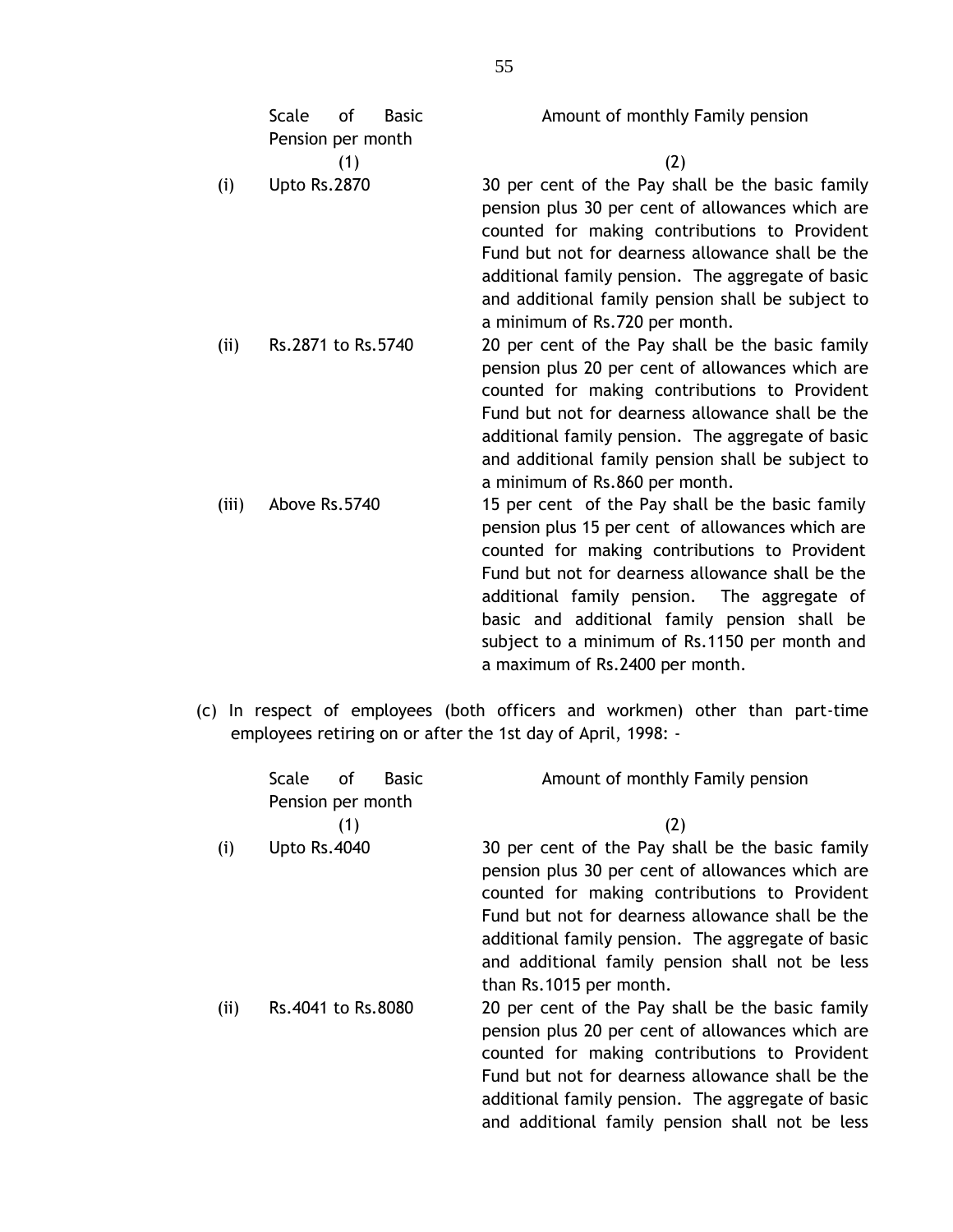| | Scale of Basic Pension per month | Amount of monthly Family pension |
|---|---|---|
| | (1) | (2) |
| (i) | Upto Rs.2870 | 30 per cent of the Pay shall be the basic family pension plus 30 per cent of allowances which are counted for making contributions to Provident Fund but not for dearness allowance shall be the additional family pension. The aggregate of basic and additional family pension shall be subject to a minimum of Rs.720 per month. |
| (ii) | Rs.2871 to Rs.5740 | 20 per cent of the Pay shall be the basic family pension plus 20 per cent of allowances which are counted for making contributions to Provident Fund but not for dearness allowance shall be the additional family pension. The aggregate of basic and additional family pension shall be subject to a minimum of Rs.860 per month. |
| (iii) | Above Rs.5740 | 15 per cent of the Pay shall be the basic family pension plus 15 per cent of allowances which are counted for making contributions to Provident Fund but not for dearness allowance shall be the additional family pension. The aggregate of basic and additional family pension shall be subject to a minimum of Rs.1150 per month and a maximum of Rs.2400 per month. |

(c) In respect of employees (both officers and workmen) other than part-time employees retiring on or after the 1st day of April, 1998: -

| | Scale of Basic Pension per month | Amount of monthly Family pension |
|---|---|---|
| | (1) | (2) |
| (i) | Upto Rs.4040 | 30 per cent of the Pay shall be the basic family pension plus 30 per cent of allowances which are counted for making contributions to Provident Fund but not for dearness allowance shall be the additional family pension. The aggregate of basic and additional family pension shall not be less than Rs.1015 per month. |
| (ii) | Rs.4041 to Rs.8080 | 20 per cent of the Pay shall be the basic family pension plus 20 per cent of allowances which are counted for making contributions to Provident Fund but not for dearness allowance shall be the additional family pension. The aggregate of basic and additional family pension shall not be less |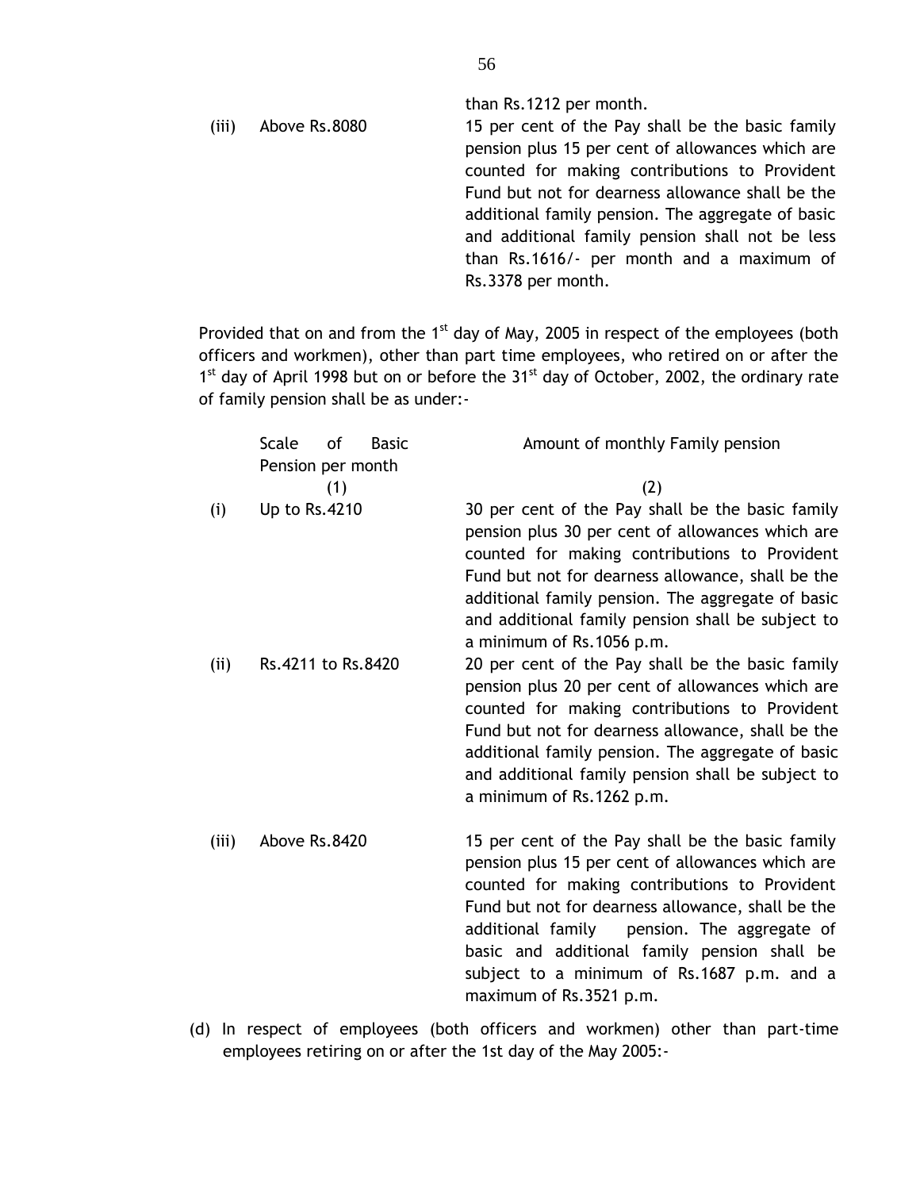| | | than Rs.1212 per month. |
|---|---|---|
| (iii) | Above Rs.8080 | 15 per cent of the Pay shall be the basic family pension plus 15 per cent of allowances which are counted for making contributions to Provident Fund but not for dearness allowance shall be the additional family pension. The aggregate of basic and additional family pension shall not be less than Rs.1616/- per month and a maximum of Rs.3378 per month. |

Provided that on and from the 1st day of May, 2005 in respect of the employees (both officers and workmen), other than part time employees, who retired on or after the 1st day of April 1998 but on or before the 31st day of October, 2002, the ordinary rate of family pension shall be as under:-

| | Scale of Basic Pension per month | Amount of monthly Family pension |
|---|---|---|
| | (1) | (2) |
| (i) | Up to Rs.4210 | 30 per cent of the Pay shall be the basic family pension plus 30 per cent of allowances which are counted for making contributions to Provident Fund but not for dearness allowance, shall be the additional family pension. The aggregate of basic and additional family pension shall be subject to a minimum of Rs.1056 p.m. |
| (ii) | Rs.4211 to Rs.8420 | 20 per cent of the Pay shall be the basic family pension plus 20 per cent of allowances which are counted for making contributions to Provident Fund but not for dearness allowance, shall be the additional family pension. The aggregate of basic and additional family pension shall be subject to a minimum of Rs.1262 p.m. |
| (iii) | Above Rs.8420 | 15 per cent of the Pay shall be the basic family pension plus 15 per cent of allowances which are counted for making contributions to Provident Fund but not for dearness allowance, shall be the additional family pension. The aggregate of basic and additional family pension shall be subject to a minimum of Rs.1687 p.m. and a maximum of Rs.3521 p.m. |

(d) In respect of employees (both officers and workmen) other than part-time employees retiring on or after the 1st day of the May 2005:-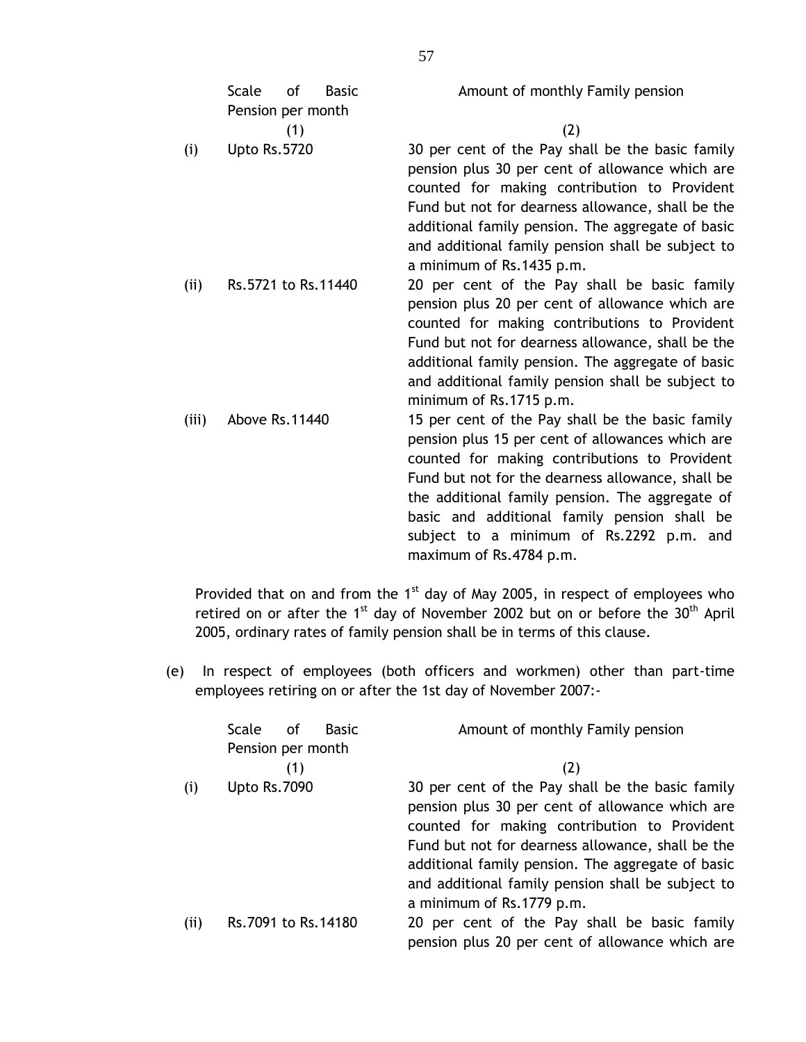| | Scale of Basic Pension per month | Amount of monthly Family pension |
|---|---|---|
| | (1) | (2) |
| (i) | Upto Rs.5720 | 30 per cent of the Pay shall be the basic family pension plus 30 per cent of allowance which are counted for making contribution to Provident Fund but not for dearness allowance, shall be the additional family pension. The aggregate of basic and additional family pension shall be subject to a minimum of Rs.1435 p.m. |
| (ii) | Rs.5721 to Rs.11440 | 20 per cent of the Pay shall be basic family pension plus 20 per cent of allowance which are counted for making contributions to Provident Fund but not for dearness allowance, shall be the additional family pension. The aggregate of basic and additional family pension shall be subject to minimum of Rs.1715 p.m. |
| (iii) | Above Rs.11440 | 15 per cent of the Pay shall be the basic family pension plus 15 per cent of allowances which are counted for making contributions to Provident Fund but not for the dearness allowance, shall be the additional family pension. The aggregate of basic and additional family pension shall be subject to a minimum of Rs.2292 p.m. and maximum of Rs.4784 p.m. |

Provided that on and from the 1st day of May 2005, in respect of employees who retired on or after the 1st day of November 2002 but on or before the 30th April 2005, ordinary rates of family pension shall be in terms of this clause.

(e) In respect of employees (both officers and workmen) other than part-time employees retiring on or after the 1st day of November 2007:-

| | Scale of Basic Pension per month | Amount of monthly Family pension |
|---|---|---|
| | (1) | (2) |
| (i) | Upto Rs.7090 | 30 per cent of the Pay shall be the basic family pension plus 30 per cent of allowance which are counted for making contribution to Provident Fund but not for dearness allowance, shall be the additional family pension. The aggregate of basic and additional family pension shall be subject to a minimum of Rs.1779 p.m. |
| (ii) | Rs.7091 to Rs.14180 | 20 per cent of the Pay shall be basic family pension plus 20 per cent of allowance which are |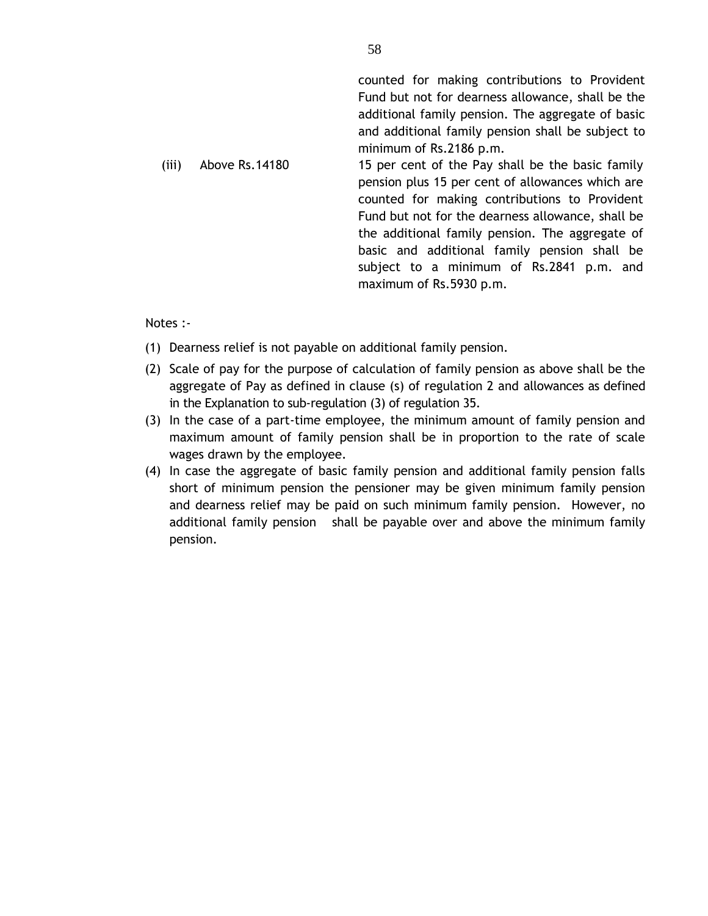| | | |
|---|---|---|
| | | counted for making contributions to Provident Fund but not for dearness allowance, shall be the additional family pension. The aggregate of basic and additional family pension shall be subject to minimum of Rs.2186 p.m. |
| (iii) | Above Rs.14180 | 15 per cent of the Pay shall be the basic family pension plus 15 per cent of allowances which are counted for making contributions to Provident Fund but not for the dearness allowance, shall be the additional family pension. The aggregate of basic and additional family pension shall be subject to a minimum of Rs.2841 p.m. and maximum of Rs.5930 p.m. |

Notes :-

(1) Dearness relief is not payable on additional family pension.

(2) Scale of pay for the purpose of calculation of family pension as above shall be the aggregate of Pay as defined in clause (s) of regulation 2 and allowances as defined in the Explanation to sub-regulation (3) of regulation 35.

(3) In the case of a part-time employee, the minimum amount of family pension and maximum amount of family pension shall be in proportion to the rate of scale wages drawn by the employee.

(4) In case the aggregate of basic family pension and additional family pension falls short of minimum pension the pensioner may be given minimum family pension and dearness relief may be paid on such minimum family pension. However, no additional family pension shall be payable over and above the minimum family pension.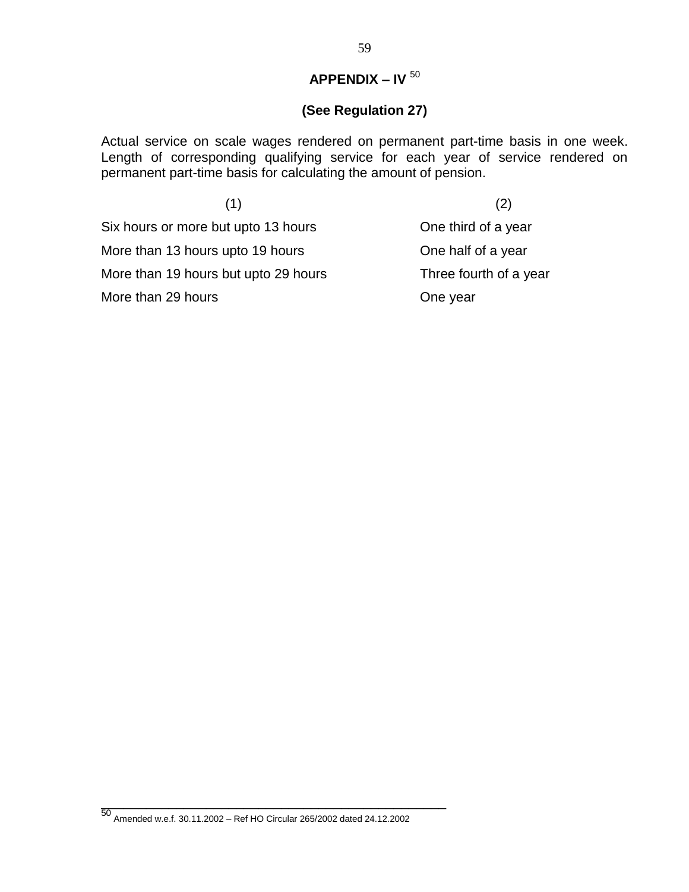## APPENDIX – IV [50]

### (See Regulation 27)

Actual service on scale wages rendered on permanent part-time basis in one week. Length of corresponding qualifying service for each year of service rendered on permanent part-time basis for calculating the amount of pension.

| (1) | (2) |
|---|---|
| Six hours or more but upto 13 hours | One third of a year |
| More than 13 hours upto 19 hours | One half of a year |
| More than 19 hours but upto 29 hours | Three fourth of a year |
| More than 29 hours | One year |

---

[50] Amended w.e.f. 30.11.2002 – Ref HO Circular 265/2002 dated 24.12.2002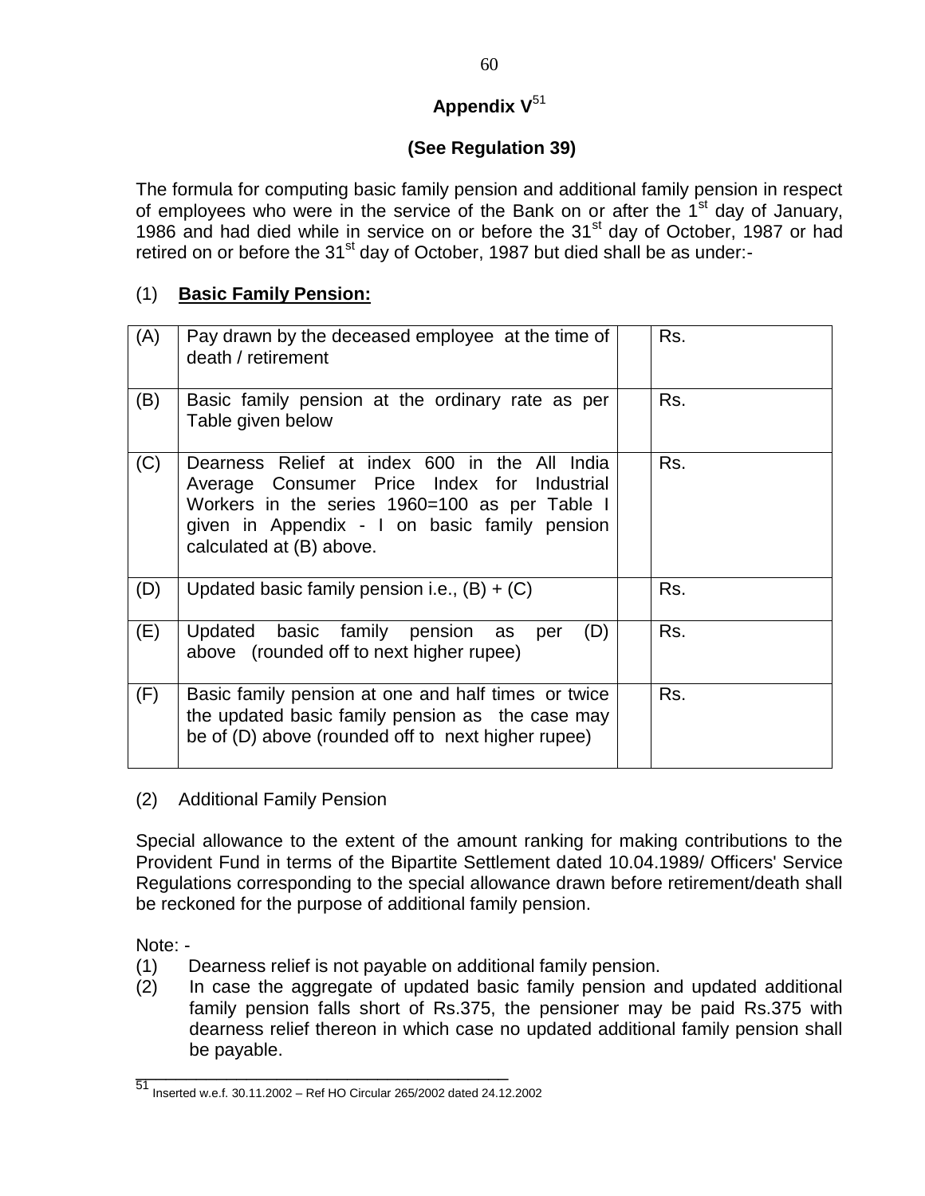# Appendix V[51]

## (See Regulation 39)

The formula for computing basic family pension and additional family pension in respect of employees who were in the service of the Bank on or after the 1st day of January, 1986 and had died while in service on or before the 31st day of October, 1987 or had retired on or before the 31st day of October, 1987 but died shall be as under:-

(1) **Basic Family Pension:**

| | | | |
|---|---|---|---|
| (A) | Pay drawn by the deceased employee at the time of death / retirement | | Rs. |
| (B) | Basic family pension at the ordinary rate as per Table given below | | Rs. |
| (C) | Dearness Relief at index 600 in the All India Average Consumer Price Index for Industrial Workers in the series 1960=100 as per Table I given in Appendix - I on basic family pension calculated at (B) above. | | Rs. |
| (D) | Updated basic family pension i.e., (B) + (C) | | Rs. |
| (E) | Updated basic family pension as per (D) above (rounded off to next higher rupee) | | Rs. |
| (F) | Basic family pension at one and half times or twice the updated basic family pension as the case may be of (D) above (rounded off to next higher rupee) | | Rs. |

(2) Additional Family Pension

Special allowance to the extent of the amount ranking for making contributions to the Provident Fund in terms of the Bipartite Settlement dated 10.04.1989/ Officers' Service Regulations corresponding to the special allowance drawn before retirement/death shall be reckoned for the purpose of additional family pension.

Note: -

(1) Dearness relief is not payable on additional family pension.

(2) In case the aggregate of updated basic family pension and updated additional family pension falls short of Rs.375, the pensioner may be paid Rs.375 with dearness relief thereon in which case no updated additional family pension shall be payable.

---

[51] Inserted w.e.f. 30.11.2002 – Ref HO Circular 265/2002 dated 24.12.2002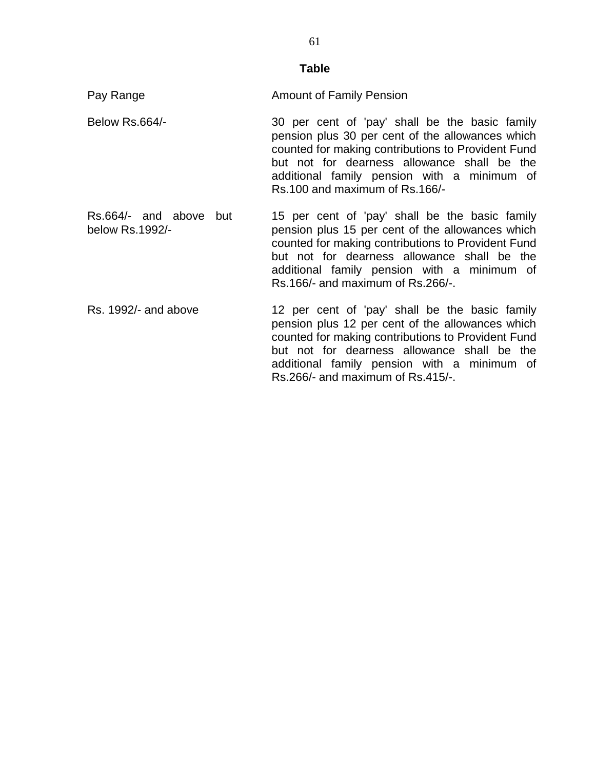**Table**

| Pay Range | Amount of Family Pension |
|---|---|
| Below Rs.664/- | 30 per cent of 'pay' shall be the basic family pension plus 30 per cent of the allowances which counted for making contributions to Provident Fund but not for dearness allowance shall be the additional family pension with a minimum of Rs.100 and maximum of Rs.166/- |
| Rs.664/- and above but below Rs.1992/- | 15 per cent of 'pay' shall be the basic family pension plus 15 per cent of the allowances which counted for making contributions to Provident Fund but not for dearness allowance shall be the additional family pension with a minimum of Rs.166/- and maximum of Rs.266/-. |
| Rs. 1992/- and above | 12 per cent of 'pay' shall be the basic family pension plus 12 per cent of the allowances which counted for making contributions to Provident Fund but not for dearness allowance shall be the additional family pension with a minimum of Rs.266/- and maximum of Rs.415/-. |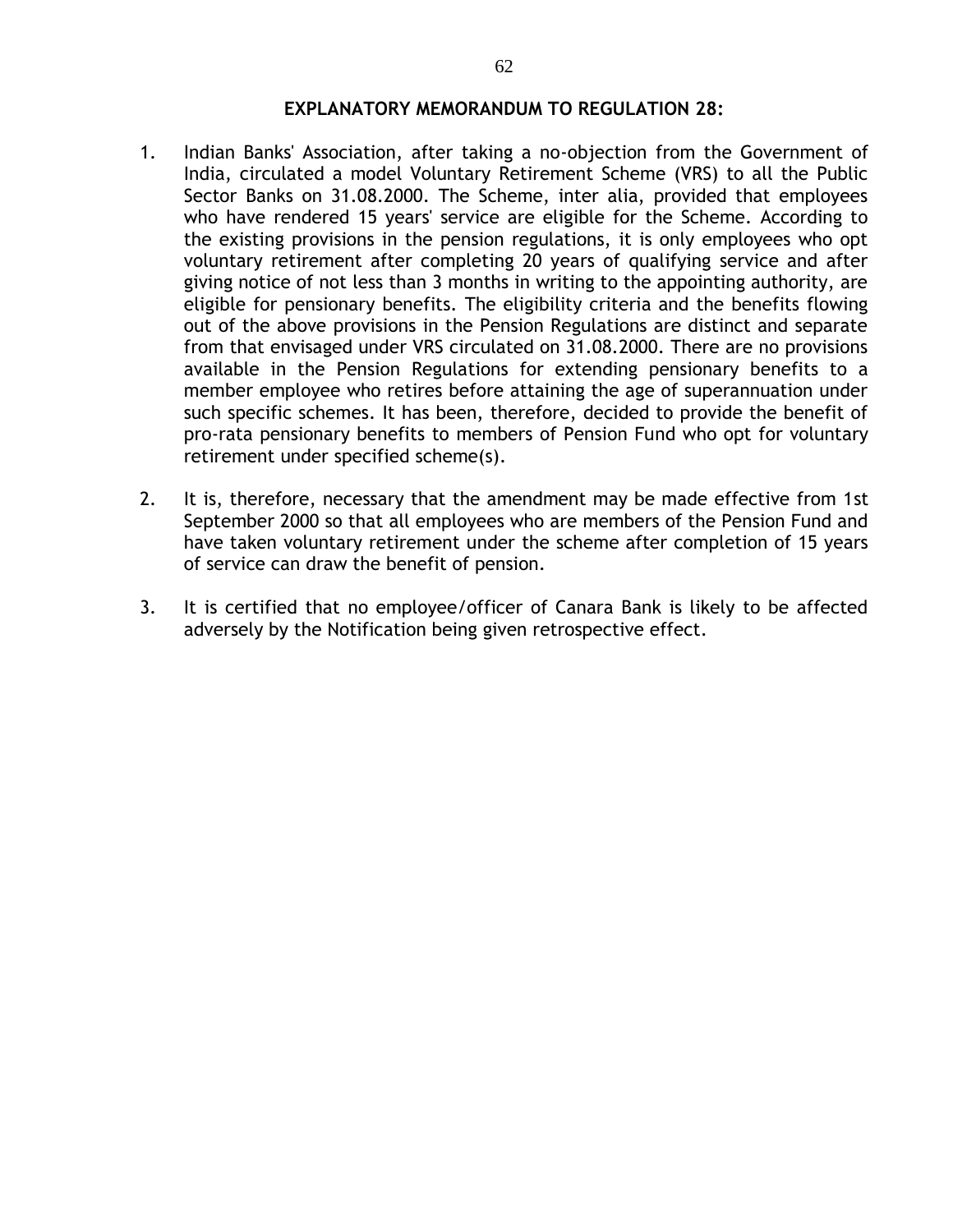## EXPLANATORY MEMORANDUM TO REGULATION 28:

1. Indian Banks' Association, after taking a no-objection from the Government of India, circulated a model Voluntary Retirement Scheme (VRS) to all the Public Sector Banks on 31.08.2000. The Scheme, inter alia, provided that employees who have rendered 15 years' service are eligible for the Scheme. According to the existing provisions in the pension regulations, it is only employees who opt voluntary retirement after completing 20 years of qualifying service and after giving notice of not less than 3 months in writing to the appointing authority, are eligible for pensionary benefits. The eligibility criteria and the benefits flowing out of the above provisions in the Pension Regulations are distinct and separate from that envisaged under VRS circulated on 31.08.2000. There are no provisions available in the Pension Regulations for extending pensionary benefits to a member employee who retires before attaining the age of superannuation under such specific schemes. It has been, therefore, decided to provide the benefit of pro-rata pensionary benefits to members of Pension Fund who opt for voluntary retirement under specified scheme(s).

2. It is, therefore, necessary that the amendment may be made effective from 1st September 2000 so that all employees who are members of the Pension Fund and have taken voluntary retirement under the scheme after completion of 15 years of service can draw the benefit of pension.

3. It is certified that no employee/officer of Canara Bank is likely to be affected adversely by the Notification being given retrospective effect.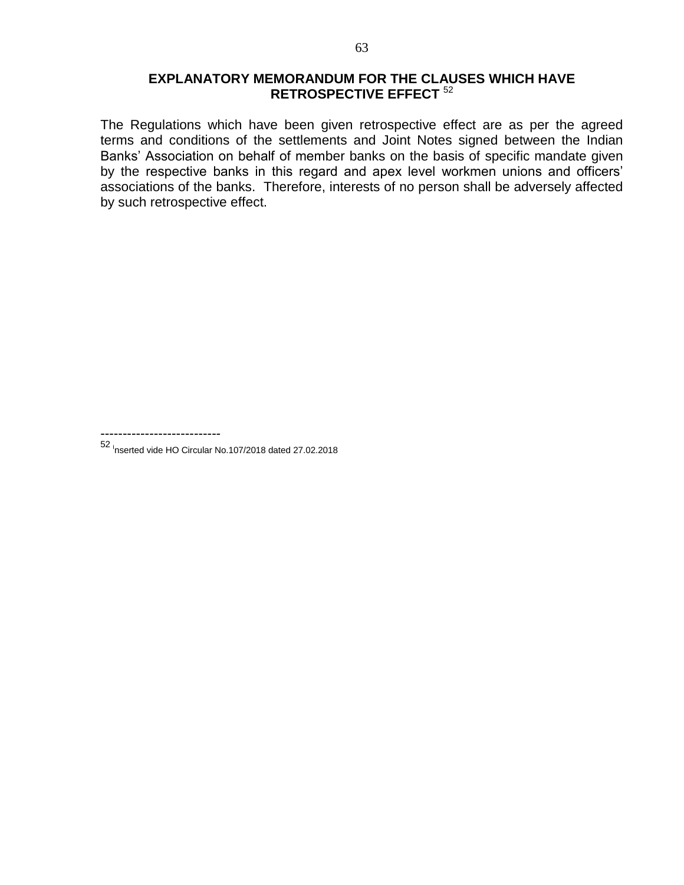## EXPLANATORY MEMORANDUM FOR THE CLAUSES WHICH HAVE RETROSPECTIVE EFFECT [52]

The Regulations which have been given retrospective effect are as per the agreed terms and conditions of the settlements and Joint Notes signed between the Indian Banks' Association on behalf of member banks on the basis of specific mandate given by the respective banks in this regard and apex level workmen unions and officers' associations of the banks. Therefore, interests of no person shall be adversely affected by such retrospective effect.

---------------------------

[52] Inserted vide HO Circular No.107/2018 dated 27.02.2018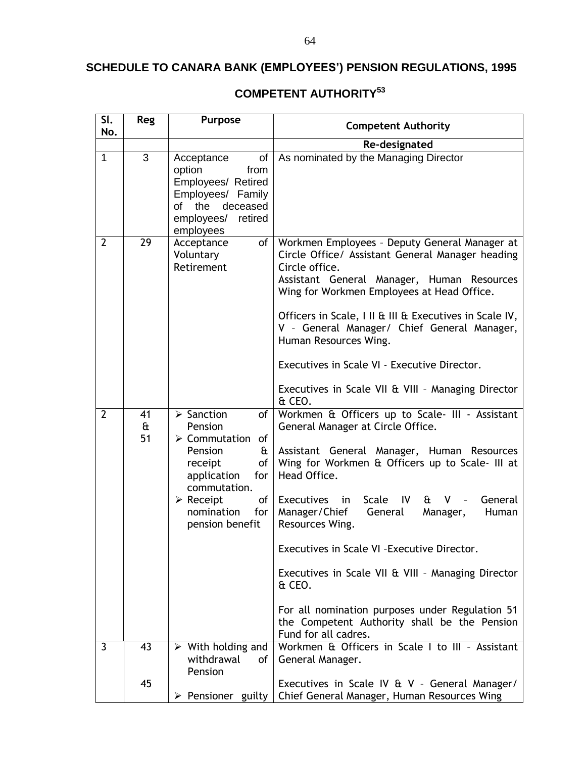## SCHEDULE TO CANARA BANK (EMPLOYEES') PENSION REGULATIONS, 1995

## COMPETENT AUTHORITY[53]

| Sl. No. | Reg | Purpose | Competent Authority |
|---|---|---|---|
| | | | **Re-designated** |
| 1 | 3 | Acceptance of option from Employees/ Retired Employees/ Family of the deceased employees/ retired employees | As nominated by the Managing Director |
| 2 | 29 | Acceptance of Voluntary Retirement | Workmen Employees – Deputy General Manager at Circle Office/ Assistant General Manager heading Circle office.<br>Assistant General Manager, Human Resources Wing for Workmen Employees at Head Office.<br><br>Officers in Scale, I II & III & Executives in Scale IV, V – General Manager/ Chief General Manager, Human Resources Wing.<br><br>Executives in Scale VI - Executive Director.<br><br>Executives in Scale VII & VIII – Managing Director & CEO. |
| 2 | 41 & 51 | ➢ Sanction of Pension<br>➢ Commutation of Pension & receipt of application for commutation.<br>➢ Receipt of nomination for pension benefit | Workmen & Officers up to Scale- III - Assistant General Manager at Circle Office.<br><br>Assistant General Manager, Human Resources Wing for Workmen & Officers up to Scale- III at Head Office.<br><br>Executives in Scale IV & V – General Manager/Chief General Manager, Human Resources Wing.<br><br>Executives in Scale VI –Executive Director.<br><br>Executives in Scale VII & VIII – Managing Director & CEO.<br><br>For all nomination purposes under Regulation 51 the Competent Authority shall be the Pension Fund for all cadres. |
| 3 | 43<br><br>45 | ➢ With holding and withdrawal of Pension<br><br>➢ Pensioner guilty | Workmen & Officers in Scale I to III – Assistant General Manager.<br><br>Executives in Scale IV & V – General Manager/ Chief General Manager, Human Resources Wing |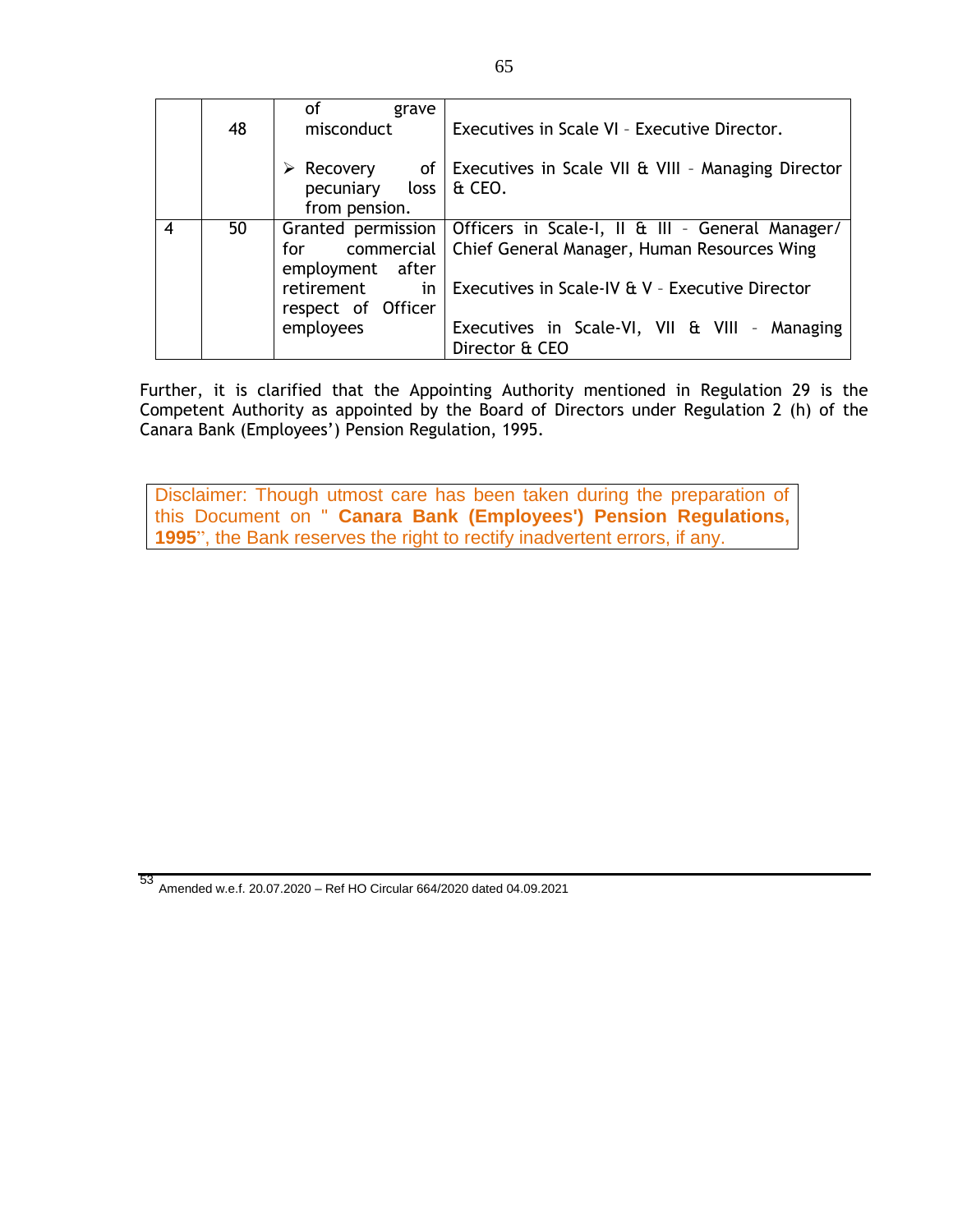| | | | |
|---|---|---|---|
| | 48 | of grave misconduct<br><br>➢ Recovery of pecuniary loss from pension. | Executives in Scale VI – Executive Director.<br><br>Executives in Scale VII & VIII – Managing Director & CEO. |
| 4 | 50 | Granted permission for commercial employment after retirement in respect of Officer employees | Officers in Scale-I, II & III – General Manager/ Chief General Manager, Human Resources Wing<br><br>Executives in Scale-IV & V – Executive Director<br><br>Executives in Scale-VI, VII & VIII – Managing Director & CEO |

Further, it is clarified that the Appointing Authority mentioned in Regulation 29 is the Competent Authority as appointed by the Board of Directors under Regulation 2 (h) of the Canara Bank (Employees') Pension Regulation, 1995.

Disclaimer: Though utmost care has been taken during the preparation of this Document on " **Canara Bank (Employees') Pension Regulations, 1995**", the Bank reserves the right to rectify inadvertent errors, if any.

[53] Amended w.e.f. 20.07.2020 – Ref HO Circular 664/2020 dated 04.09.2021